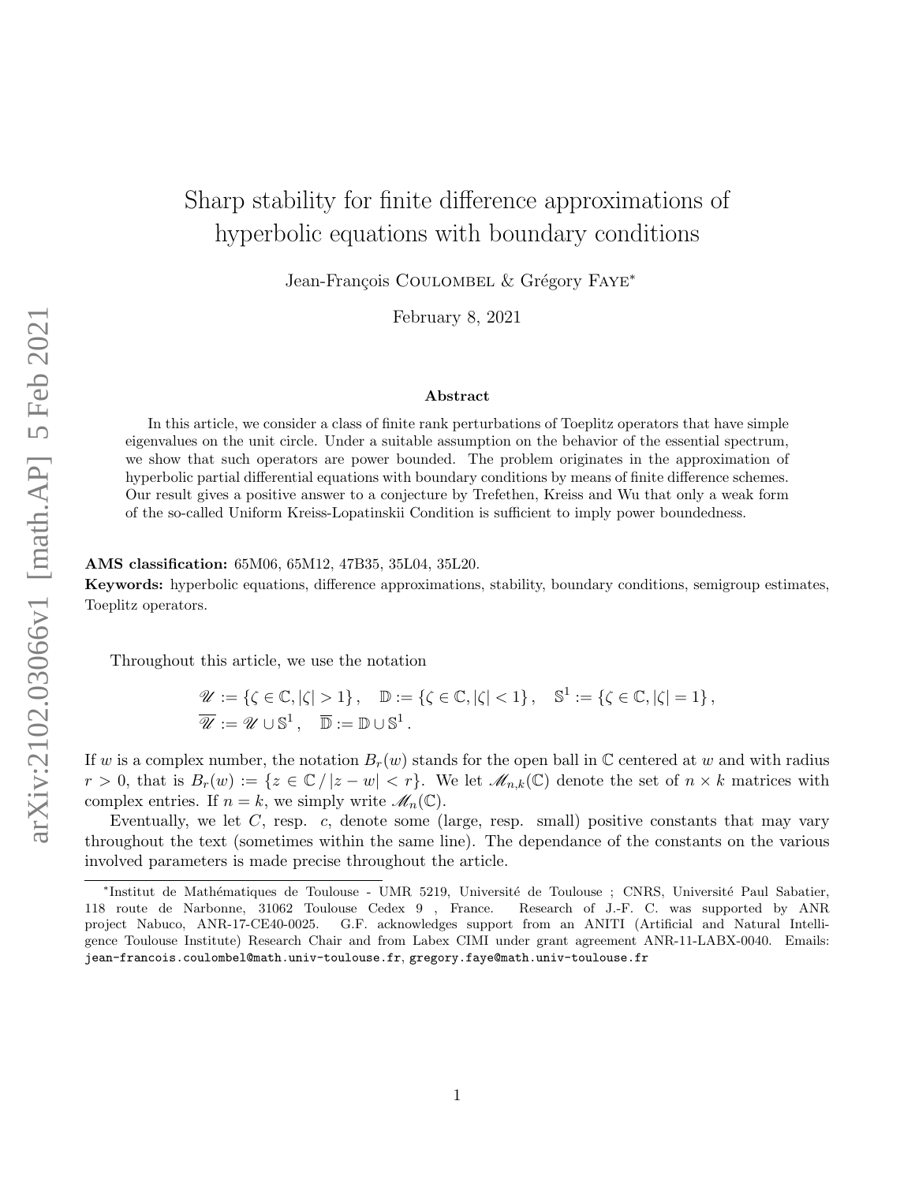# Sharp stability for finite difference approximations of hyperbolic equations with boundary conditions

Jean-François Coulombel & Grégory Faye*

February 8, 2021

## Abstract

In this article, we consider a class of finite rank perturbations of Toeplitz operators that have simple eigenvalues on the unit circle. Under a suitable assumption on the behavior of the essential spectrum, we show that such operators are power bounded. The problem originates in the approximation of hyperbolic partial differential equations with boundary conditions by means of finite difference schemes. Our result gives a positive answer to a conjecture by Trefethen, Kreiss and Wu that only a weak form of the so-called Uniform Kreiss-Lopatinskii Condition is sufficient to imply power boundedness.

**AMS classification:** 65M06, 65M12, 47B35, 35L04, 35L20.

**Keywords:** hyperbolic equations, difference approximations, stability, boundary conditions, semigroup estimates, Toeplitz operators.

Throughout this article, we use the notation

$$
\begin{aligned}
&\mathscr{U} := \{\zeta \in \mathbb{C}, |\zeta| > 1\}, \quad \mathbb{D} := \{\zeta \in \mathbb{C}, |\zeta| < 1\}, \quad \mathbb{S}^1 := \{\zeta \in \mathbb{C}, |\zeta| = 1\}, \\
&\overline{\mathscr{U}} := \mathscr{U} \cup \mathbb{S}^1, \quad \overline{\mathbb{D}} := \mathbb{D} \cup \mathbb{S}^1.
\end{aligned}
$$

If $w$ is a complex number, the notation $B_r(w)$ stands for the open ball in $\mathbb{C}$ centered at $w$ and with radius $r > 0$, that is $B_r(w) := \{z \in \mathbb{C} \,/\, |z - w| < r\}$. We let $\mathscr{M}_{n,k}(\mathbb{C})$ denote the set of $n \times k$ matrices with complex entries. If $n = k$, we simply write $\mathscr{M}_n(\mathbb{C})$.

Eventually, we let $C$, resp. $c$, denote some (large, resp. small) positive constants that may vary throughout the text (sometimes within the same line). The dependance of the constants on the various involved parameters is made precise throughout the article.

---

*Institut de Mathématiques de Toulouse - UMR 5219, Université de Toulouse ; CNRS, Université Paul Sabatier, 118 route de Narbonne, 31062 Toulouse Cedex 9 , France. Research of J.-F. C. was supported by ANR project Nabuco, ANR-17-CE40-0025. G.F. acknowledges support from an ANITI (Artificial and Natural Intelligence Toulouse Institute) Research Chair and from Labex CIMI under grant agreement ANR-11-LABX-0040. Emails: jean-francois.coulombel@math.univ-toulouse.fr, gregory.faye@math.univ-toulouse.fr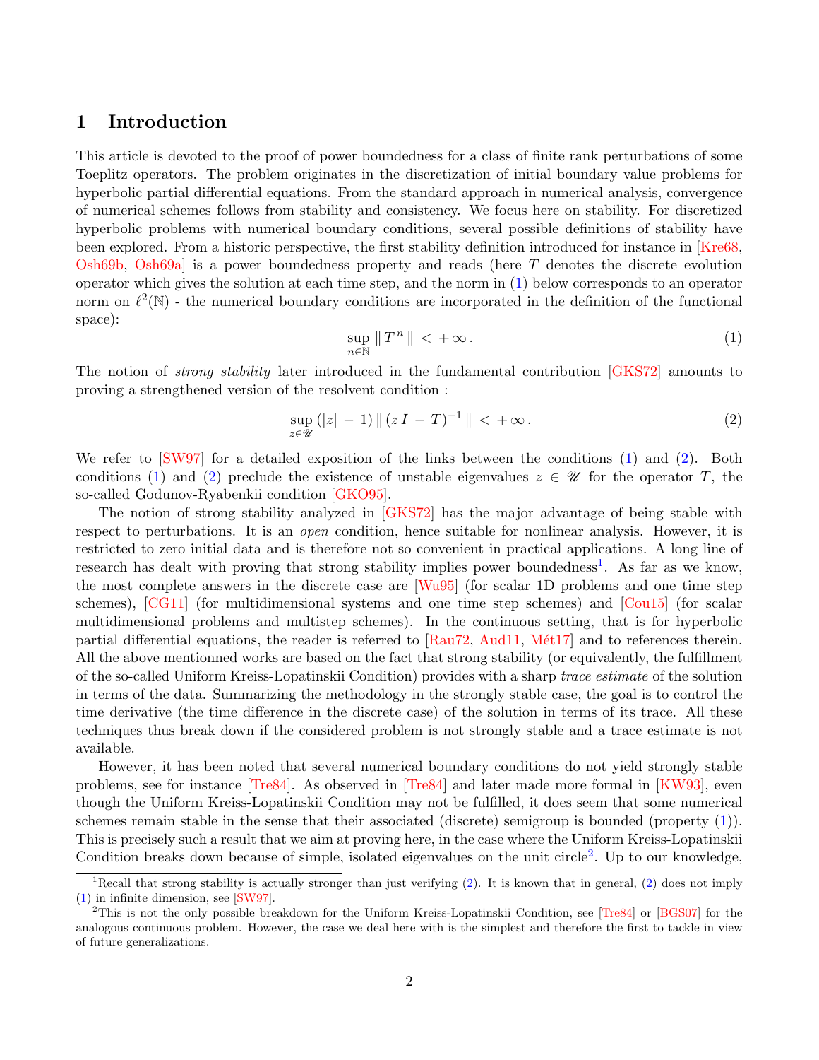# 1 Introduction

This article is devoted to the proof of power boundedness for a class of finite rank perturbations of some Toeplitz operators. The problem originates in the discretization of initial boundary value problems for hyperbolic partial differential equations. From the standard approach in numerical analysis, convergence of numerical schemes follows from stability and consistency. We focus here on stability. For discretized hyperbolic problems with numerical boundary conditions, several possible definitions of stability have been explored. From a historic perspective, the first stability definition introduced for instance in [Kre68, Osh69b, Osh69a] is a power boundedness property and reads (here $T$ denotes the discrete evolution operator which gives the solution at each time step, and the norm in (1) below corresponds to an operator norm on $\ell^2(\mathbb{N})$ - the numerical boundary conditions are incorporated in the definition of the functional space):

$$\sup_{n\in\mathbb{N}} \| T^n \| < +\infty. \tag{1}$$

The notion of *strong stability* later introduced in the fundamental contribution [GKS72] amounts to proving a strengthened version of the resolvent condition :

$$\sup_{z\in\mathscr{U}} (|z| - 1) \| (z I - T)^{-1} \| < +\infty. \tag{2}$$

We refer to [SW97] for a detailed exposition of the links between the conditions (1) and (2). Both conditions (1) and (2) preclude the existence of unstable eigenvalues $z \in \mathscr{U}$ for the operator $T$, the so-called Godunov-Ryabenkii condition [GKO95].

The notion of strong stability analyzed in [GKS72] has the major advantage of being stable with respect to perturbations. It is an *open* condition, hence suitable for nonlinear analysis. However, it is restricted to zero initial data and is therefore not so convenient in practical applications. A long line of research has dealt with proving that strong stability implies power boundedness[1]. As far as we know, the most complete answers in the discrete case are [Wu95] (for scalar 1D problems and one time step schemes), [CG11] (for multidimensional systems and one time step schemes) and [Cou15] (for scalar multidimensional problems and multistep schemes). In the continuous setting, that is for hyperbolic partial differential equations, the reader is referred to [Rau72, Aud11, Mét17] and to references therein. All the above mentionned works are based on the fact that strong stability (or equivalently, the fulfillment of the so-called Uniform Kreiss-Lopatinskii Condition) provides with a sharp *trace estimate* of the solution in terms of the data. Summarizing the methodology in the strongly stable case, the goal is to control the time derivative (the time difference in the discrete case) of the solution in terms of its trace. All these techniques thus break down if the considered problem is not strongly stable and a trace estimate is not available.

However, it has been noted that several numerical boundary conditions do not yield strongly stable problems, see for instance [Tre84]. As observed in [Tre84] and later made more formal in [KW93], even though the Uniform Kreiss-Lopatinskii Condition may not be fulfilled, it does seem that some numerical schemes remain stable in the sense that their associated (discrete) semigroup is bounded (property (1)). This is precisely such a result that we aim at proving here, in the case where the Uniform Kreiss-Lopatinskii Condition breaks down because of simple, isolated eigenvalues on the unit circle[2]. Up to our knowledge,

[1] Recall that strong stability is actually stronger than just verifying (2). It is known that in general, (2) does not imply (1) in infinite dimension, see [SW97].

[2] This is not the only possible breakdown for the Uniform Kreiss-Lopatinskii Condition, see [Tre84] or [BGS07] for the analogous continuous problem. However, the case we deal here with is the simplest and therefore the first to tackle in view of future generalizations.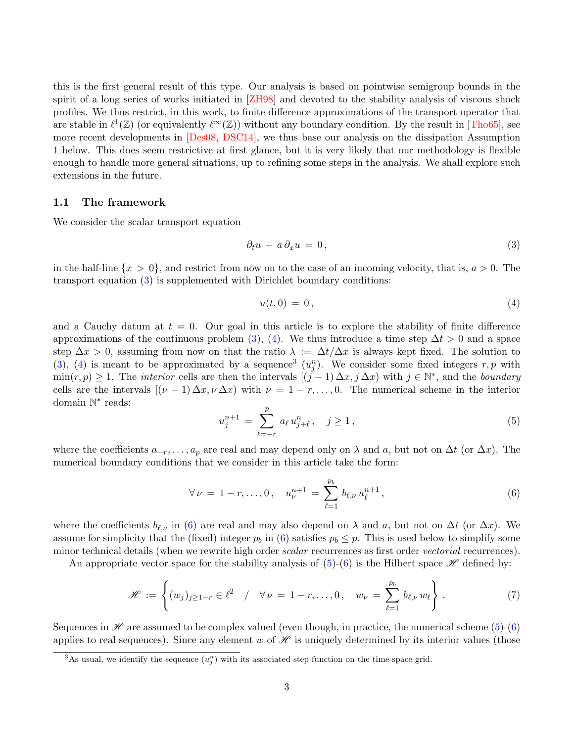this is the first general result of this type. Our analysis is based on pointwise semigroup bounds in the spirit of a long series of works initiated in [ZH98] and devoted to the stability analysis of viscous shock profiles. We thus restrict, in this work, to finite difference approximations of the transport operator that are stable in $\ell^1(\mathbb{Z})$ (or equivalently $\ell^\infty(\mathbb{Z})$) without any boundary condition. By the result in [Tho65], see more recent developments in [Des08, DSC14], we thus base our analysis on the dissipation Assumption 1 below. This does seem restrictive at first glance, but it is very likely that our methodology is flexible enough to handle more general situations, up to refining some steps in the analysis. We shall explore such extensions in the future.

## 1.1 The framework

We consider the scalar transport equation

$$\partial_t u \, + \, a \, \partial_x u \, = \, 0 \, , \tag{3}$$

in the half-line $\{x > 0\}$, and restrict from now on to the case of an incoming velocity, that is, $a > 0$. The transport equation (3) is supplemented with Dirichlet boundary conditions:

$$u(t,0) \, = \, 0 \, , \tag{4}$$

and a Cauchy datum at $t = 0$. Our goal in this article is to explore the stability of finite difference approximations of the continuous problem (3), (4). We thus introduce a time step $\Delta t > 0$ and a space step $\Delta x > 0$, assuming from now on that the ratio $\lambda := \Delta t / \Delta x$ is always kept fixed. The solution to (3), (4) is meant to be approximated by a sequence[3] $(u_j^n)$. We consider some fixed integers $r, p$ with $\min(r,p) \geq 1$. The *interior* cells are then the intervals $[(j-1)\,\Delta x, j\,\Delta x)$ with $j \in \mathbb{N}^*$, and the *boundary* cells are the intervals $[(\nu-1)\,\Delta x, \nu\,\Delta x)$ with $\nu = 1-r, \dots, 0$. The numerical scheme in the interior domain $\mathbb{N}^*$ reads:

$$u_j^{n+1} \, = \, \sum_{\ell=-r}^{p} a_\ell \, u_{j+\ell}^n \, , \quad j \geq 1 \, , \tag{5}$$

where the coefficients $a_{-r}, \dots, a_p$ are real and may depend only on $\lambda$ and $a$, but not on $\Delta t$ (or $\Delta x$). The numerical boundary conditions that we consider in this article take the form:

$$\forall \, \nu \, = \, 1-r, \dots, 0 \, , \quad u_\nu^{n+1} \, = \, \sum_{\ell=1}^{p_b} b_{\ell,\nu} \, u_\ell^{n+1} \, , \tag{6}$$

where the coefficients $b_{\ell,\nu}$ in (6) are real and may also depend on $\lambda$ and $a$, but not on $\Delta t$ (or $\Delta x$). We assume for simplicity that the (fixed) integer $p_b$ in (6) satisfies $p_b \leq p$. This is used below to simplify some minor technical details (when we rewrite high order *scalar* recurrences as first order *vectorial* recurrences).

An appropriate vector space for the stability analysis of (5)-(6) is the Hilbert space $\mathscr{H}$ defined by:

$$\mathscr{H} \, := \, \left\{ (w_j)_{j \geq 1-r} \in \ell^2 \quad / \quad \forall \, \nu \, = \, 1-r, \dots, 0 \, , \quad w_\nu \, = \, \sum_{\ell=1}^{p_b} b_{\ell,\nu} \, w_\ell \right\} . \tag{7}$$

Sequences in $\mathscr{H}$ are assumed to be complex valued (even though, in practice, the numerical scheme (5)-(6) applies to real sequences). Since any element $w$ of $\mathscr{H}$ is uniquely determined by its interior values (those

[3] As usual, we identify the sequence $(u_j^n)$ with its associated step function on the time-space grid.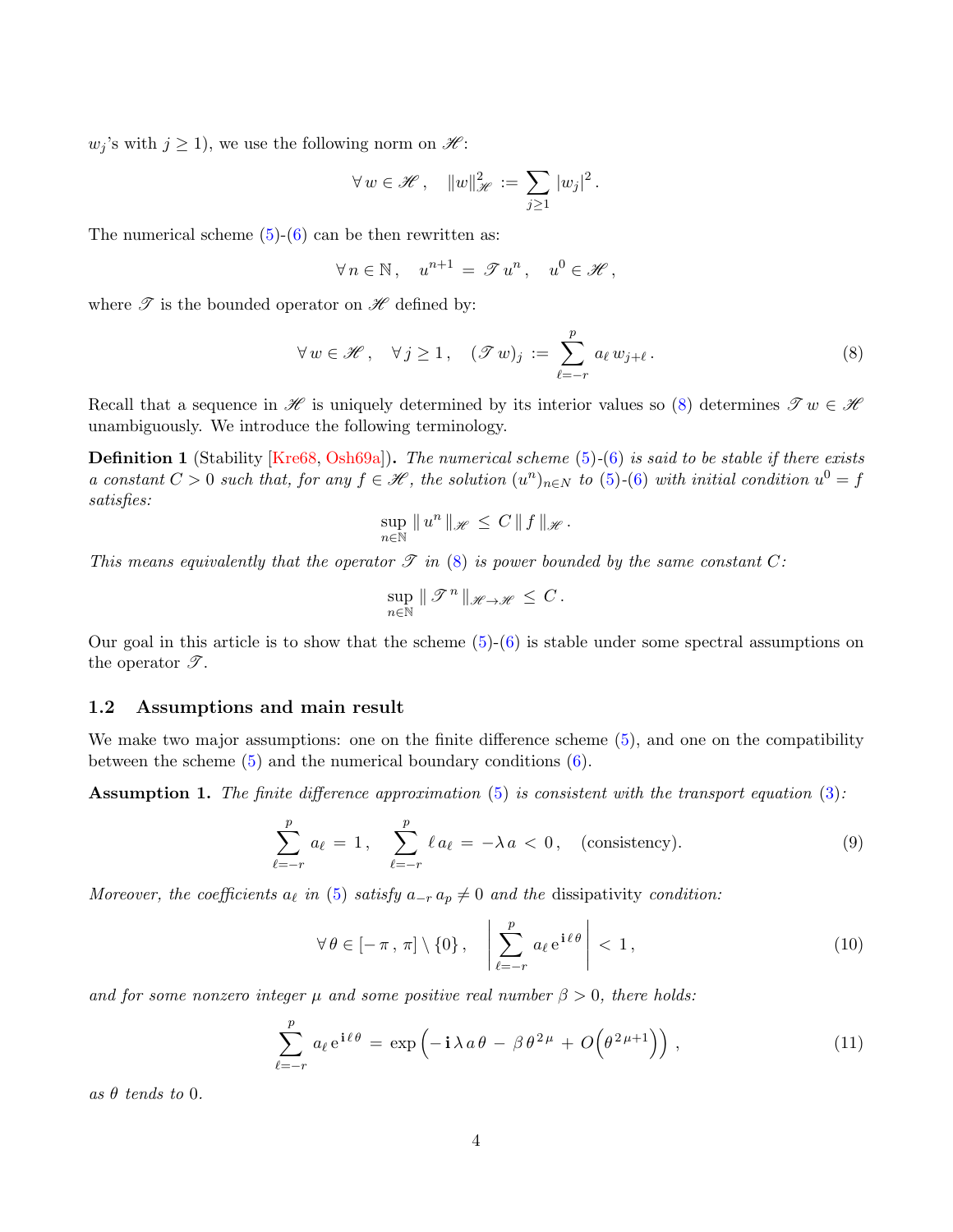$w_j$'s with $j \geq 1$), we use the following norm on $\mathscr{H}$:

$$\forall\, w \in \mathscr{H}\,, \quad \|w\|_{\mathscr{H}}^2 \,:=\, \sum_{j \geq 1} |w_j|^2\,.$$

The numerical scheme (5)-(6) can be then rewritten as:

$$\forall\, n \in \mathbb{N}\,, \quad u^{n+1} \,=\, \mathscr{T}\, u^n\,, \quad u^0 \in \mathscr{H}\,,$$

where $\mathscr{T}$ is the bounded operator on $\mathscr{H}$ defined by:

$$\forall\, w \in \mathscr{H}\,, \quad \forall\, j \geq 1\,, \quad (\mathscr{T}\, w)_j \,:=\, \sum_{\ell=-r}^{p} a_\ell\, w_{j+\ell}\,. \tag{8}$$

Recall that a sequence in $\mathscr{H}$ is uniquely determined by its interior values so (8) determines $\mathscr{T}\, w \in \mathscr{H}$ unambiguously. We introduce the following terminology.

**Definition 1** (Stability [Kre68, Osh69a]). *The numerical scheme (5)-(6) is said to be stable if there exists a constant $C > 0$ such that, for any $f \in \mathscr{H}$, the solution $(u^n)_{n \in N}$ to (5)-(6) with initial condition $u^0 = f$ satisfies:*

$$\sup_{n \in \mathbb{N}}\, \|\, u^n \,\|_{\mathscr{H}} \,\leq\, C\, \|\, f \,\|_{\mathscr{H}}\,.$$

*This means equivalently that the operator $\mathscr{T}$ in (8) is power bounded by the same constant $C$:*

$$\sup_{n \in \mathbb{N}}\, \|\, \mathscr{T}^{\,n} \,\|_{\mathscr{H} \to \mathscr{H}} \,\leq\, C\,.$$

Our goal in this article is to show that the scheme (5)-(6) is stable under some spectral assumptions on the operator $\mathscr{T}$.

### 1.2 Assumptions and main result

We make two major assumptions: one on the finite difference scheme (5), and one on the compatibility between the scheme (5) and the numerical boundary conditions (6).

**Assumption 1.** *The finite difference approximation (5) is consistent with the transport equation (3):*

$$\sum_{\ell=-r}^{p} a_\ell \,=\, 1\,, \quad \sum_{\ell=-r}^{p} \ell\, a_\ell \,=\, -\lambda\, a \,<\, 0\,, \quad \text{(consistency)}. \tag{9}$$

*Moreover, the coefficients $a_\ell$ in (5) satisfy $a_{-r}\, a_p \neq 0$ and the* dissipativity *condition:*

$$\forall\, \theta \in [-\,\pi\,,\,\pi] \setminus \{0\}\,, \quad \left| \sum_{\ell=-r}^{p} a_\ell\, \mathrm{e}^{\mathbf{i}\,\ell\,\theta} \right| \,<\, 1\,, \tag{10}$$

*and for some nonzero integer $\mu$ and some positive real number $\beta > 0$, there holds:*

$$\sum_{\ell=-r}^{p} a_\ell\, \mathrm{e}^{\mathbf{i}\,\ell\,\theta} \,=\, \exp\Big(-\,\mathbf{i}\,\lambda\, a\,\theta \,-\, \beta\,\theta^{2\,\mu} \,+\, O\Big(\theta^{2\,\mu+1}\Big)\Big)\,, \tag{11}$$

*as $\theta$ tends to 0.*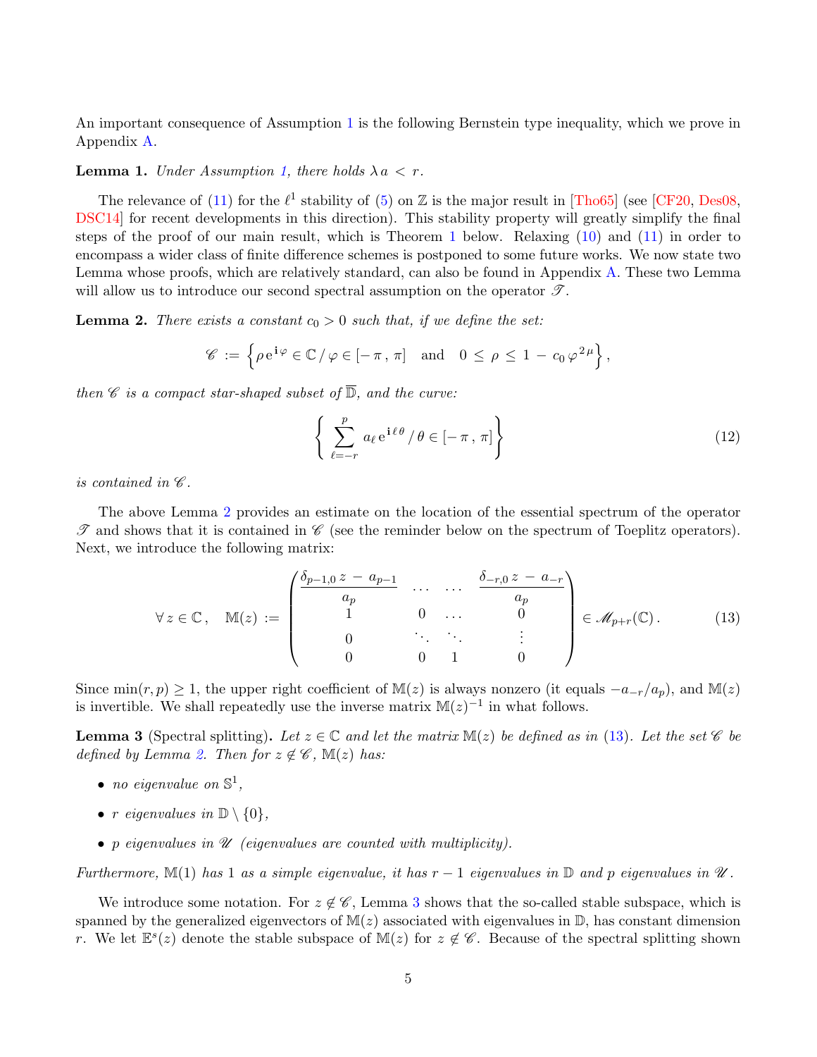An important consequence of Assumption 1 is the following Bernstein type inequality, which we prove in Appendix A.

**Lemma 1.** *Under Assumption 1, there holds $\lambda\, a \, < \, r$.*

The relevance of (11) for the $\ell^1$ stability of (5) on $\mathbb{Z}$ is the major result in [Tho65] (see [CF20, Des08, DSC14] for recent developments in this direction). This stability property will greatly simplify the final steps of the proof of our main result, which is Theorem 1 below. Relaxing (10) and (11) in order to encompass a wider class of finite difference schemes is postponed to some future works. We now state two Lemma whose proofs, which are relatively standard, can also be found in Appendix A. These two Lemma will allow us to introduce our second spectral assumption on the operator $\mathscr{T}$.

**Lemma 2.** *There exists a constant $c_0 > 0$ such that, if we define the set:*

$$\mathscr{C} \, := \, \Big\{ \rho \, \mathrm{e}^{\, \mathbf{i} \, \varphi} \in \mathbb{C} \, / \, \varphi \in [-\pi \, , \, \pi] \quad \text{and} \quad 0 \, \le \, \rho \, \le \, 1 \, - \, c_0 \, \varphi^{\, 2 \, \mu} \Big\} \, ,$$

*then $\mathscr{C}$ is a compact star-shaped subset of $\overline{\mathbb{D}}$, and the curve:*

$$\left\{ \sum_{\ell=-r}^{p} a_\ell \, \mathrm{e}^{\, \mathbf{i} \, \ell \, \theta} \, / \, \theta \in [-\pi \, , \, \pi] \right\} \tag{12}$$

*is contained in $\mathscr{C}$.*

The above Lemma 2 provides an estimate on the location of the essential spectrum of the operator $\mathscr{T}$ and shows that it is contained in $\mathscr{C}$ (see the reminder below on the spectrum of Toeplitz operators). Next, we introduce the following matrix:

$$\forall \, z \in \mathbb{C} \, , \quad \mathbb{M}(z) \, := \, \begin{pmatrix} \dfrac{\delta_{p-1,0} \, z \, - \, a_{p-1}}{a_p} & \dots & \dots & \dfrac{\delta_{-r,0} \, z \, - \, a_{-r}}{a_p} \\ 1 & 0 & \dots & 0 \\ 0 & \ddots & \ddots & \vdots \\ 0 & 0 & 1 & 0 \end{pmatrix} \in \mathscr{M}_{p+r}(\mathbb{C}) \, . \tag{13}$$

Since $\min(r,p) \ge 1$, the upper right coefficient of $\mathbb{M}(z)$ is always nonzero (it equals $-a_{-r}/a_p$), and $\mathbb{M}(z)$ is invertible. We shall repeatedly use the inverse matrix $\mathbb{M}(z)^{-1}$ in what follows.

**Lemma 3** (Spectral splitting)**.** *Let $z \in \mathbb{C}$ and let the matrix $\mathbb{M}(z)$ be defined as in (13). Let the set $\mathscr{C}$ be defined by Lemma 2. Then for $z \notin \mathscr{C}$, $\mathbb{M}(z)$ has:*

- *no eigenvalue on $\mathbb{S}^1$,*
- *$r$ eigenvalues in $\mathbb{D} \setminus \{0\}$,*
- *$p$ eigenvalues in $\mathscr{U}$ (eigenvalues are counted with multiplicity).*

*Furthermore, $\mathbb{M}(1)$ has $1$ as a simple eigenvalue, it has $r-1$ eigenvalues in $\mathbb{D}$ and $p$ eigenvalues in $\mathscr{U}$.*

We introduce some notation. For $z \notin \mathscr{C}$, Lemma 3 shows that the so-called stable subspace, which is spanned by the generalized eigenvectors of $\mathbb{M}(z)$ associated with eigenvalues in $\mathbb{D}$, has constant dimension $r$. We let $\mathbb{E}^s(z)$ denote the stable subspace of $\mathbb{M}(z)$ for $z \notin \mathscr{C}$. Because of the spectral splitting shown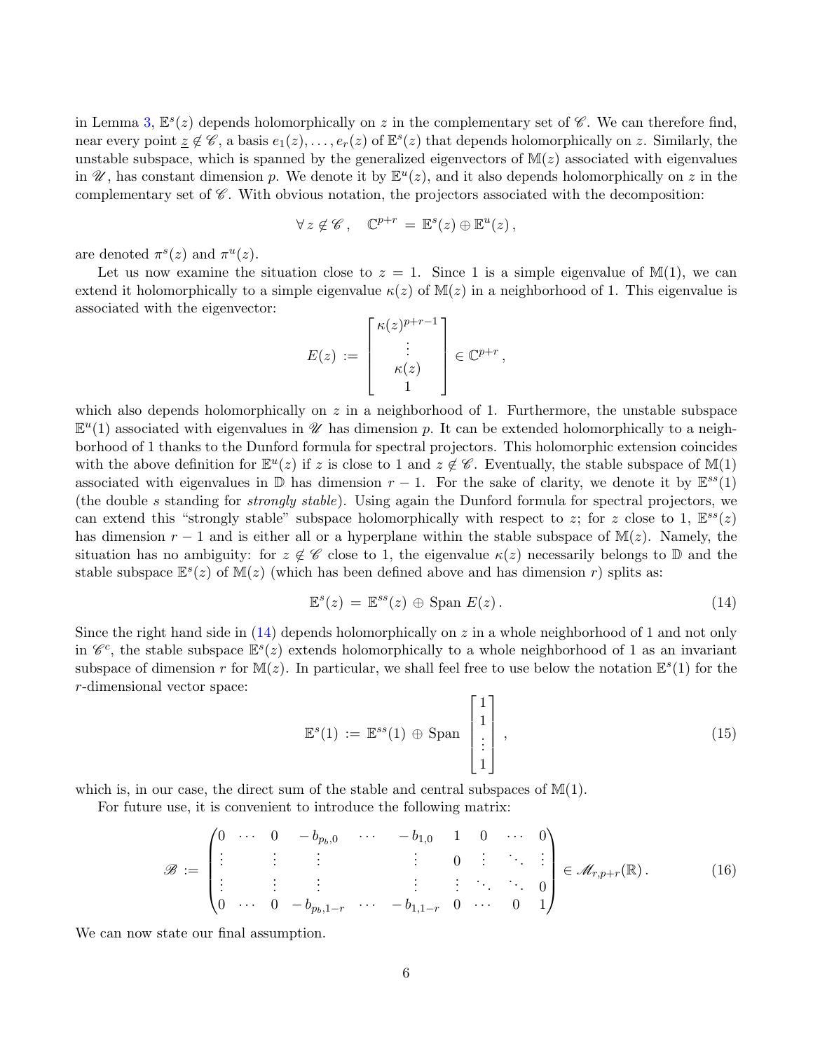in Lemma 3, $\mathbb{E}^s(z)$ depends holomorphically on $z$ in the complementary set of $\mathscr{C}$. We can therefore find, near every point $\underline{z} \notin \mathscr{C}$, a basis $e_1(z), \dots, e_r(z)$ of $\mathbb{E}^s(z)$ that depends holomorphically on $z$. Similarly, the unstable subspace, which is spanned by the generalized eigenvectors of $\mathbb{M}(z)$ associated with eigenvalues in $\mathscr{U}$, has constant dimension $p$. We denote it by $\mathbb{E}^u(z)$, and it also depends holomorphically on $z$ in the complementary set of $\mathscr{C}$. With obvious notation, the projectors associated with the decomposition:

$$\forall\, z \notin \mathscr{C}\,, \quad \mathbb{C}^{p+r} \,=\, \mathbb{E}^s(z) \oplus \mathbb{E}^u(z)\,,$$

are denoted $\pi^s(z)$ and $\pi^u(z)$.

Let us now examine the situation close to $z = 1$. Since 1 is a simple eigenvalue of $\mathbb{M}(1)$, we can extend it holomorphically to a simple eigenvalue $\kappa(z)$ of $\mathbb{M}(z)$ in a neighborhood of 1. This eigenvalue is associated with the eigenvector:

$$E(z) \,:=\, \begin{bmatrix} \kappa(z)^{p+r-1} \\ \vdots \\ \kappa(z) \\ 1 \end{bmatrix} \in \mathbb{C}^{p+r}\,,$$

which also depends holomorphically on $z$ in a neighborhood of 1. Furthermore, the unstable subspace $\mathbb{E}^u(1)$ associated with eigenvalues in $\mathscr{U}$ has dimension $p$. It can be extended holomorphically to a neighborhood of 1 thanks to the Dunford formula for spectral projectors. This holomorphic extension coincides with the above definition for $\mathbb{E}^u(z)$ if $z$ is close to 1 and $z \notin \mathscr{C}$. Eventually, the stable subspace of $\mathbb{M}(1)$ associated with eigenvalues in $\mathbb{D}$ has dimension $r-1$. For the sake of clarity, we denote it by $\mathbb{E}^{ss}(1)$ (the double $s$ standing for *strongly stable*). Using again the Dunford formula for spectral projectors, we can extend this "strongly stable" subspace holomorphically with respect to $z$; for $z$ close to 1, $\mathbb{E}^{ss}(z)$ has dimension $r-1$ and is either all or a hyperplane within the stable subspace of $\mathbb{M}(z)$. Namely, the situation has no ambiguity: for $z \notin \mathscr{C}$ close to 1, the eigenvalue $\kappa(z)$ necessarily belongs to $\mathbb{D}$ and the stable subspace $\mathbb{E}^s(z)$ of $\mathbb{M}(z)$ (which has been defined above and has dimension $r$) splits as:

$$\mathbb{E}^s(z) \,=\, \mathbb{E}^{ss}(z) \,\oplus\, \text{Span}\; E(z)\,. \tag{14}$$

Since the right hand side in (14) depends holomorphically on $z$ in a whole neighborhood of 1 and not only in $\mathscr{C}^c$, the stable subspace $\mathbb{E}^s(z)$ extends holomorphically to a whole neighborhood of 1 as an invariant subspace of dimension $r$ for $\mathbb{M}(z)$. In particular, we shall feel free to use below the notation $\mathbb{E}^s(1)$ for the $r$-dimensional vector space:

$$\mathbb{E}^s(1) \,:=\, \mathbb{E}^{ss}(1) \,\oplus\, \text{Span}\; \begin{bmatrix} 1 \\ 1 \\ \vdots \\ 1 \end{bmatrix}\,, \tag{15}$$

which is, in our case, the direct sum of the stable and central subspaces of $\mathbb{M}(1)$.

For future use, it is convenient to introduce the following matrix:

$$\mathscr{B} \,:=\, \begin{pmatrix} 0 & \cdots & 0 & -b_{p_b,0} & \cdots & -b_{1,0} & 1 & 0 & \cdots & 0 \\ \vdots & & \vdots & \vdots & & \vdots & 0 & \vdots & \ddots & \vdots \\ \vdots & & \vdots & \vdots & & \vdots & \vdots & \ddots & \ddots & 0 \\ 0 & \cdots & 0 & -b_{p_b,1-r} & \cdots & -b_{1,1-r} & 0 & \cdots & 0 & 1 \end{pmatrix} \in \mathscr{M}_{r,p+r}(\mathbb{R})\,. \tag{16}$$

We can now state our final assumption.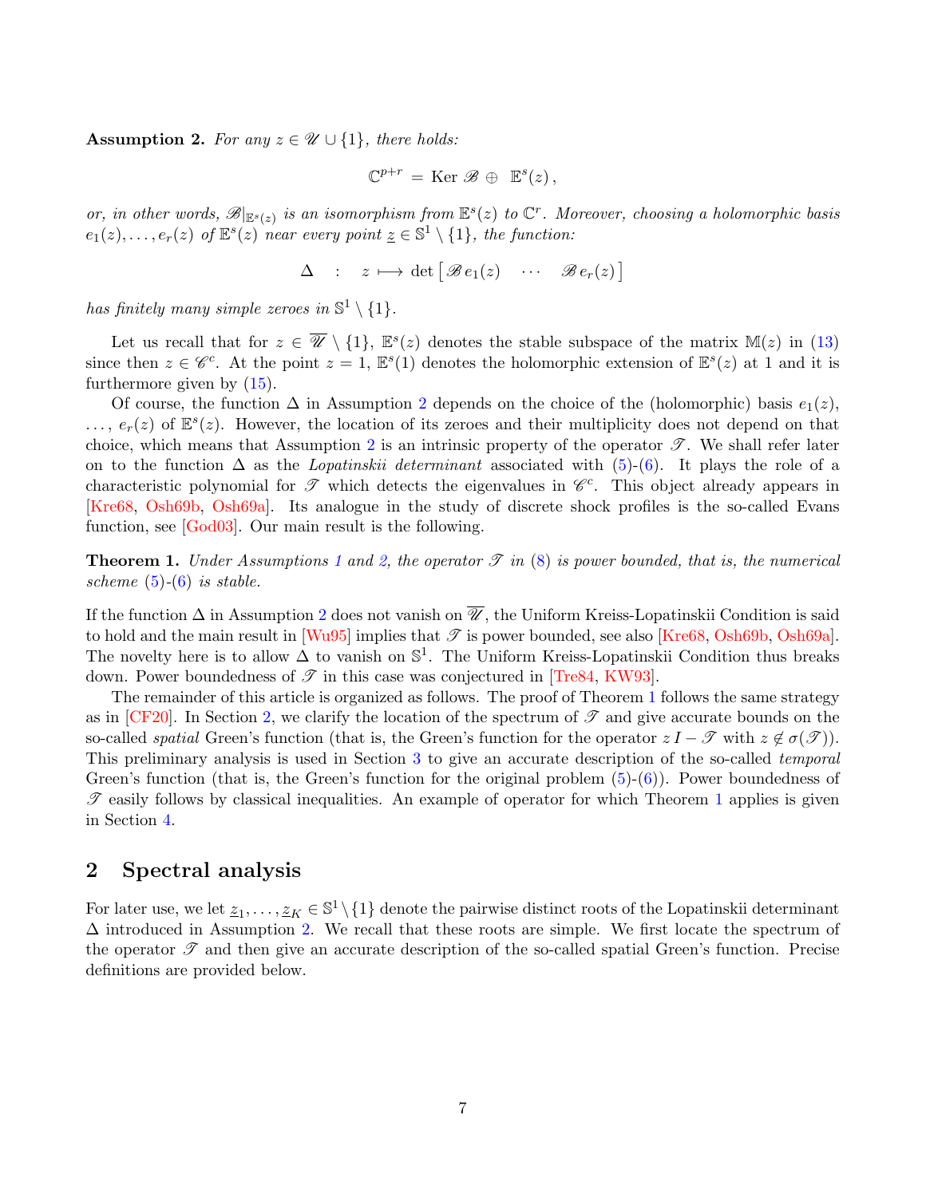**Assumption 2.** *For any $z \in \mathscr{U} \cup \{1\}$, there holds:*

$$\mathbb{C}^{p+r} \, = \, \text{Ker} \, \mathscr{B} \oplus \, \mathbb{E}^s(z) \, ,$$

*or, in other words, $\mathscr{B}|_{\mathbb{E}^s(z)}$ is an isomorphism from $\mathbb{E}^s(z)$ to $\mathbb{C}^r$. Moreover, choosing a holomorphic basis $e_1(z), \dots, e_r(z)$ of $\mathbb{E}^s(z)$ near every point $\underline{z} \in \mathbb{S}^1 \setminus \{1\}$, the function:*

$$\Delta \quad : \quad z \longmapsto \det \begin{bmatrix} \mathscr{B} \, e_1(z) & \cdots & \mathscr{B} \, e_r(z) \end{bmatrix}$$

*has finitely many simple zeroes in $\mathbb{S}^1 \setminus \{1\}$.*

Let us recall that for $z \in \overline{\mathscr{U}} \setminus \{1\}$, $\mathbb{E}^s(z)$ denotes the stable subspace of the matrix $\mathbb{M}(z)$ in (13) since then $z \in \mathscr{C}^c$. At the point $z = 1$, $\mathbb{E}^s(1)$ denotes the holomorphic extension of $\mathbb{E}^s(z)$ at 1 and it is furthermore given by (15).

Of course, the function $\Delta$ in Assumption 2 depends on the choice of the (holomorphic) basis $e_1(z)$, $\dots$, $e_r(z)$ of $\mathbb{E}^s(z)$. However, the location of its zeroes and their multiplicity does not depend on that choice, which means that Assumption 2 is an intrinsic property of the operator $\mathscr{T}$. We shall refer later on to the function $\Delta$ as the *Lopatinskii determinant* associated with (5)-(6). It plays the role of a characteristic polynomial for $\mathscr{T}$ which detects the eigenvalues in $\mathscr{C}^c$. This object already appears in [Kre68, Osh69b, Osh69a]. Its analogue in the study of discrete shock profiles is the so-called Evans function, see [God03]. Our main result is the following.

**Theorem 1.** *Under Assumptions 1 and 2, the operator $\mathscr{T}$ in (8) is power bounded, that is, the numerical scheme (5)-(6) is stable.*

If the function $\Delta$ in Assumption 2 does not vanish on $\overline{\mathscr{U}}$, the Uniform Kreiss-Lopatinskii Condition is said to hold and the main result in [Wu95] implies that $\mathscr{T}$ is power bounded, see also [Kre68, Osh69b, Osh69a]. The novelty here is to allow $\Delta$ to vanish on $\mathbb{S}^1$. The Uniform Kreiss-Lopatinskii Condition thus breaks down. Power boundedness of $\mathscr{T}$ in this case was conjectured in [Tre84, KW93].

The remainder of this article is organized as follows. The proof of Theorem 1 follows the same strategy as in [CF20]. In Section 2, we clarify the location of the spectrum of $\mathscr{T}$ and give accurate bounds on the so-called *spatial* Green's function (that is, the Green's function for the operator $z \, I - \mathscr{T}$ with $z \notin \sigma(\mathscr{T})$). This preliminary analysis is used in Section 3 to give an accurate description of the so-called *temporal* Green's function (that is, the Green's function for the original problem (5)-(6)). Power boundedness of $\mathscr{T}$ easily follows by classical inequalities. An example of operator for which Theorem 1 applies is given in Section 4.

## 2 Spectral analysis

For later use, we let $\underline{z}_1, \dots, \underline{z}_K \in \mathbb{S}^1 \setminus \{1\}$ denote the pairwise distinct roots of the Lopatinskii determinant $\Delta$ introduced in Assumption 2. We recall that these roots are simple. We first locate the spectrum of the operator $\mathscr{T}$ and then give an accurate description of the so-called spatial Green's function. Precise definitions are provided below.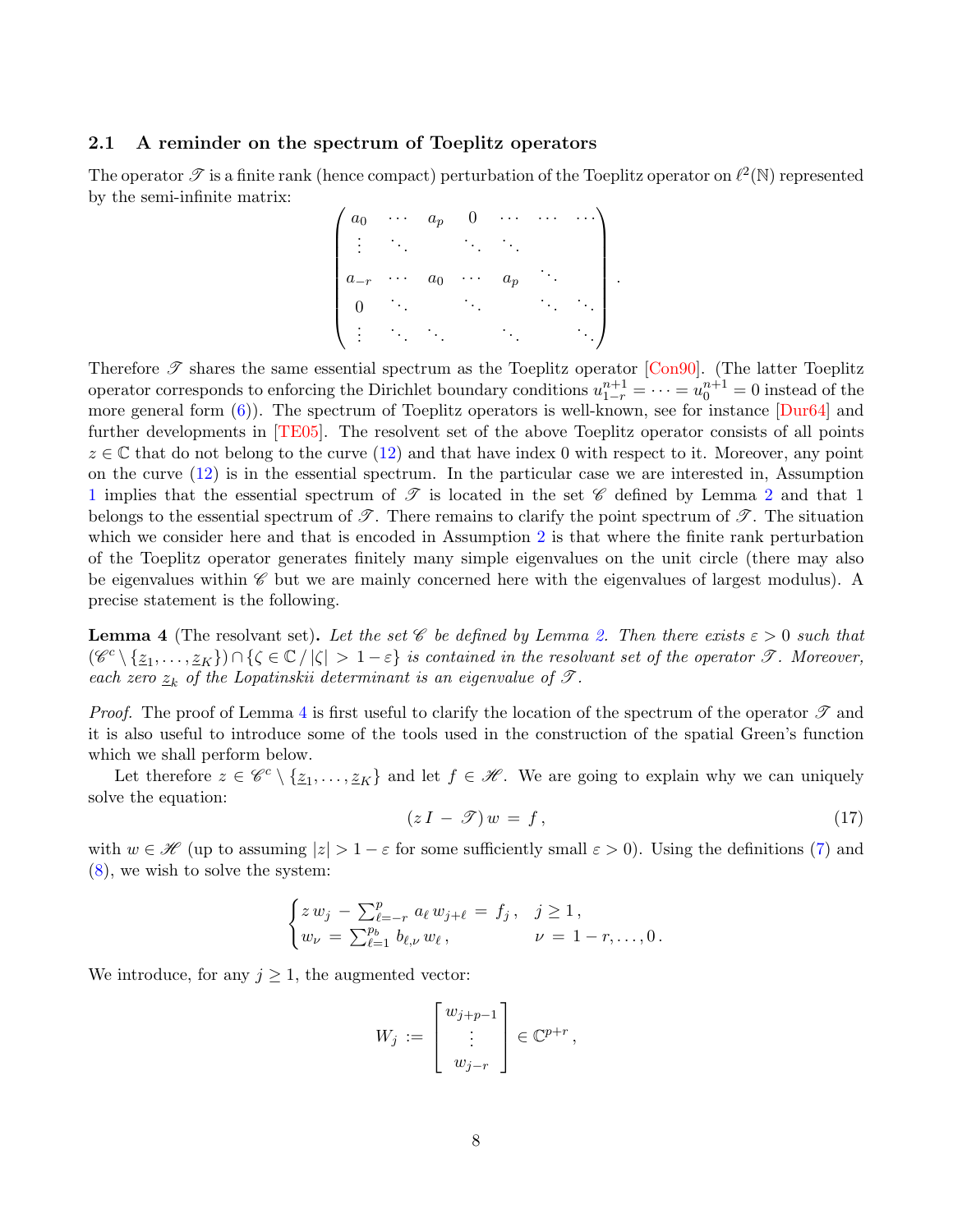### 2.1 A reminder on the spectrum of Toeplitz operators

The operator $\mathscr{T}$ is a finite rank (hence compact) perturbation of the Toeplitz operator on $\ell^2(\mathbb{N})$ represented by the semi-infinite matrix:

$$
\begin{pmatrix}
a_0 & \cdots & a_p & 0 & \cdots & \cdots & \cdots \\
\vdots & \ddots & & \ddots & \ddots & & \\
a_{-r} & \cdots & a_0 & \cdots & a_p & \ddots & \\
0 & \ddots & & \ddots & & \ddots & \ddots \\
\vdots & \ddots & \ddots & & \ddots & & \ddots
\end{pmatrix}.
$$

Therefore $\mathscr{T}$ shares the same essential spectrum as the Toeplitz operator [Con90]. (The latter Toeplitz operator corresponds to enforcing the Dirichlet boundary conditions $u_{1-r}^{n+1} = \cdots = u_0^{n+1} = 0$ instead of the more general form (6)). The spectrum of Toeplitz operators is well-known, see for instance [Dur64] and further developments in [TE05]. The resolvent set of the above Toeplitz operator consists of all points $z \in \mathbb{C}$ that do not belong to the curve (12) and that have index 0 with respect to it. Moreover, any point on the curve (12) is in the essential spectrum. In the particular case we are interested in, Assumption 1 implies that the essential spectrum of $\mathscr{T}$ is located in the set $\mathscr{C}$ defined by Lemma 2 and that 1 belongs to the essential spectrum of $\mathscr{T}$. There remains to clarify the point spectrum of $\mathscr{T}$. The situation which we consider here and that is encoded in Assumption 2 is that where the finite rank perturbation of the Toeplitz operator generates finitely many simple eigenvalues on the unit circle (there may also be eigenvalues within $\mathscr{C}$ but we are mainly concerned here with the eigenvalues of largest modulus). A precise statement is the following.

**Lemma 4** (The resolvant set)**.** *Let the set $\mathscr{C}$ be defined by Lemma 2. Then there exists $\varepsilon > 0$ such that $(\mathscr{C}^c \setminus \{\underline{z}_1, \dots, \underline{z}_K\}) \cap \{\zeta \in \mathbb{C} \, / \, |\zeta| > 1 - \varepsilon\}$ is contained in the resolvant set of the operator $\mathscr{T}$. Moreover, each zero $\underline{z}_k$ of the Lopatinskii determinant is an eigenvalue of $\mathscr{T}$.*

*Proof.* The proof of Lemma 4 is first useful to clarify the location of the spectrum of the operator $\mathscr{T}$ and it is also useful to introduce some of the tools used in the construction of the spatial Green's function which we shall perform below.

Let therefore $z \in \mathscr{C}^c \setminus \{\underline{z}_1, \dots, \underline{z}_K\}$ and let $f \in \mathscr{H}$. We are going to explain why we can uniquely solve the equation:

$$
(z \, I - \mathscr{T}) \, w = f \, , \tag{17}
$$

with $w \in \mathscr{H}$ (up to assuming $|z| > 1 - \varepsilon$ for some sufficiently small $\varepsilon > 0$). Using the definitions (7) and (8), we wish to solve the system:

$$
\begin{cases}
z \, w_j - \sum_{\ell=-r}^{p} a_\ell \, w_{j+\ell} = f_j \, , & j \geq 1 \, , \\
w_\nu = \sum_{\ell=1}^{p_b} b_{\ell,\nu} \, w_\ell \, , & \nu = 1-r, \dots, 0 \, .
\end{cases}
$$

We introduce, for any $j \geq 1$, the augmented vector:

$$
W_j := \begin{bmatrix} w_{j+p-1} \\ \vdots \\ w_{j-r} \end{bmatrix} \in \mathbb{C}^{p+r} \, ,
$$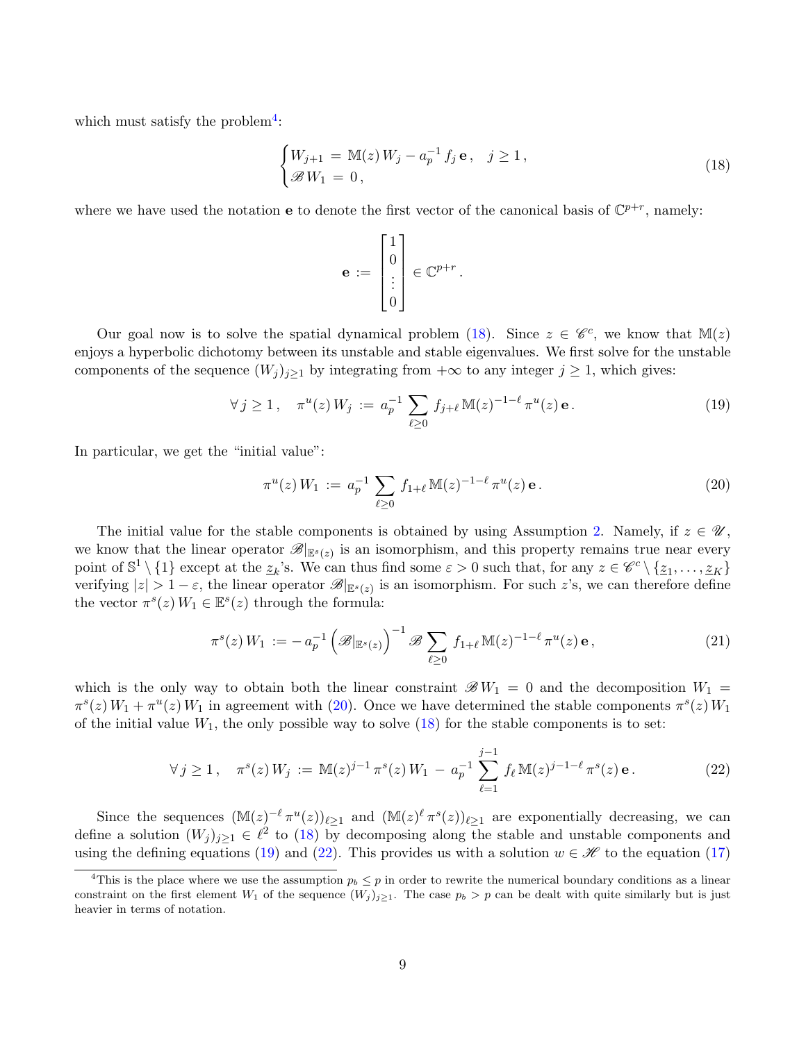which must satisfy the problem[4]:

$$
\begin{cases} W_{j+1} \,=\, \mathbb{M}(z)\, W_j - a_p^{-1}\, f_j\, \mathbf{e}\,, \quad j \ge 1\,, \\ \mathscr{B}\, W_1 \,=\, 0\,, \end{cases} \tag{18}
$$

where we have used the notation $\mathbf{e}$ to denote the first vector of the canonical basis of $\mathbb{C}^{p+r}$, namely:

$$
\mathbf{e} \,:=\, \begin{bmatrix} 1 \\ 0 \\ \vdots \\ 0 \end{bmatrix} \in \mathbb{C}^{p+r}\,.
$$

Our goal now is to solve the spatial dynamical problem (18). Since $z \in \mathscr{C}^c$, we know that $\mathbb{M}(z)$ enjoys a hyperbolic dichotomy between its unstable and stable eigenvalues. We first solve for the unstable components of the sequence $(W_j)_{j\ge 1}$ by integrating from $+\infty$ to any integer $j \ge 1$, which gives:

$$
\forall\, j \ge 1\,, \quad \pi^u(z)\, W_j \,:=\, a_p^{-1} \sum_{\ell \ge 0} f_{j+\ell}\, \mathbb{M}(z)^{-1-\ell}\, \pi^u(z)\, \mathbf{e}\,. \tag{19}
$$

In particular, we get the "initial value":

$$
\pi^u(z)\, W_1 \,:=\, a_p^{-1} \sum_{\ell \ge 0} f_{1+\ell}\, \mathbb{M}(z)^{-1-\ell}\, \pi^u(z)\, \mathbf{e}\,. \tag{20}
$$

The initial value for the stable components is obtained by using Assumption 2. Namely, if $z \in \mathscr{U}$, we know that the linear operator $\mathscr{B}|_{\mathbb{E}^s(z)}$ is an isomorphism, and this property remains true near every point of $\mathbb{S}^1 \setminus \{1\}$ except at the $\underline{z}_k$'s. We can thus find some $\varepsilon > 0$ such that, for any $z \in \mathscr{C}^c \setminus \{\underline{z}_1, \dots, \underline{z}_K\}$ verifying $|z| > 1 - \varepsilon$, the linear operator $\mathscr{B}|_{\mathbb{E}^s(z)}$ is an isomorphism. For such $z$'s, we can therefore define the vector $\pi^s(z)\, W_1 \in \mathbb{E}^s(z)$ through the formula:

$$
\pi^s(z)\, W_1 \,:=\, -\, a_p^{-1} \left( \mathscr{B}|_{\mathbb{E}^s(z)} \right)^{-1} \mathscr{B} \sum_{\ell \ge 0} f_{1+\ell}\, \mathbb{M}(z)^{-1-\ell}\, \pi^u(z)\, \mathbf{e}\,, \tag{21}
$$

which is the only way to obtain both the linear constraint $\mathscr{B}\, W_1 = 0$ and the decomposition $W_1 = \pi^s(z)\, W_1 + \pi^u(z)\, W_1$ in agreement with (20). Once we have determined the stable components $\pi^s(z)\, W_1$ of the initial value $W_1$, the only possible way to solve (18) for the stable components is to set:

$$
\forall\, j \ge 1\,, \quad \pi^s(z)\, W_j \,:=\, \mathbb{M}(z)^{j-1}\, \pi^s(z)\, W_1 \,-\, a_p^{-1} \sum_{\ell=1}^{j-1} f_\ell\, \mathbb{M}(z)^{j-1-\ell}\, \pi^s(z)\, \mathbf{e}\,. \tag{22}
$$

Since the sequences $(\mathbb{M}(z)^{-\ell}\, \pi^u(z))_{\ell \ge 1}$ and $(\mathbb{M}(z)^{\ell}\, \pi^s(z))_{\ell \ge 1}$ are exponentially decreasing, we can define a solution $(W_j)_{j \ge 1} \in \ell^2$ to (18) by decomposing along the stable and unstable components and using the defining equations (19) and (22). This provides us with a solution $w \in \mathscr{H}$ to the equation (17)

[4] This is the place where we use the assumption $p_b \le p$ in order to rewrite the numerical boundary conditions as a linear constraint on the first element $W_1$ of the sequence $(W_j)_{j \ge 1}$. The case $p_b > p$ can be dealt with quite similarly but is just heavier in terms of notation.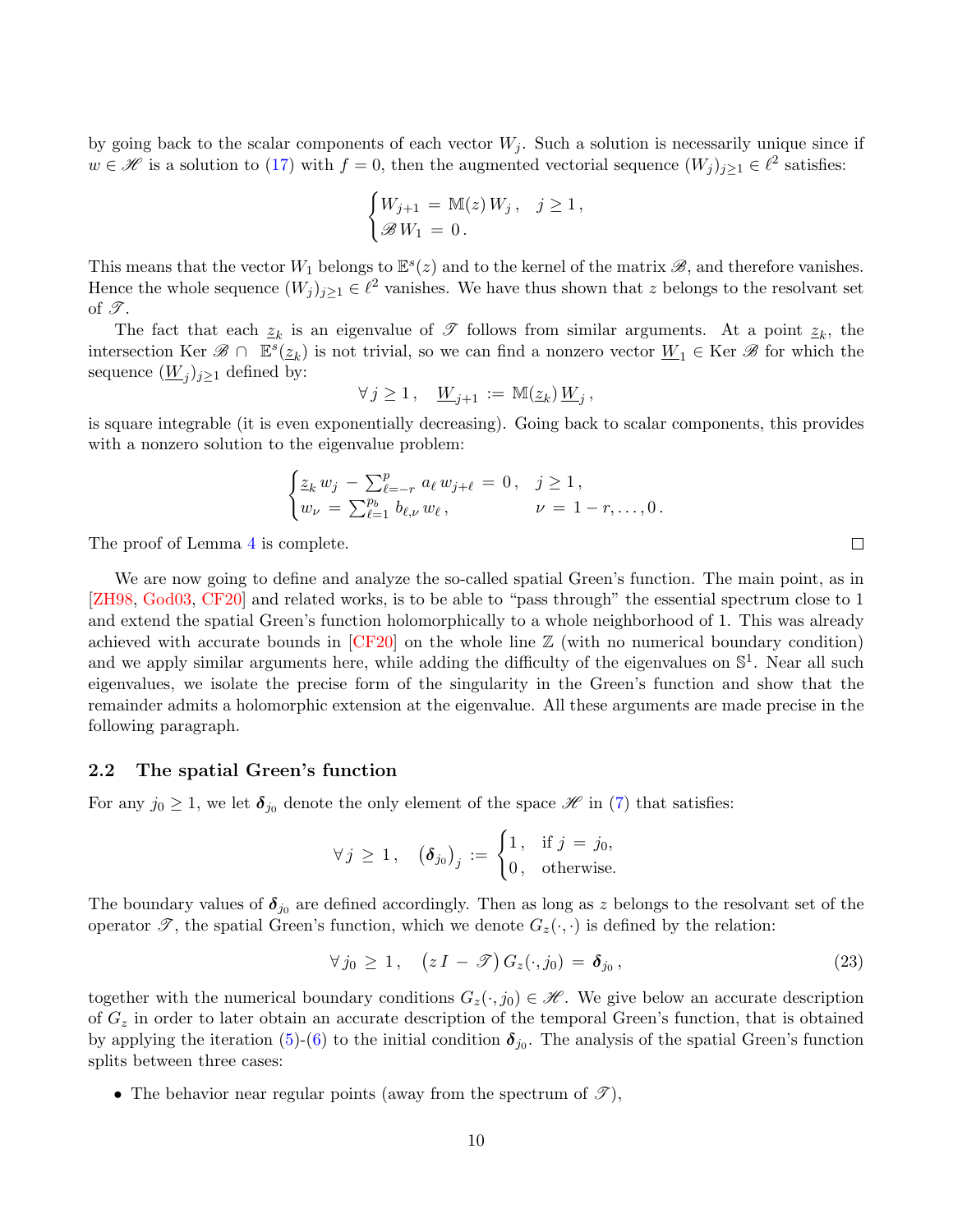by going back to the scalar components of each vector $W_j$. Such a solution is necessarily unique since if $w \in \mathscr{H}$ is a solution to (17) with $f = 0$, then the augmented vectorial sequence $(W_j)_{j \geq 1} \in \ell^2$ satisfies:

$$\begin{cases} W_{j+1} \, = \, \mathbb{M}(z)\, W_j \, , & j \geq 1 \, , \\ \mathscr{B}\, W_1 \, = \, 0 \, . \end{cases}$$

This means that the vector $W_1$ belongs to $\mathbb{E}^s(z)$ and to the kernel of the matrix $\mathscr{B}$, and therefore vanishes. Hence the whole sequence $(W_j)_{j \geq 1} \in \ell^2$ vanishes. We have thus shown that $z$ belongs to the resolvant set of $\mathscr{T}$.

The fact that each $\underline{z}_k$ is an eigenvalue of $\mathscr{T}$ follows from similar arguments. At a point $\underline{z}_k$, the intersection $\mathrm{Ker}\, \mathscr{B} \cap \, \mathbb{E}^s(\underline{z}_k)$ is not trivial, so we can find a nonzero vector $\underline{W}_1 \in \mathrm{Ker}\, \mathscr{B}$ for which the sequence $(\underline{W}_j)_{j \geq 1}$ defined by:

$$\forall \, j \geq 1 \, , \quad \underline{W}_{j+1} \, := \, \mathbb{M}(\underline{z}_k)\, \underline{W}_j \, ,$$

is square integrable (it is even exponentially decreasing). Going back to scalar components, this provides with a nonzero solution to the eigenvalue problem:

$$\begin{cases} \underline{z}_k \, w_j \, - \, \sum_{\ell=-r}^{p} a_\ell \, w_{j+\ell} \, = \, 0 \, , & j \geq 1 \, , \\ w_\nu \, = \, \sum_{\ell=1}^{p_b} b_{\ell,\nu} \, w_\ell \, , & \nu \, = \, 1-r, \dots, 0 \, . \end{cases}$$

The proof of Lemma 4 is complete. □

We are now going to define and analyze the so-called spatial Green's function. The main point, as in [ZH98, God03, CF20] and related works, is to be able to "pass through" the essential spectrum close to 1 and extend the spatial Green's function holomorphically to a whole neighborhood of 1. This was already achieved with accurate bounds in [CF20] on the whole line $\mathbb{Z}$ (with no numerical boundary condition) and we apply similar arguments here, while adding the difficulty of the eigenvalues on $\mathbb{S}^1$. Near all such eigenvalues, we isolate the precise form of the singularity in the Green's function and show that the remainder admits a holomorphic extension at the eigenvalue. All these arguments are made precise in the following paragraph.

## 2.2 The spatial Green's function

For any $j_0 \geq 1$, we let $\boldsymbol{\delta}_{j_0}$ denote the only element of the space $\mathscr{H}$ in (7) that satisfies:

$$\forall \, j \, \geq \, 1 \, , \quad \left( \boldsymbol{\delta}_{j_0} \right)_j \, := \, \begin{cases} 1 \, , & \text{if } j \, = \, j_0, \\ 0 \, , & \text{otherwise.} \end{cases}$$

The boundary values of $\boldsymbol{\delta}_{j_0}$ are defined accordingly. Then as long as $z$ belongs to the resolvant set of the operator $\mathscr{T}$, the spatial Green's function, which we denote $G_z(\cdot,\cdot)$ is defined by the relation:

$$\forall \, j_0 \, \geq \, 1 \, , \quad \left( z \, I \, - \, \mathscr{T} \right) G_z(\cdot, j_0) \, = \, \boldsymbol{\delta}_{j_0} \, , \tag{23}$$

together with the numerical boundary conditions $G_z(\cdot, j_0) \in \mathscr{H}$. We give below an accurate description of $G_z$ in order to later obtain an accurate description of the temporal Green's function, that is obtained by applying the iteration (5)-(6) to the initial condition $\boldsymbol{\delta}_{j_0}$. The analysis of the spatial Green's function splits between three cases:

- The behavior near regular points (away from the spectrum of $\mathscr{T}$),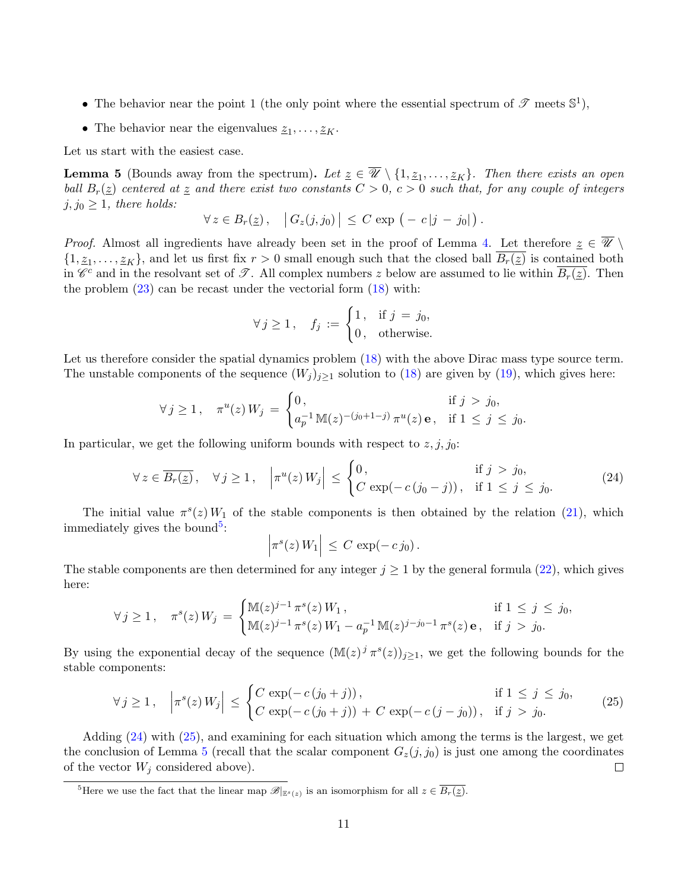- The behavior near the point 1 (the only point where the essential spectrum of $\mathscr{T}$ meets $\mathbb{S}^1$),
- The behavior near the eigenvalues $\underline{z}_1, \dots, \underline{z}_K$.

Let us start with the easiest case.

**Lemma 5** (Bounds away from the spectrum)**.** *Let $\underline{z} \in \overline{\mathscr{U}} \setminus \{1, \underline{z}_1, \dots, \underline{z}_K\}$. Then there exists an open ball $B_r(\underline{z})$ centered at $\underline{z}$ and there exist two constants $C > 0$, $c > 0$ such that, for any couple of integers $j, j_0 \geq 1$, there holds:*

$$\forall\, z \in B_r(\underline{z})\,, \quad \big|\, G_z(j,j_0)\,\big| \,\leq\, C\, \exp\big(-\,c\,|j\,-\,j_0|\big)\,.$$

*Proof.* Almost all ingredients have already been set in the proof of Lemma 4. Let therefore $\underline{z} \in \overline{\mathscr{U}} \setminus \{1, \underline{z}_1, \dots, \underline{z}_K\}$, and let us first fix $r > 0$ small enough such that the closed ball $\overline{B_r(\underline{z})}$ is contained both in $\mathscr{C}^c$ and in the resolvant set of $\mathscr{T}$. All complex numbers $z$ below are assumed to lie within $\overline{B_r(\underline{z})}$. Then the problem (23) can be recast under the vectorial form (18) with:

$$\forall\, j \geq 1\,, \quad f_j \,:=\, \begin{cases} 1\,, & \text{if } j \,=\, j_0, \\ 0\,, & \text{otherwise.} \end{cases}$$

Let us therefore consider the spatial dynamics problem (18) with the above Dirac mass type source term. The unstable components of the sequence $(W_j)_{j\geq 1}$ solution to (18) are given by (19), which gives here:

$$\forall\, j \geq 1\,, \quad \pi^u(z)\, W_j \,=\, \begin{cases} 0\,, & \text{if } j \,>\, j_0, \\ a_p^{-1}\, \mathbb{M}(z)^{-(j_0+1-j)}\, \pi^u(z)\, \mathbf{e}\,, & \text{if } 1 \,\leq\, j \,\leq\, j_0. \end{cases}$$

In particular, we get the following uniform bounds with respect to $z, j, j_0$:

$$\forall\, z \in \overline{B_r(\underline{z})}\,, \quad \forall\, j \geq 1\,, \quad \Big|\pi^u(z)\, W_j\Big| \,\leq\, \begin{cases} 0\,, & \text{if } j \,>\, j_0, \\ C\, \exp(-\,c\,(j_0 - j))\,, & \text{if } 1 \,\leq\, j \,\leq\, j_0. \end{cases} \tag{24}$$

The initial value $\pi^s(z)\, W_1$ of the stable components is then obtained by the relation (21), which immediately gives the bound[5]:

$$\Big|\pi^s(z)\, W_1\Big| \,\leq\, C\, \exp(-\,c\, j_0)\,.$$

The stable components are then determined for any integer $j \geq 1$ by the general formula (22), which gives here:

$$\forall\, j \geq 1\,, \quad \pi^s(z)\, W_j \,=\, \begin{cases} \mathbb{M}(z)^{j-1}\, \pi^s(z)\, W_1\,, & \text{if } 1 \,\leq\, j \,\leq\, j_0, \\ \mathbb{M}(z)^{j-1}\, \pi^s(z)\, W_1 - a_p^{-1}\, \mathbb{M}(z)^{j-j_0-1}\, \pi^s(z)\, \mathbf{e}\,, & \text{if } j \,>\, j_0. \end{cases}$$

By using the exponential decay of the sequence $(\mathbb{M}(z)^j\, \pi^s(z))_{j\geq 1}$, we get the following bounds for the stable components:

$$\forall\, j \geq 1\,, \quad \Big|\pi^s(z)\, W_j\Big| \,\leq\, \begin{cases} C\, \exp(-\,c\,(j_0 + j))\,, & \text{if } 1 \,\leq\, j \,\leq\, j_0, \\ C\, \exp(-\,c\,(j_0 + j)) \,+\, C\, \exp(-\,c\,(j - j_0))\,, & \text{if } j \,>\, j_0. \end{cases} \tag{25}$$

Adding (24) with (25), and examining for each situation which among the terms is the largest, we get the conclusion of Lemma 5 (recall that the scalar component $G_z(j, j_0)$ is just one among the coordinates of the vector $W_j$ considered above). $\square$

[5] Here we use the fact that the linear map $\mathscr{B}|_{\mathbb{E}^s(z)}$ is an isomorphism for all $z \in \overline{B_r(\underline{z})}$.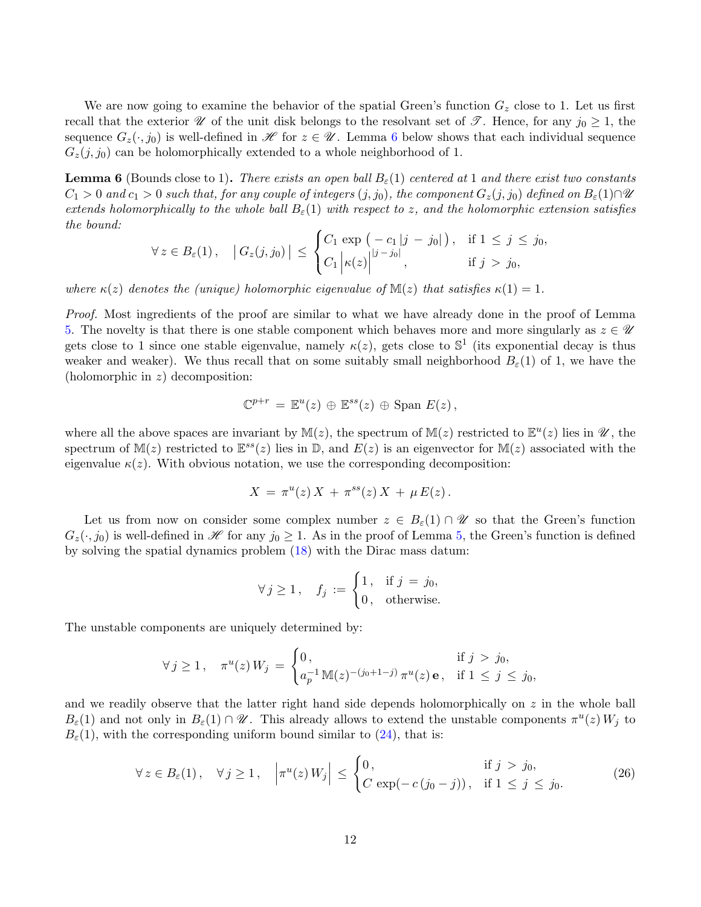We are now going to examine the behavior of the spatial Green's function $G_z$ close to 1. Let us first recall that the exterior $\mathscr{U}$ of the unit disk belongs to the resolvant set of $\mathscr{T}$. Hence, for any $j_0 \geq 1$, the sequence $G_z(\cdot, j_0)$ is well-defined in $\mathscr{H}$ for $z \in \mathscr{U}$. Lemma 6 below shows that each individual sequence $G_z(j, j_0)$ can be holomorphically extended to a whole neighborhood of 1.

**Lemma 6** (Bounds close to 1)**.** *There exists an open ball $B_\varepsilon(1)$ centered at 1 and there exist two constants $C_1 > 0$ and $c_1 > 0$ such that, for any couple of integers $(j, j_0)$, the component $G_z(j, j_0)$ defined on $B_\varepsilon(1) \cap \mathscr{U}$ extends holomorphically to the whole ball $B_\varepsilon(1)$ with respect to $z$, and the holomorphic extension satisfies the bound:*

$$\forall\, z \in B_\varepsilon(1)\,, \quad \big|\, G_z(j, j_0) \,\big| \, \leq \, \begin{cases} C_1 \, \exp\big( - c_1 \, |j \, - \, j_0| \, \big)\,, & \text{if } 1 \, \leq \, j \, \leq \, j_0, \\ C_1 \, \Big| \kappa(z) \Big|^{|j \, - \, j_0|}\,, & \text{if } j \, > \, j_0, \end{cases}$$

*where $\kappa(z)$ denotes the (unique) holomorphic eigenvalue of $\mathbb{M}(z)$ that satisfies $\kappa(1) = 1$.*

*Proof.* Most ingredients of the proof are similar to what we have already done in the proof of Lemma 5. The novelty is that there is one stable component which behaves more and more singularly as $z \in \mathscr{U}$ gets close to 1 since one stable eigenvalue, namely $\kappa(z)$, gets close to $\mathbb{S}^1$ (its exponential decay is thus weaker and weaker). We thus recall that on some suitably small neighborhood $B_\varepsilon(1)$ of 1, we have the (holomorphic in $z$) decomposition:

$$\mathbb{C}^{p+r} \, = \, \mathbb{E}^u(z) \, \oplus \, \mathbb{E}^{ss}(z) \, \oplus \, \text{Span } E(z)\,,$$

where all the above spaces are invariant by $\mathbb{M}(z)$, the spectrum of $\mathbb{M}(z)$ restricted to $\mathbb{E}^u(z)$ lies in $\mathscr{U}$, the spectrum of $\mathbb{M}(z)$ restricted to $\mathbb{E}^{ss}(z)$ lies in $\mathbb{D}$, and $E(z)$ is an eigenvector for $\mathbb{M}(z)$ associated with the eigenvalue $\kappa(z)$. With obvious notation, we use the corresponding decomposition:

$$X \, = \, \pi^u(z)\, X \, + \, \pi^{ss}(z)\, X \, + \, \mu\, E(z)\,.$$

Let us from now on consider some complex number $z \in B_\varepsilon(1) \cap \mathscr{U}$ so that the Green's function $G_z(\cdot, j_0)$ is well-defined in $\mathscr{H}$ for any $j_0 \geq 1$. As in the proof of Lemma 5, the Green's function is defined by solving the spatial dynamics problem (18) with the Dirac mass datum:

$$\forall\, j \geq 1\,, \quad f_j \, := \, \begin{cases} 1\,, & \text{if } j \, = \, j_0, \\ 0\,, & \text{otherwise.} \end{cases}$$

The unstable components are uniquely determined by:

$$\forall\, j \geq 1\,, \quad \pi^u(z)\, W_j \, = \, \begin{cases} 0\,, & \text{if } j \, > \, j_0, \\ a_p^{-1}\, \mathbb{M}(z)^{-(j_0+1-j)}\, \pi^u(z)\, \mathbf{e}\,, & \text{if } 1 \, \leq \, j \, \leq \, j_0, \end{cases}$$

and we readily observe that the latter right hand side depends holomorphically on $z$ in the whole ball $B_\varepsilon(1)$ and not only in $B_\varepsilon(1) \cap \mathscr{U}$. This already allows to extend the unstable components $\pi^u(z)\, W_j$ to $B_\varepsilon(1)$, with the corresponding uniform bound similar to (24), that is:

$$\forall\, z \in B_\varepsilon(1)\,, \quad \forall\, j \geq 1\,, \quad \Big|\pi^u(z)\, W_j\Big| \, \leq \, \begin{cases} 0\,, & \text{if } j \, > \, j_0, \\ C\, \exp(-\, c\, (j_0 - j))\,, & \text{if } 1 \, \leq \, j \, \leq \, j_0. \end{cases} \tag{26}$$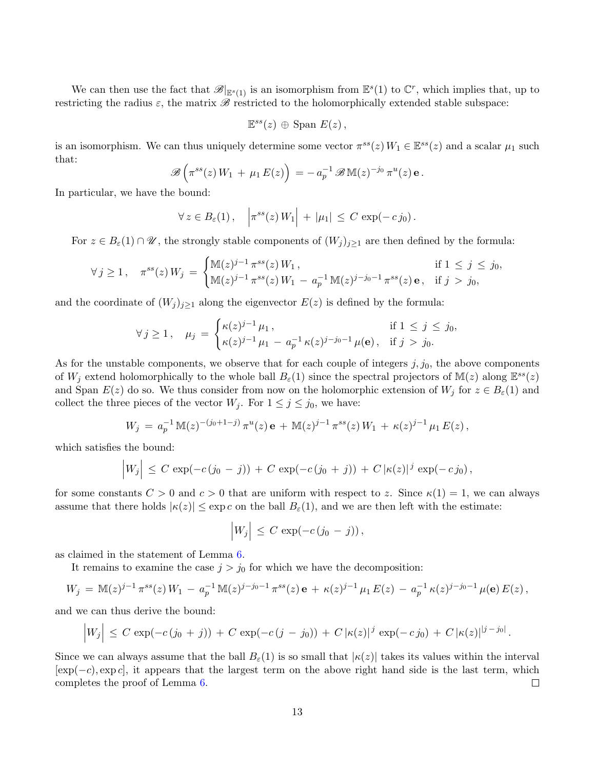We can then use the fact that $\mathscr{B}|_{\mathbb{E}^s(1)}$ is an isomorphism from $\mathbb{E}^s(1)$ to $\mathbb{C}^r$, which implies that, up to restricting the radius $\varepsilon$, the matrix $\mathscr{B}$ restricted to the holomorphically extended stable subspace:

$$\mathbb{E}^{ss}(z) \,\oplus\, \text{Span } E(z)\,,$$

is an isomorphism. We can thus uniquely determine some vector $\pi^{ss}(z)\,W_1 \in \mathbb{E}^{ss}(z)$ and a scalar $\mu_1$ such that:

$$\mathscr{B}\left(\pi^{ss}(z)\,W_1 \,+\, \mu_1\,E(z)\right) \,=\, -\,a_p^{-1}\,\mathscr{B}\,\mathbb{M}(z)^{-j_0}\,\pi^u(z)\,\mathbf{e}\,.$$

In particular, we have the bound:

$$\forall\, z \in B_\varepsilon(1)\,, \quad \left|\pi^{ss}(z)\,W_1\right| \,+\, |\mu_1| \,\le\, C\,\exp(-\,c\,j_0)\,.$$

For $z \in B_\varepsilon(1) \cap \mathscr{U}$, the strongly stable components of $(W_j)_{j\ge 1}$ are then defined by the formula:

$$\forall\, j \ge 1\,, \quad \pi^{ss}(z)\,W_j \,=\, \begin{cases} \mathbb{M}(z)^{j-1}\,\pi^{ss}(z)\,W_1\,, & \text{if } 1 \,\le\, j \,\le\, j_0, \\ \mathbb{M}(z)^{j-1}\,\pi^{ss}(z)\,W_1 \,-\, a_p^{-1}\,\mathbb{M}(z)^{j-j_0-1}\,\pi^{ss}(z)\,\mathbf{e}\,, & \text{if } j \,>\, j_0, \end{cases}$$

and the coordinate of $(W_j)_{j\ge 1}$ along the eigenvector $E(z)$ is defined by the formula:

$$\forall\, j \ge 1\,, \quad \mu_j \,=\, \begin{cases} \kappa(z)^{j-1}\,\mu_1\,, & \text{if } 1 \,\le\, j \,\le\, j_0, \\ \kappa(z)^{j-1}\,\mu_1 \,-\, a_p^{-1}\,\kappa(z)^{j-j_0-1}\,\mu(\mathbf{e})\,, & \text{if } j \,>\, j_0. \end{cases}$$

As for the unstable components, we observe that for each couple of integers $j, j_0$, the above components of $W_j$ extend holomorphically to the whole ball $B_\varepsilon(1)$ since the spectral projectors of $\mathbb{M}(z)$ along $\mathbb{E}^{ss}(z)$ and Span $E(z)$ do so. We thus consider from now on the holomorphic extension of $W_j$ for $z \in B_\varepsilon(1)$ and collect the three pieces of the vector $W_j$. For $1 \le j \le j_0$, we have:

$$W_j \,=\, a_p^{-1}\,\mathbb{M}(z)^{-(j_0+1-j)}\,\pi^u(z)\,\mathbf{e} \,+\, \mathbb{M}(z)^{j-1}\,\pi^{ss}(z)\,W_1 \,+\, \kappa(z)^{j-1}\,\mu_1\,E(z)\,,$$

which satisfies the bound:

$$\left|W_j\right| \,\le\, C\,\exp(-c\,(j_0 \,-\, j)) \,+\, C\,\exp(-c\,(j_0 \,+\, j)) \,+\, C\,|\kappa(z)|^j\,\exp(-\,c\,j_0)\,,$$

for some constants $C > 0$ and $c > 0$ that are uniform with respect to $z$. Since $\kappa(1) = 1$, we can always assume that there holds $|\kappa(z)| \le \exp c$ on the ball $B_\varepsilon(1)$, and we are then left with the estimate:

$$\left|W_j\right| \,\le\, C\,\exp(-c\,(j_0 \,-\, j))\,,$$

as claimed in the statement of Lemma 6.

It remains to examine the case $j > j_0$ for which we have the decomposition:

$$W_j \,=\, \mathbb{M}(z)^{j-1}\,\pi^{ss}(z)\,W_1 \,-\, a_p^{-1}\,\mathbb{M}(z)^{j-j_0-1}\,\pi^{ss}(z)\,\mathbf{e} \,+\, \kappa(z)^{j-1}\,\mu_1\,E(z) \,-\, a_p^{-1}\,\kappa(z)^{j-j_0-1}\,\mu(\mathbf{e})\,E(z)\,,$$

and we can thus derive the bound:

$$\left|W_j\right| \,\le\, C\,\exp(-c\,(j_0 \,+\, j)) \,+\, C\,\exp(-c\,(j \,-\, j_0)) \,+\, C\,|\kappa(z)|^j\,\exp(-\,c\,j_0) \,+\, C\,|\kappa(z)|^{|j\,-\,j_0|}\,.$$

Since we can always assume that the ball $B_\varepsilon(1)$ is so small that $|\kappa(z)|$ takes its values within the interval $[\exp(-c), \exp c]$, it appears that the largest term on the above right hand side is the last term, which completes the proof of Lemma 6. □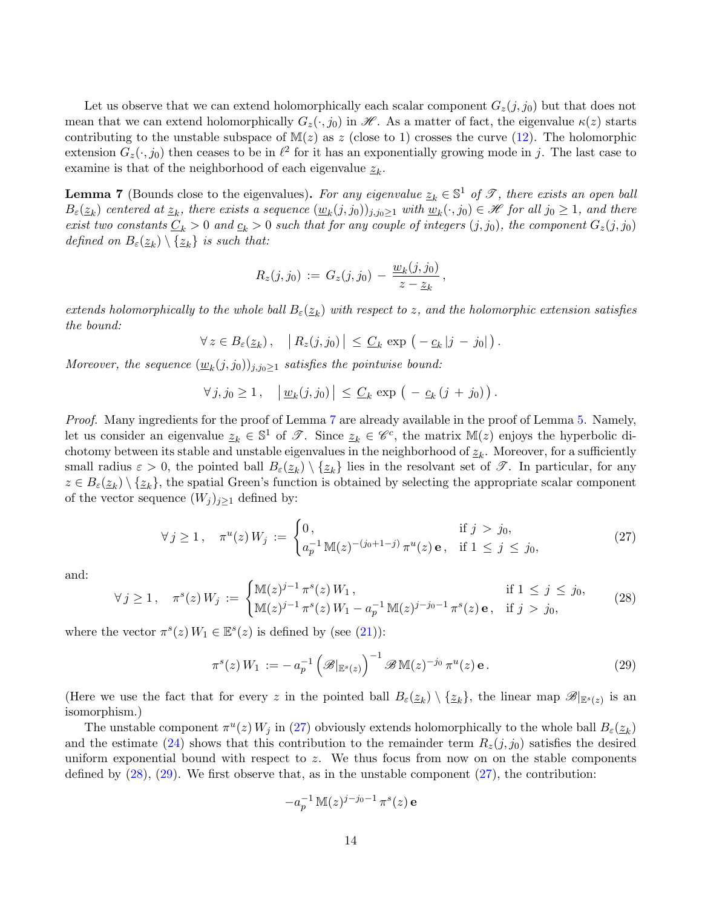Let us observe that we can extend holomorphically each scalar component $G_z(j, j_0)$ but that does not mean that we can extend holomorphically $G_z(\cdot, j_0)$ in $\mathscr{H}$. As a matter of fact, the eigenvalue $\kappa(z)$ starts contributing to the unstable subspace of $\mathbb{M}(z)$ as $z$ (close to 1) crosses the curve (12). The holomorphic extension $G_z(\cdot, j_0)$ then ceases to be in $\ell^2$ for it has an exponentially growing mode in $j$. The last case to examine is that of the neighborhood of each eigenvalue $\underline{z}_k$.

**Lemma 7** (Bounds close to the eigenvalues)**.** *For any eigenvalue $\underline{z}_k \in \mathbb{S}^1$ of $\mathscr{T}$, there exists an open ball $B_\varepsilon(\underline{z}_k)$ centered at $\underline{z}_k$, there exists a sequence $(\underline{w}_k(j, j_0))_{j,j_0 \geq 1}$ with $\underline{w}_k(\cdot, j_0) \in \mathscr{H}$ for all $j_0 \geq 1$, and there exist two constants $\underline{C}_k > 0$ and $\underline{c}_k > 0$ such that for any couple of integers $(j, j_0)$, the component $G_z(j, j_0)$ defined on $B_\varepsilon(\underline{z}_k) \setminus \{\underline{z}_k\}$ is such that:*

$$R_z(j, j_0) \, := \, G_z(j, j_0) \, - \, \frac{\underline{w}_k(j, j_0)}{z - \underline{z}_k} \, ,$$

*extends holomorphically to the whole ball $B_\varepsilon(\underline{z}_k)$ with respect to $z$, and the holomorphic extension satisfies the bound:*

$$\forall \, z \in B_\varepsilon(\underline{z}_k) \, , \quad \big| \, R_z(j, j_0) \, \big| \, \leq \, \underline{C}_k \, \exp \, \big( - \underline{c}_k \, |j \, - \, j_0| \big) \, .$$

*Moreover, the sequence $(\underline{w}_k(j, j_0))_{j,j_0 \geq 1}$ satisfies the pointwise bound:*

$$\forall \, j, j_0 \geq 1 \, , \quad \big| \, \underline{w}_k(j, j_0) \, \big| \, \leq \, \underline{C}_k \, \exp \, \big( \, - \, \underline{c}_k \, (j \, + \, j_0) \big) \, .$$

*Proof.* Many ingredients for the proof of Lemma 7 are already available in the proof of Lemma 5. Namely, let us consider an eigenvalue $\underline{z}_k \in \mathbb{S}^1$ of $\mathscr{T}$. Since $\underline{z}_k \in \mathscr{C}^c$, the matrix $\mathbb{M}(z)$ enjoys the hyperbolic dichotomy between its stable and unstable eigenvalues in the neighborhood of $\underline{z}_k$. Moreover, for a sufficiently small radius $\varepsilon > 0$, the pointed ball $B_\varepsilon(\underline{z}_k) \setminus \{\underline{z}_k\}$ lies in the resolvant set of $\mathscr{T}$. In particular, for any $z \in B_\varepsilon(\underline{z}_k) \setminus \{\underline{z}_k\}$, the spatial Green's function is obtained by selecting the appropriate scalar component of the vector sequence $(W_j)_{j \geq 1}$ defined by:

$$\forall \, j \geq 1 \, , \quad \pi^u(z) \, W_j \, := \, \begin{cases} 0 \, , & \text{if } j \, > \, j_0, \\ a_p^{-1} \, \mathbb{M}(z)^{-(j_0+1-j)} \, \pi^u(z) \, \mathbf{e} \, , & \text{if } 1 \, \leq \, j \, \leq \, j_0, \end{cases} \tag{27}$$

and:

$$\forall \, j \geq 1 \, , \quad \pi^s(z) \, W_j \, := \, \begin{cases} \mathbb{M}(z)^{j-1} \, \pi^s(z) \, W_1 \, , & \text{if } 1 \, \leq \, j \, \leq \, j_0, \\ \mathbb{M}(z)^{j-1} \, \pi^s(z) \, W_1 - a_p^{-1} \, \mathbb{M}(z)^{j-j_0-1} \, \pi^s(z) \, \mathbf{e} \, , & \text{if } j \, > \, j_0, \end{cases} \tag{28}$$

where the vector $\pi^s(z) \, W_1 \in \mathbb{E}^s(z)$ is defined by (see (21)):

$$\pi^s(z) \, W_1 \, := - \, a_p^{-1} \left( \mathscr{B}|_{\mathbb{E}^s(z)} \right)^{-1} \mathscr{B} \, \mathbb{M}(z)^{-j_0} \, \pi^u(z) \, \mathbf{e} \, . \tag{29}$$

(Here we use the fact that for every $z$ in the pointed ball $B_\varepsilon(\underline{z}_k) \setminus \{\underline{z}_k\}$, the linear map $\mathscr{B}|_{\mathbb{E}^s(z)}$ is an isomorphism.)

The unstable component $\pi^u(z) \, W_j$ in (27) obviously extends holomorphically to the whole ball $B_\varepsilon(\underline{z}_k)$ and the estimate (24) shows that this contribution to the remainder term $R_z(j, j_0)$ satisfies the desired uniform exponential bound with respect to $z$. We thus focus from now on on the stable components defined by (28), (29). We first observe that, as in the unstable component (27), the contribution:

$$-a_p^{-1} \, \mathbb{M}(z)^{j-j_0-1} \, \pi^s(z) \, \mathbf{e}$$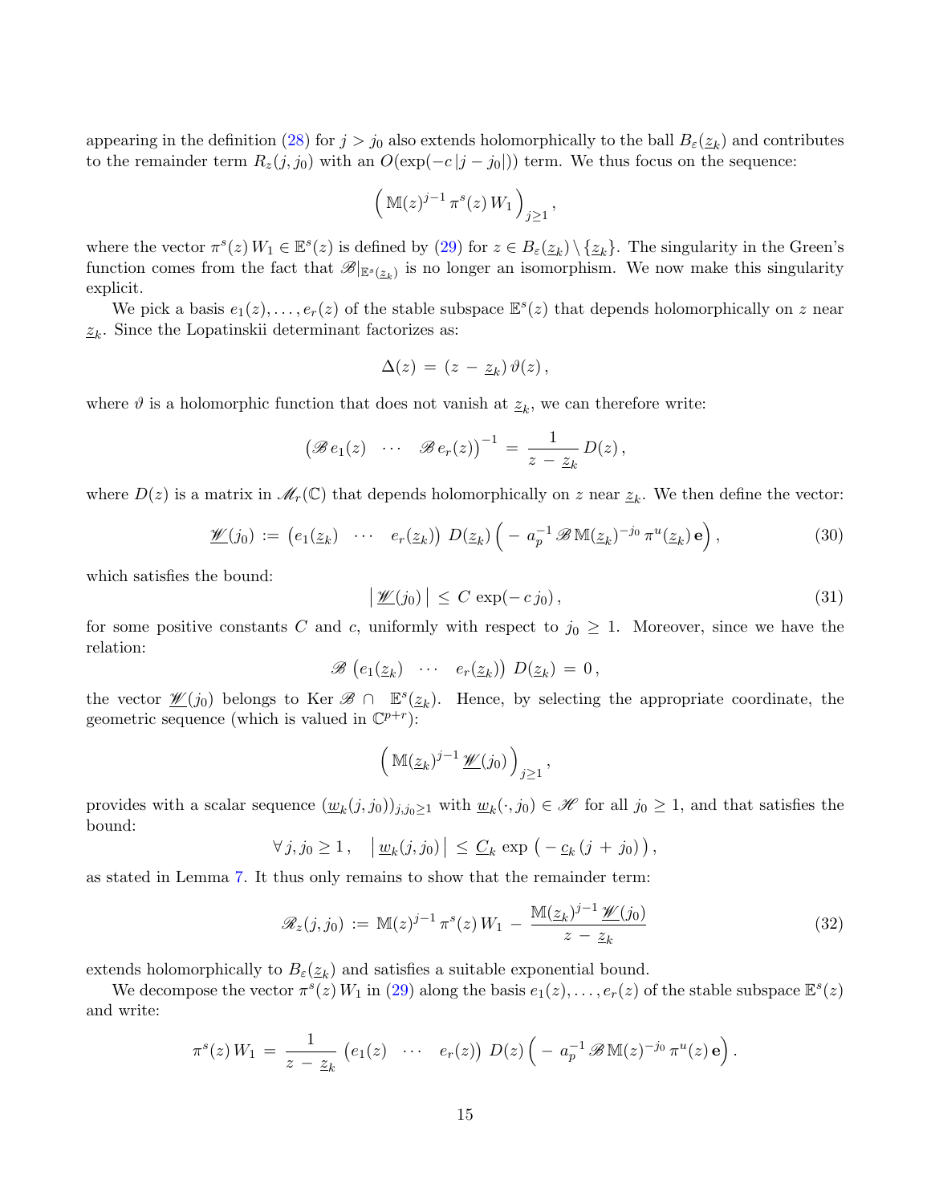appearing in the definition (28) for $j > j_0$ also extends holomorphically to the ball $B_\varepsilon(\underline{z}_k)$ and contributes to the remainder term $R_z(j,j_0)$ with an $O(\exp(-c\,|j-j_0|))$ term. We thus focus on the sequence:

$$\Big( \mathbb{M}(z)^{j-1}\,\pi^s(z)\,W_1 \Big)_{j\ge 1}\,,$$

where the vector $\pi^s(z)\,W_1 \in \mathbb{E}^s(z)$ is defined by (29) for $z \in B_\varepsilon(\underline{z}_k) \setminus \{\underline{z}_k\}$. The singularity in the Green's function comes from the fact that $\mathscr{B}|_{\mathbb{E}^s(\underline{z}_k)}$ is no longer an isomorphism. We now make this singularity explicit.

We pick a basis $e_1(z),\dots,e_r(z)$ of the stable subspace $\mathbb{E}^s(z)$ that depends holomorphically on $z$ near $\underline{z}_k$. Since the Lopatinskii determinant factorizes as:

$$\Delta(z) \,=\, (z\,-\,\underline{z}_k)\,\vartheta(z)\,,$$

where $\vartheta$ is a holomorphic function that does not vanish at $\underline{z}_k$, we can therefore write:

$$\begin{pmatrix} \mathscr{B}\,e_1(z) & \cdots & \mathscr{B}\,e_r(z) \end{pmatrix}^{-1} \,=\, \frac{1}{z\,-\,\underline{z}_k}\,D(z)\,,$$

where $D(z)$ is a matrix in $\mathscr{M}_r(\mathbb{C})$ that depends holomorphically on $z$ near $\underline{z}_k$. We then define the vector:

$$\underline{\mathscr{W}}(j_0) \,:=\, \begin{pmatrix} e_1(\underline{z}_k) & \cdots & e_r(\underline{z}_k) \end{pmatrix}\,D(\underline{z}_k)\,\Big(-\,a_p^{-1}\,\mathscr{B}\,\mathbb{M}(\underline{z}_k)^{-j_0}\,\pi^u(\underline{z}_k)\,\mathbf{e}\Big)\,, \tag{30}$$

which satisfies the bound:

$$\big|\,\underline{\mathscr{W}}(j_0)\,\big| \,\le\, C\,\exp(-\,c\,j_0)\,, \tag{31}$$

for some positive constants $C$ and $c$, uniformly with respect to $j_0 \ge 1$. Moreover, since we have the relation:

$$\mathscr{B}\,\begin{pmatrix} e_1(\underline{z}_k) & \cdots & e_r(\underline{z}_k) \end{pmatrix}\,D(\underline{z}_k) \,=\, 0\,,$$

the vector $\underline{\mathscr{W}}(j_0)$ belongs to $\mathrm{Ker}\,\mathscr{B}\,\cap\,\mathbb{E}^s(\underline{z}_k)$. Hence, by selecting the appropriate coordinate, the geometric sequence (which is valued in $\mathbb{C}^{p+r}$):

$$\Big(\mathbb{M}(\underline{z}_k)^{j-1}\,\underline{\mathscr{W}}(j_0)\Big)_{j\ge 1}\,,$$

provides with a scalar sequence $(\underline{w}_k(j,j_0))_{j,j_0\ge 1}$ with $\underline{w}_k(\cdot,j_0) \in \mathscr{H}$ for all $j_0 \ge 1$, and that satisfies the bound:

$$\forall\,j,j_0 \ge 1\,,\quad \big|\,\underline{w}_k(j,j_0)\,\big| \,\le\, \underline{C}_k\,\exp\big(-\,\underline{c}_k\,(j\,+\,j_0)\big)\,,$$

as stated in Lemma 7. It thus only remains to show that the remainder term:

$$\mathscr{R}_z(j,j_0) \,:=\, \mathbb{M}(z)^{j-1}\,\pi^s(z)\,W_1 \,-\, \frac{\mathbb{M}(\underline{z}_k)^{j-1}\,\underline{\mathscr{W}}(j_0)}{z\,-\,\underline{z}_k} \tag{32}$$

extends holomorphically to $B_\varepsilon(\underline{z}_k)$ and satisfies a suitable exponential bound.

We decompose the vector $\pi^s(z)\,W_1$ in (29) along the basis $e_1(z),\dots,e_r(z)$ of the stable subspace $\mathbb{E}^s(z)$ and write:

$$\pi^s(z)\,W_1 \,=\, \frac{1}{z\,-\,\underline{z}_k}\,\begin{pmatrix} e_1(z) & \cdots & e_r(z) \end{pmatrix}\,D(z)\,\Big(-\,a_p^{-1}\,\mathscr{B}\,\mathbb{M}(z)^{-j_0}\,\pi^u(z)\,\mathbf{e}\Big)\,.$$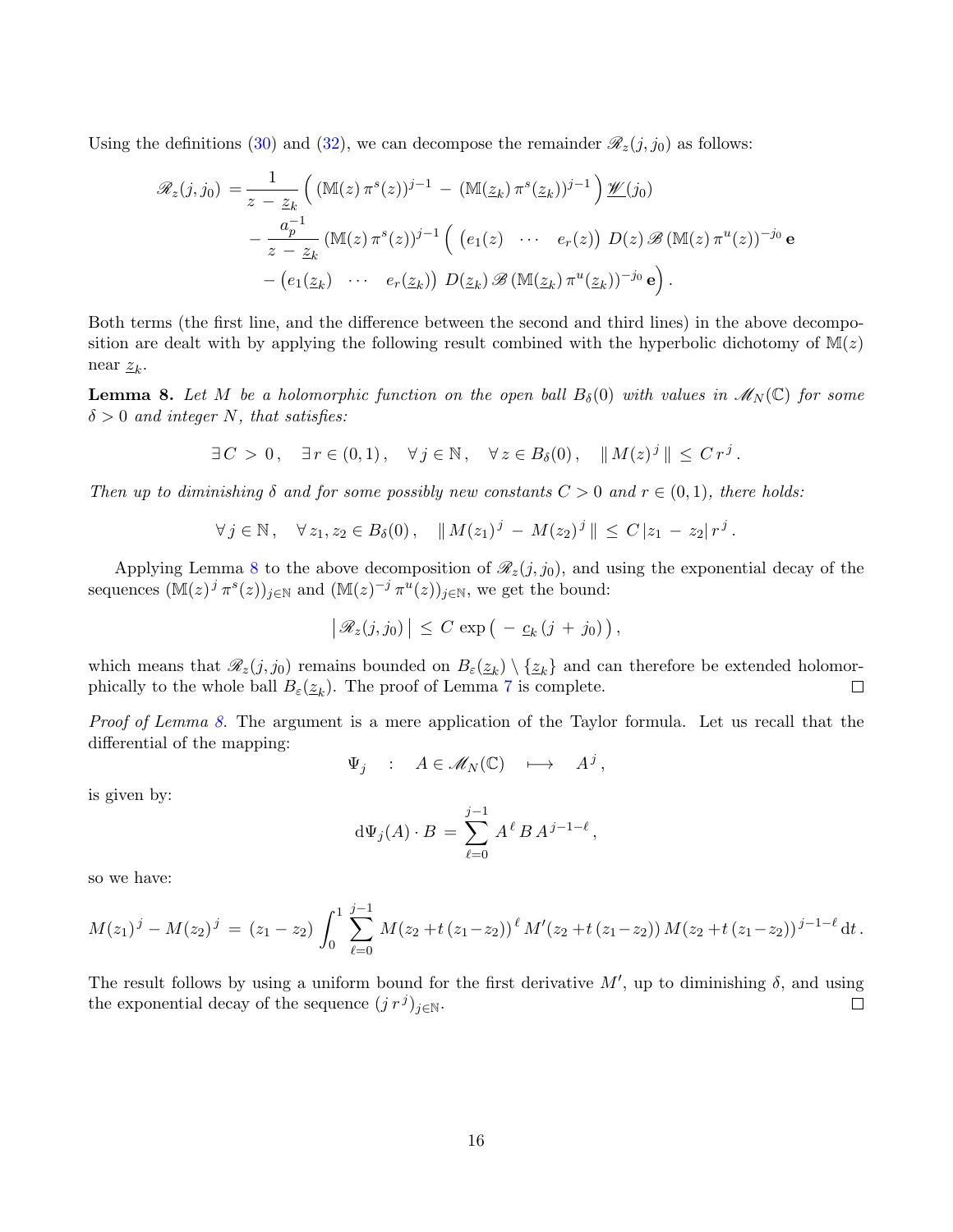Using the definitions (30) and (32), we can decompose the remainder $\mathscr{R}_z(j,j_0)$ as follows:

$$
\begin{aligned}
\mathscr{R}_z(j,j_0) = & \frac{1}{z - \underline{z}_k} \Big( (\mathbb{M}(z)\, \pi^s(z))^{j-1} - (\mathbb{M}(\underline{z}_k)\, \pi^s(\underline{z}_k))^{j-1} \Big) \, \underline{\mathscr{W}}(j_0) \\
& - \frac{a_p^{-1}}{z - \underline{z}_k} \, (\mathbb{M}(z)\, \pi^s(z))^{j-1} \Big( \begin{pmatrix} e_1(z) & \cdots & e_r(z) \end{pmatrix} \, D(z) \, \mathscr{B} \, (\mathbb{M}(z)\, \pi^u(z))^{-j_0} \, \mathbf{e} \\
& - \begin{pmatrix} e_1(\underline{z}_k) & \cdots & e_r(\underline{z}_k) \end{pmatrix} \, D(\underline{z}_k) \, \mathscr{B} \, (\mathbb{M}(\underline{z}_k)\, \pi^u(\underline{z}_k))^{-j_0} \, \mathbf{e} \Big) \, .
\end{aligned}
$$

Both terms (the first line, and the difference between the second and third lines) in the above decomposition are dealt with by applying the following result combined with the hyperbolic dichotomy of $\mathbb{M}(z)$ near $\underline{z}_k$.

**Lemma 8.** *Let $M$ be a holomorphic function on the open ball $B_\delta(0)$ with values in $\mathscr{M}_N(\mathbb{C})$ for some $\delta > 0$ and integer $N$, that satisfies:*

$$
\exists \, C > 0 \, , \quad \exists \, r \in (0,1) \, , \quad \forall \, j \in \mathbb{N} \, , \quad \forall \, z \in B_\delta(0) \, , \quad \| \, M(z)^j \, \| \, \le \, C \, r^j \, .
$$

*Then up to diminishing $\delta$ and for some possibly new constants $C > 0$ and $r \in (0,1)$, there holds:*

$$
\forall \, j \in \mathbb{N} \, , \quad \forall \, z_1, z_2 \in B_\delta(0) \, , \quad \| \, M(z_1)^j \, - \, M(z_2)^j \, \| \, \le \, C \, |z_1 \, - \, z_2| \, r^j \, .
$$

Applying Lemma 8 to the above decomposition of $\mathscr{R}_z(j,j_0)$, and using the exponential decay of the sequences $(\mathbb{M}(z)^j \, \pi^s(z))_{j \in \mathbb{N}}$ and $(\mathbb{M}(z)^{-j} \, \pi^u(z))_{j \in \mathbb{N}}$, we get the bound:

$$
\big| \, \mathscr{R}_z(j,j_0) \, \big| \, \le \, C \, \exp \big( \, - \, \underline{c}_k \, (j \, + \, j_0) \, \big) \, ,
$$

which means that $\mathscr{R}_z(j,j_0)$ remains bounded on $B_\varepsilon(\underline{z}_k) \setminus \{\underline{z}_k\}$ and can therefore be extended holomorphically to the whole ball $B_\varepsilon(\underline{z}_k)$. The proof of Lemma 7 is complete. $\square$

*Proof of Lemma 8.* The argument is a mere application of the Taylor formula. Let us recall that the differential of the mapping:

$$
\Psi_j \quad : \quad A \in \mathscr{M}_N(\mathbb{C}) \quad \longmapsto \quad A^j \, ,
$$

is given by:

$$
\mathrm{d}\Psi_j(A) \cdot B \, = \, \sum_{\ell=0}^{j-1} A^\ell \, B \, A^{j-1-\ell} \, ,
$$

so we have:

$$
M(z_1)^j - M(z_2)^j \, = \, (z_1 - z_2) \int_0^1 \sum_{\ell=0}^{j-1} M(z_2 + t\,(z_1 - z_2))^\ell \, M'(z_2 + t\,(z_1 - z_2)) \, M(z_2 + t\,(z_1 - z_2))^{j-1-\ell} \, \mathrm{d}t \, .
$$

The result follows by using a uniform bound for the first derivative $M'$, up to diminishing $\delta$, and using the exponential decay of the sequence $(j \, r^j)_{j \in \mathbb{N}}$. $\square$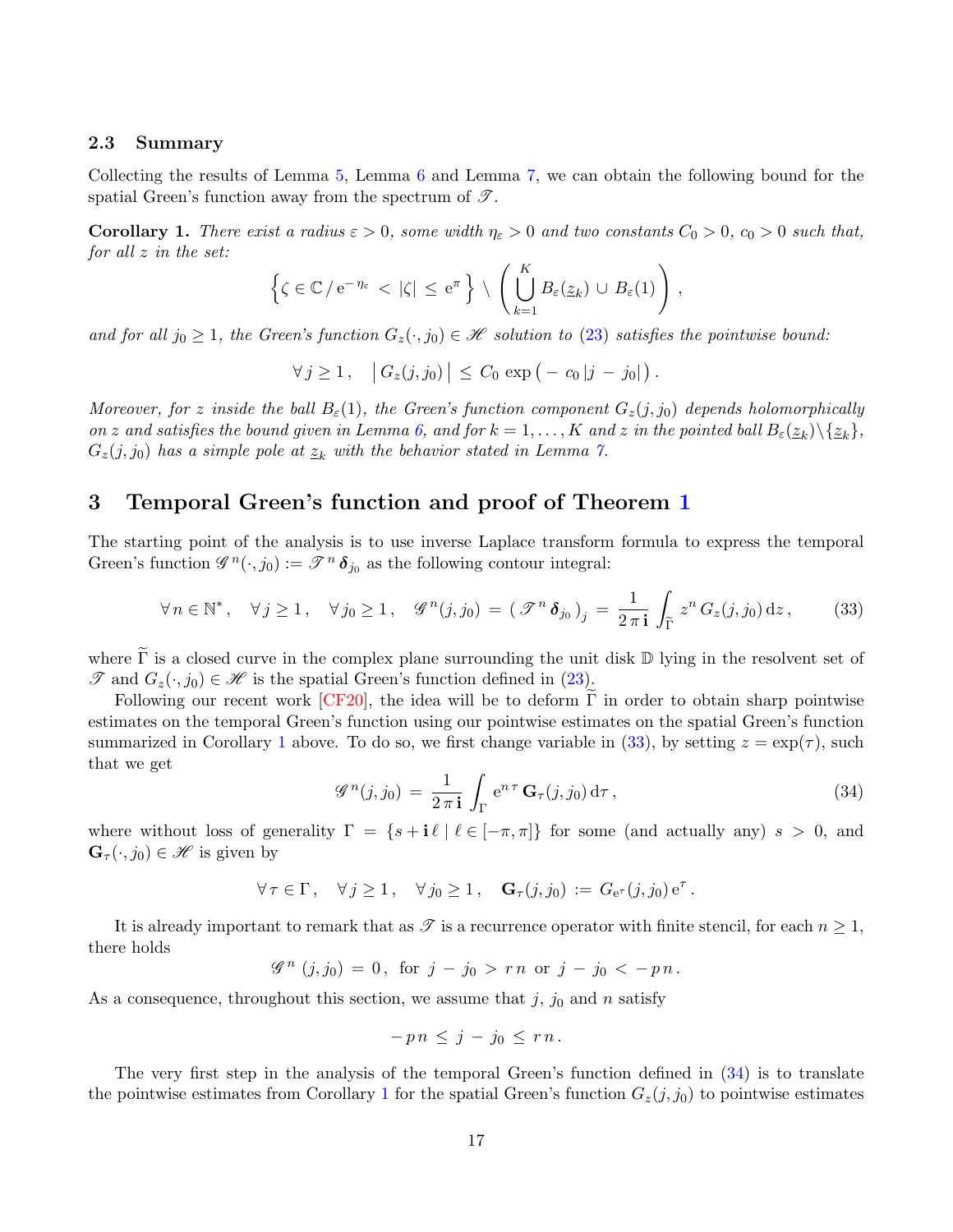### 2.3 Summary

Collecting the results of Lemma 5, Lemma 6 and Lemma 7, we can obtain the following bound for the spatial Green's function away from the spectrum of $\mathscr{T}$.

**Corollary 1.** *There exist a radius $\varepsilon > 0$, some width $\eta_\varepsilon > 0$ and two constants $C_0 > 0$, $c_0 > 0$ such that, for all $z$ in the set:*

$$\left\{ \zeta \in \mathbb{C} \,/\, \mathrm{e}^{-\eta_\varepsilon} < |\zeta| \leq \mathrm{e}^{\pi} \right\} \setminus \left( \bigcup_{k=1}^{K} B_\varepsilon(\underline{z}_k) \cup B_\varepsilon(1) \right),$$

*and for all $j_0 \geq 1$, the Green's function $G_z(\cdot, j_0) \in \mathscr{H}$ solution to (23) satisfies the pointwise bound:*

$$\forall\, j \geq 1\,, \quad \left| G_z(j, j_0) \right| \leq C_0 \exp\left( -\, c_0\, |j - j_0| \right).$$

*Moreover, for $z$ inside the ball $B_\varepsilon(1)$, the Green's function component $G_z(j, j_0)$ depends holomorphically on $z$ and satisfies the bound given in Lemma 6, and for $k = 1, \dots, K$ and $z$ in the pointed ball $B_\varepsilon(\underline{z}_k) \backslash \{\underline{z}_k\}$, $G_z(j, j_0)$ has a simple pole at $\underline{z}_k$ with the behavior stated in Lemma 7.*

## 3 Temporal Green's function and proof of Theorem 1

The starting point of the analysis is to use inverse Laplace transform formula to express the temporal Green's function $\mathscr{G}^{\,n}(\cdot, j_0) := \mathscr{T}^{\,n} \boldsymbol{\delta}_{j_0}$ as the following contour integral:

$$\forall\, n \in \mathbb{N}^*\,, \quad \forall\, j \geq 1\,, \quad \forall\, j_0 \geq 1\,, \quad \mathscr{G}^{\,n}(j, j_0) = (\, \mathscr{T}^{\,n} \boldsymbol{\delta}_{j_0}\,)_j = \frac{1}{2\,\pi\,\mathbf{i}} \int_{\widetilde{\Gamma}} z^n\, G_z(j, j_0)\, \mathrm{d}z\,, \tag{33}$$

where $\widetilde{\Gamma}$ is a closed curve in the complex plane surrounding the unit disk $\mathbb{D}$ lying in the resolvent set of $\mathscr{T}$ and $G_z(\cdot, j_0) \in \mathscr{H}$ is the spatial Green's function defined in (23).

Following our recent work [CF20], the idea will be to deform $\widetilde{\Gamma}$ in order to obtain sharp pointwise estimates on the temporal Green's function using our pointwise estimates on the spatial Green's function summarized in Corollary 1 above. To do so, we first change variable in (33), by setting $z = \exp(\tau)$, such that we get

$$\mathscr{G}^{\,n}(j, j_0) = \frac{1}{2\,\pi\,\mathbf{i}} \int_{\Gamma} \mathrm{e}^{n\,\tau}\, \mathbf{G}_\tau(j, j_0)\, \mathrm{d}\tau\,, \tag{34}$$

where without loss of generality $\Gamma = \{ s + \mathbf{i}\,\ell \mid \ell \in [-\pi, \pi] \}$ for some (and actually any) $s > 0$, and $\mathbf{G}_\tau(\cdot, j_0) \in \mathscr{H}$ is given by

$$\forall\, \tau \in \Gamma\,, \quad \forall\, j \geq 1\,, \quad \forall\, j_0 \geq 1\,, \quad \mathbf{G}_\tau(j, j_0) := G_{\mathrm{e}^\tau}(j, j_0)\, \mathrm{e}^\tau\,.$$

It is already important to remark that as $\mathscr{T}$ is a recurrence operator with finite stencil, for each $n \geq 1$, there holds

$$\mathscr{G}^{\,n}\,(j, j_0) = 0\,, \text{ for } j - j_0 > r\,n \text{ or } j - j_0 < -\,p\,n\,.$$

As a consequence, throughout this section, we assume that $j$, $j_0$ and $n$ satisfy

$$-\,p\,n \leq j - j_0 \leq r\,n\,.$$

The very first step in the analysis of the temporal Green's function defined in (34) is to translate the pointwise estimates from Corollary 1 for the spatial Green's function $G_z(j, j_0)$ to pointwise estimates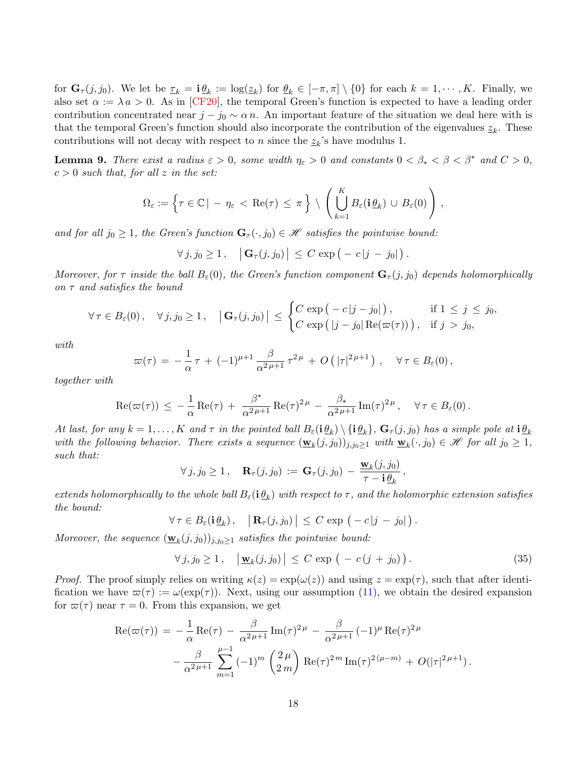for $\mathbf{G}_\tau(j, j_0)$. We let be $\underline{\tau}_k = \mathbf{i}\,\underline{\theta}_k := \log(\underline{z}_k)$ for $\underline{\theta}_k \in [-\pi, \pi] \setminus \{0\}$ for each $k = 1, \cdots, K$. Finally, we also set $\alpha := \lambda\, a > 0$. As in [CF20], the temporal Green's function is expected to have a leading order contribution concentrated near $j - j_0 \sim \alpha\, n$. An important feature of the situation we deal here with is that the temporal Green's function should also incorporate the contribution of the eigenvalues $\underline{z}_k$. These contributions will not decay with respect to $n$ since the $\underline{z}_k$'s have modulus 1.

**Lemma 9.** *There exist a radius $\varepsilon > 0$, some width $\eta_\varepsilon > 0$ and constants $0 < \beta_* < \beta < \beta^*$ and $C > 0$, $c > 0$ such that, for all $z$ in the set:*

$$\Omega_\varepsilon := \Big\{ \tau \in \mathbb{C} \,|\, -\eta_\varepsilon < \mathrm{Re}(\tau) \leq \pi \Big\} \setminus \left( \bigcup_{k=1}^{K} B_\varepsilon(\mathbf{i}\,\underline{\theta}_k) \cup B_\varepsilon(0) \right),$$

*and for all $j_0 \geq 1$, the Green's function $\mathbf{G}_\tau(\cdot, j_0) \in \mathscr{H}$ satisfies the pointwise bound:*

$$\forall\, j, j_0 \geq 1\,, \quad \big|\, \mathbf{G}_\tau(j, j_0) \,\big| \,\leq\, C\, \exp\big( - c\, |j - j_0| \big)\,.$$

*Moreover, for $\tau$ inside the ball $B_\varepsilon(0)$, the Green's function component $\mathbf{G}_\tau(j, j_0)$ depends holomorphically on $\tau$ and satisfies the bound*

$$\forall\, \tau \in B_\varepsilon(0)\,, \quad \forall\, j, j_0 \geq 1\,, \quad \big|\, \mathbf{G}_\tau(j, j_0) \,\big| \,\leq\, \begin{cases} C\, \exp\big( - c\, |j - j_0| \big)\,, & \text{if } 1 \leq j \leq j_0, \\ C\, \exp\big( |j - j_0|\, \mathrm{Re}(\varpi(\tau)) \big)\,, & \text{if } j > j_0, \end{cases}$$

*with*

$$\varpi(\tau) \,=\, -\frac{1}{\alpha}\, \tau \,+\, (-1)^{\mu+1}\, \frac{\beta}{\alpha^{2\,\mu+1}}\, \tau^{2\,\mu} \,+\, O\big( |\tau|^{2\,\mu+1} \big)\,, \quad \forall\, \tau \in B_\varepsilon(0)\,,$$

*together with*

$$\mathrm{Re}(\varpi(\tau)) \,\leq\, -\frac{1}{\alpha}\, \mathrm{Re}(\tau) \,+\, \frac{\beta^*}{\alpha^{2\,\mu+1}}\, \mathrm{Re}(\tau)^{2\,\mu} \,-\, \frac{\beta_*}{\alpha^{2\,\mu+1}}\, \mathrm{Im}(\tau)^{2\,\mu}\,, \quad \forall\, \tau \in B_\varepsilon(0)\,.$$

*At last, for any $k = 1, \ldots, K$ and $\tau$ in the pointed ball $B_\varepsilon(\mathbf{i}\,\underline{\theta}_k) \setminus \{\mathbf{i}\,\underline{\theta}_k\}$, $\mathbf{G}_\tau(j, j_0)$ has a simple pole at $\mathbf{i}\,\underline{\theta}_k$ with the following behavior. There exists a sequence $(\underline{\mathbf{w}}_k(j, j_0))_{j, j_0 \geq 1}$ with $\underline{\mathbf{w}}_k(\cdot, j_0) \in \mathscr{H}$ for all $j_0 \geq 1$, such that:*

$$\forall\, j, j_0 \geq 1\,, \quad \mathbf{R}_\tau(j, j_0) \,:=\, \mathbf{G}_\tau(j, j_0) \,-\, \frac{\underline{\mathbf{w}}_k(j, j_0)}{\tau - \mathbf{i}\,\underline{\theta}_k}\,,$$

*extends holomorphically to the whole ball $B_\varepsilon(\mathbf{i}\,\underline{\theta}_k)$ with respect to $\tau$, and the holomorphic extension satisfies the bound:*

$$\forall\, \tau \in B_\varepsilon(\mathbf{i}\,\underline{\theta}_k)\,, \quad \big|\, \mathbf{R}_\tau(j, j_0) \,\big| \,\leq\, C\, \exp\big( - c\, |j - j_0| \big)\,.$$

*Moreover, the sequence $(\underline{\mathbf{w}}_k(j, j_0))_{j, j_0 \geq 1}$ satisfies the pointwise bound:*

$$\forall\, j, j_0 \geq 1\,, \quad \big|\, \underline{\mathbf{w}}_k(j, j_0) \,\big| \,\leq\, C\, \exp\big( -c\, (j + j_0) \big)\,. \tag{35}$$

*Proof.* The proof simply relies on writing $\kappa(z) = \exp(\omega(z))$ and using $z = \exp(\tau)$, such that after identification we have $\varpi(\tau) := \omega(\exp(\tau))$. Next, using our assumption (11), we obtain the desired expansion for $\varpi(\tau)$ near $\tau = 0$. From this expansion, we get

$$\begin{aligned} \mathrm{Re}(\varpi(\tau)) \,=\, & -\frac{1}{\alpha}\, \mathrm{Re}(\tau) \,-\, \frac{\beta}{\alpha^{2\,\mu+1}}\, \mathrm{Im}(\tau)^{2\,\mu} \,-\, \frac{\beta}{\alpha^{2\,\mu+1}}\, (-1)^{\mu}\, \mathrm{Re}(\tau)^{2\,\mu} \\ & -\frac{\beta}{\alpha^{2\,\mu+1}} \sum_{m=1}^{\mu-1} (-1)^m \binom{2\,\mu}{2\,m}\, \mathrm{Re}(\tau)^{2\,m}\, \mathrm{Im}(\tau)^{2\,(\mu-m)} \,+\, O(|\tau|^{2\,\mu+1})\,. \end{aligned}$$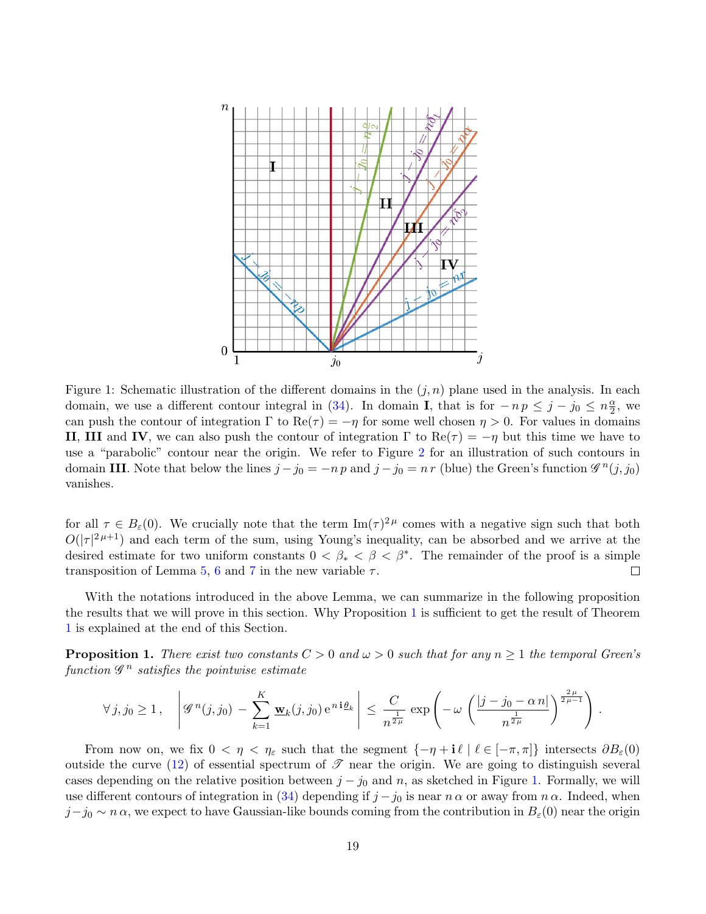Figure 1: Schematic illustration of the different domains in the $(j,n)$ plane used in the analysis. In each domain, we use a different contour integral in (34). In domain **I**, that is for $-n\,p \leq j - j_0 \leq n\frac{\alpha}{2}$, we can push the contour of integration $\Gamma$ to $\mathrm{Re}(\tau) = -\eta$ for some well chosen $\eta > 0$. For values in domains **II**, **III** and **IV**, we can also push the contour of integration $\Gamma$ to $\mathrm{Re}(\tau) = -\eta$ but this time we have to use a "parabolic" contour near the origin. We refer to Figure 2 for an illustration of such contours in domain **III**. Note that below the lines $j - j_0 = -n\,p$ and $j - j_0 = n\,r$ (blue) the Green's function $\mathscr{G}^n(j, j_0)$ vanishes.

for all $\tau \in B_\varepsilon(0)$. We crucially note that the term $\mathrm{Im}(\tau)^{2\mu}$ comes with a negative sign such that both $O(|\tau|^{2\mu+1})$ and each term of the sum, using Young's inequality, can be absorbed and we arrive at the desired estimate for two uniform constants $0 < \beta_* < \beta < \beta^*$. The remainder of the proof is a simple transposition of Lemma 5, 6 and 7 in the new variable $\tau$. □

With the notations introduced in the above Lemma, we can summarize in the following proposition the results that we will prove in this section. Why Proposition 1 is sufficient to get the result of Theorem 1 is explained at the end of this Section.

**Proposition 1.** *There exist two constants $C > 0$ and $\omega > 0$ such that for any $n \geq 1$ the temporal Green's function $\mathscr{G}^n$ satisfies the pointwise estimate*

$$\forall\, j, j_0 \geq 1\,, \quad \left| \mathscr{G}^n(j, j_0) - \sum_{k=1}^{K} \underline{\mathbf{w}}_k(j, j_0)\, \mathrm{e}^{n\,\mathbf{i}\,\underline{\theta}_k} \right| \leq \frac{C}{n^{\frac{1}{2\mu}}} \exp\left( -\omega \left( \frac{|j - j_0 - \alpha\, n|}{n^{\frac{1}{2\mu}}} \right)^{\frac{2\mu}{2\mu-1}} \right).$$

From now on, we fix $0 < \eta < \eta_\varepsilon$ such that the segment $\{-\eta + \mathbf{i}\,\ell \mid \ell \in [-\pi, \pi]\}$ intersects $\partial B_\varepsilon(0)$ outside the curve (12) of essential spectrum of $\mathscr{T}$ near the origin. We are going to distinguish several cases depending on the relative position between $j - j_0$ and $n$, as sketched in Figure 1. Formally, we will use different contours of integration in (34) depending if $j - j_0$ is near $n\,\alpha$ or away from $n\,\alpha$. Indeed, when $j - j_0 \sim n\,\alpha$, we expect to have Gaussian-like bounds coming from the contribution in $B_\varepsilon(0)$ near the origin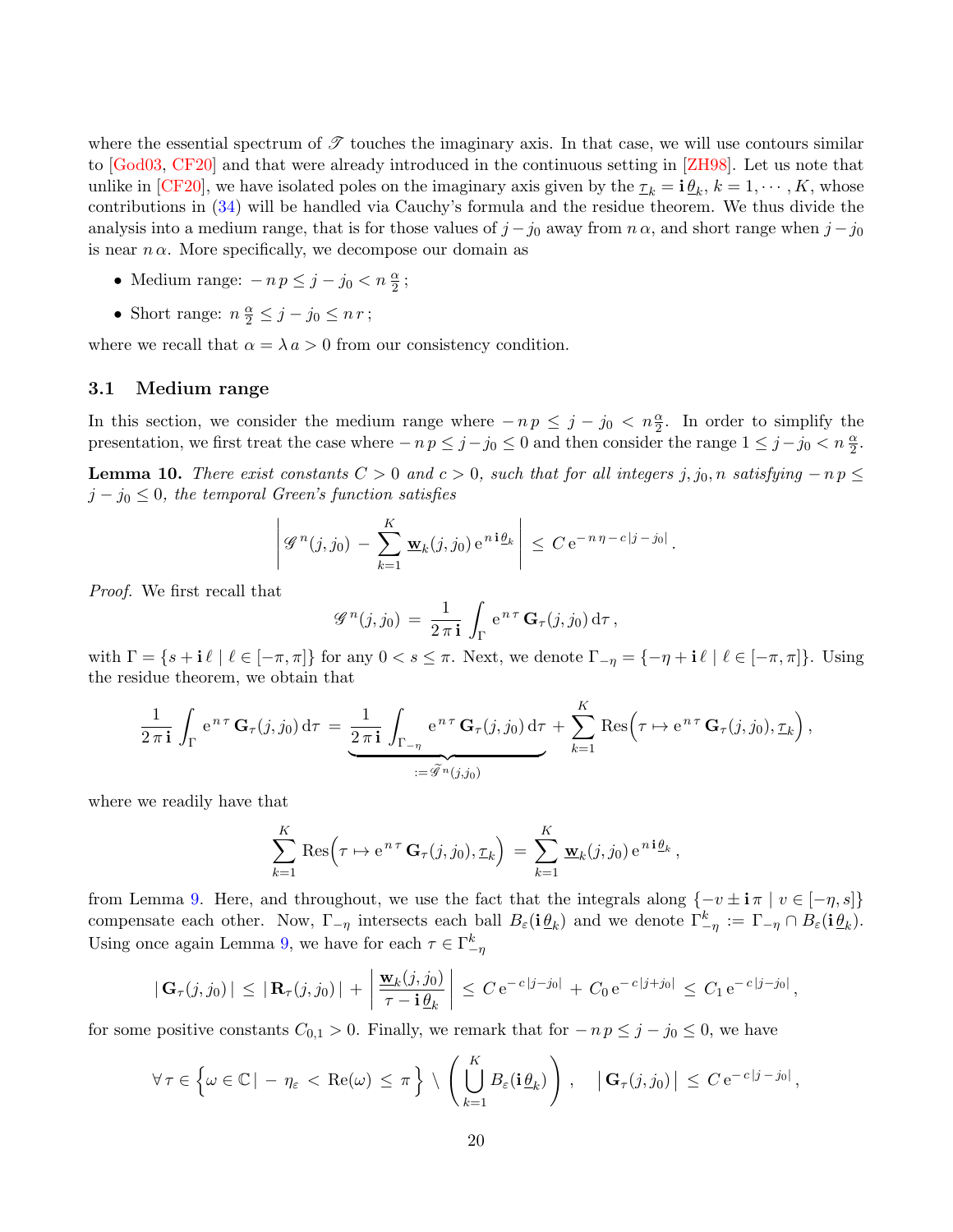where the essential spectrum of $\mathscr{T}$ touches the imaginary axis. In that case, we will use contours similar to [God03, CF20] and that were already introduced in the continuous setting in [ZH98]. Let us note that unlike in [CF20], we have isolated poles on the imaginary axis given by the $\underline{\tau}_k = \mathbf{i}\,\underline{\theta}_k$, $k = 1, \cdots, K$, whose contributions in (34) will be handled via Cauchy's formula and the residue theorem. We thus divide the analysis into a medium range, that is for those values of $j - j_0$ away from $n\,\alpha$, and short range when $j - j_0$ is near $n\,\alpha$. More specifically, we decompose our domain as

- Medium range: $-n\,p \leq j - j_0 < n\,\frac{\alpha}{2}$;
- Short range: $n\,\frac{\alpha}{2} \leq j - j_0 \leq n\,r$;

where we recall that $\alpha = \lambda\,a > 0$ from our consistency condition.

### 3.1 Medium range

In this section, we consider the medium range where $-n\,p \leq j - j_0 < n\frac{\alpha}{2}$. In order to simplify the presentation, we first treat the case where $-n\,p \leq j - j_0 \leq 0$ and then consider the range $1 \leq j - j_0 < n\,\frac{\alpha}{2}$.

**Lemma 10.** *There exist constants $C > 0$ and $c > 0$, such that for all integers $j, j_0, n$ satisfying $-n\,p \leq j - j_0 \leq 0$, the temporal Green's function satisfies*

$$\left| \mathscr{G}^n(j, j_0) - \sum_{k=1}^{K} \underline{\mathbf{w}}_k(j, j_0)\,\mathrm{e}^{n\,\mathbf{i}\,\underline{\theta}_k} \right| \leq C\,\mathrm{e}^{-n\,\eta - c\,|j - j_0|}.$$

*Proof.* We first recall that

$$\mathscr{G}^n(j, j_0) = \frac{1}{2\,\pi\,\mathbf{i}} \int_{\Gamma} \mathrm{e}^{n\,\tau}\,\mathbf{G}_\tau(j, j_0)\,\mathrm{d}\tau,$$

with $\Gamma = \{s + \mathbf{i}\,\ell \mid \ell \in [-\pi, \pi]\}$ for any $0 < s \leq \pi$. Next, we denote $\Gamma_{-\eta} = \{-\eta + \mathbf{i}\,\ell \mid \ell \in [-\pi, \pi]\}$. Using the residue theorem, we obtain that

$$\frac{1}{2\,\pi\,\mathbf{i}} \int_{\Gamma} \mathrm{e}^{n\,\tau}\,\mathbf{G}_\tau(j, j_0)\,\mathrm{d}\tau = \underbrace{\frac{1}{2\,\pi\,\mathbf{i}} \int_{\Gamma_{-\eta}} \mathrm{e}^{n\,\tau}\,\mathbf{G}_\tau(j, j_0)\,\mathrm{d}\tau}_{:= \widetilde{\mathscr{G}}^n(j, j_0)} + \sum_{k=1}^{K} \mathrm{Res}\Big(\tau \mapsto \mathrm{e}^{n\,\tau}\,\mathbf{G}_\tau(j, j_0), \underline{\tau}_k\Big),$$

where we readily have that

$$\sum_{k=1}^{K} \mathrm{Res}\Big(\tau \mapsto \mathrm{e}^{n\,\tau}\,\mathbf{G}_\tau(j, j_0), \underline{\tau}_k\Big) = \sum_{k=1}^{K} \underline{\mathbf{w}}_k(j, j_0)\,\mathrm{e}^{n\,\mathbf{i}\,\underline{\theta}_k},$$

from Lemma 9. Here, and throughout, we use the fact that the integrals along $\{-v \pm \mathbf{i}\,\pi \mid v \in [-\eta, s]\}$ compensate each other. Now, $\Gamma_{-\eta}$ intersects each ball $B_\varepsilon(\mathbf{i}\,\underline{\theta}_k)$ and we denote $\Gamma^k_{-\eta} := \Gamma_{-\eta} \cap B_\varepsilon(\mathbf{i}\,\underline{\theta}_k)$. Using once again Lemma 9, we have for each $\tau \in \Gamma^k_{-\eta}$

$$|\,\mathbf{G}_\tau(j, j_0)\,| \leq |\,\mathbf{R}_\tau(j, j_0)\,| + \left| \frac{\underline{\mathbf{w}}_k(j, j_0)}{\tau - \mathbf{i}\,\underline{\theta}_k} \right| \leq C\,\mathrm{e}^{-c\,|j - j_0|} + C_0\,\mathrm{e}^{-c\,|j + j_0|} \leq C_1\,\mathrm{e}^{-c\,|j - j_0|},$$

for some positive constants $C_{0,1} > 0$. Finally, we remark that for $-n\,p \leq j - j_0 \leq 0$, we have

$$\forall\,\tau \in \Big\{\omega \in \mathbb{C} \,|\, -\eta_\varepsilon < \mathrm{Re}(\omega) \leq \pi\Big\} \setminus \left(\bigcup_{k=1}^{K} B_\varepsilon(\mathbf{i}\,\underline{\theta}_k)\right), \quad \big|\,\mathbf{G}_\tau(j, j_0)\,\big| \leq C\,\mathrm{e}^{-c\,|j - j_0|},$$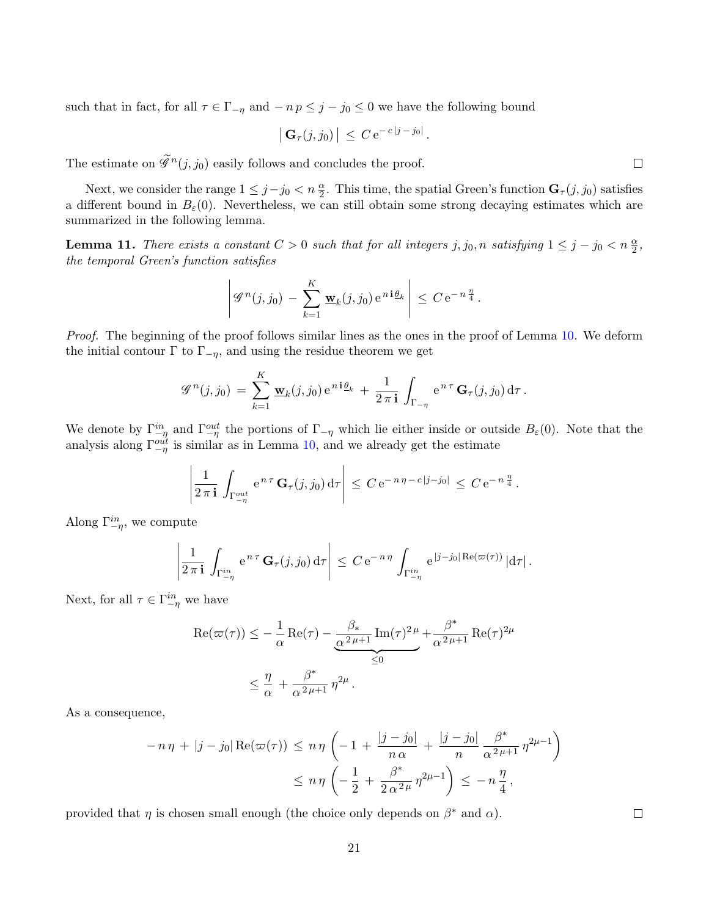such that in fact, for all $\tau \in \Gamma_{-\eta}$ and $-\, n\, p \leq j - j_0 \leq 0$ we have the following bound

$$\left| \mathbf{G}_\tau(j, j_0) \right| \, \leq \, C \, \mathrm{e}^{-\, c \, |j - j_0|} \, .$$

The estimate on $\widetilde{\mathscr{G}}^n(j, j_0)$ easily follows and concludes the proof. $\square$

Next, we consider the range $1 \leq j - j_0 < n \, \frac{\alpha}{2}$. This time, the spatial Green's function $\mathbf{G}_\tau(j, j_0)$ satisfies a different bound in $B_\varepsilon(0)$. Nevertheless, we can still obtain some strong decaying estimates which are summarized in the following lemma.

**Lemma 11.** *There exists a constant $C > 0$ such that for all integers $j, j_0, n$ satisfying $1 \leq j - j_0 < n \, \frac{\alpha}{2}$, the temporal Green's function satisfies*

$$\left| \mathscr{G}^n(j, j_0) \, - \, \sum_{k=1}^{K} \underline{\mathbf{w}}_k(j, j_0) \, \mathrm{e}^{\, n \, \mathbf{i} \, \underline{\theta}_k} \right| \, \leq \, C \, \mathrm{e}^{-\, n \, \frac{\eta}{4}} \, .$$

*Proof.* The beginning of the proof follows similar lines as the ones in the proof of Lemma 10. We deform the initial contour $\Gamma$ to $\Gamma_{-\eta}$, and using the residue theorem we get

$$\mathscr{G}^n(j, j_0) \, = \, \sum_{k=1}^{K} \underline{\mathbf{w}}_k(j, j_0) \, \mathrm{e}^{\, n \, \mathbf{i} \, \underline{\theta}_k} \, + \, \frac{1}{2 \, \pi \, \mathbf{i}} \int_{\Gamma_{-\eta}} \mathrm{e}^{\, n \, \tau} \, \mathbf{G}_\tau(j, j_0) \, \mathrm{d}\tau \, .$$

We denote by $\Gamma_{-\eta}^{in}$ and $\Gamma_{-\eta}^{out}$ the portions of $\Gamma_{-\eta}$ which lie either inside or outside $B_\varepsilon(0)$. Note that the analysis along $\Gamma_{-\eta}^{out}$ is similar as in Lemma 10, and we already get the estimate

$$\left| \frac{1}{2 \, \pi \, \mathbf{i}} \int_{\Gamma_{-\eta}^{out}} \mathrm{e}^{\, n \, \tau} \, \mathbf{G}_\tau(j, j_0) \, \mathrm{d}\tau \right| \, \leq \, C \, \mathrm{e}^{-\, n \, \eta \, - \, c \, |j - j_0|} \, \leq \, C \, \mathrm{e}^{-\, n \, \frac{\eta}{4}} \, .$$

Along $\Gamma_{-\eta}^{in}$, we compute

$$\left| \frac{1}{2 \, \pi \, \mathbf{i}} \int_{\Gamma_{-\eta}^{in}} \mathrm{e}^{\, n \, \tau} \, \mathbf{G}_\tau(j, j_0) \, \mathrm{d}\tau \right| \, \leq \, C \, \mathrm{e}^{-\, n \, \eta} \int_{\Gamma_{-\eta}^{in}} \mathrm{e}^{\, |j - j_0| \, \mathrm{Re}(\varpi(\tau))} \, |\mathrm{d}\tau| \, .$$

Next, for all $\tau \in \Gamma_{-\eta}^{in}$ we have

$$\begin{aligned}
\mathrm{Re}(\varpi(\tau)) &\leq -\, \frac{1}{\alpha} \, \mathrm{Re}(\tau) \, \underbrace{- \, \frac{\beta_*}{\alpha^{\, 2 \, \mu + 1}} \, \mathrm{Im}(\tau)^{2 \, \mu}}_{\leq 0} + \frac{\beta^*}{\alpha^{\, 2 \, \mu + 1}} \, \mathrm{Re}(\tau)^{2 \mu} \\
&\leq \frac{\eta}{\alpha} \, + \, \frac{\beta^*}{\alpha^{\, 2 \, \mu + 1}} \, \eta^{2 \mu} \, .
\end{aligned}$$

As a consequence,

$$\begin{aligned}
-\, n \, \eta \, + \, |j - j_0| \, \mathrm{Re}(\varpi(\tau)) \, &\leq \, n \, \eta \, \left( -\, 1 \, + \, \frac{|j - j_0|}{n \, \alpha} \, + \, \frac{|j - j_0|}{n} \, \frac{\beta^*}{\alpha^{\, 2 \, \mu + 1}} \, \eta^{2 \mu - 1} \right) \\
&\leq \, n \, \eta \, \left( -\, \frac{1}{2} \, + \, \frac{\beta^*}{2 \, \alpha^{\, 2 \, \mu}} \, \eta^{2 \mu - 1} \right) \, \leq \, -\, n \, \frac{\eta}{4} \, ,
\end{aligned}$$

provided that $\eta$ is chosen small enough (the choice only depends on $\beta^*$ and $\alpha$). $\square$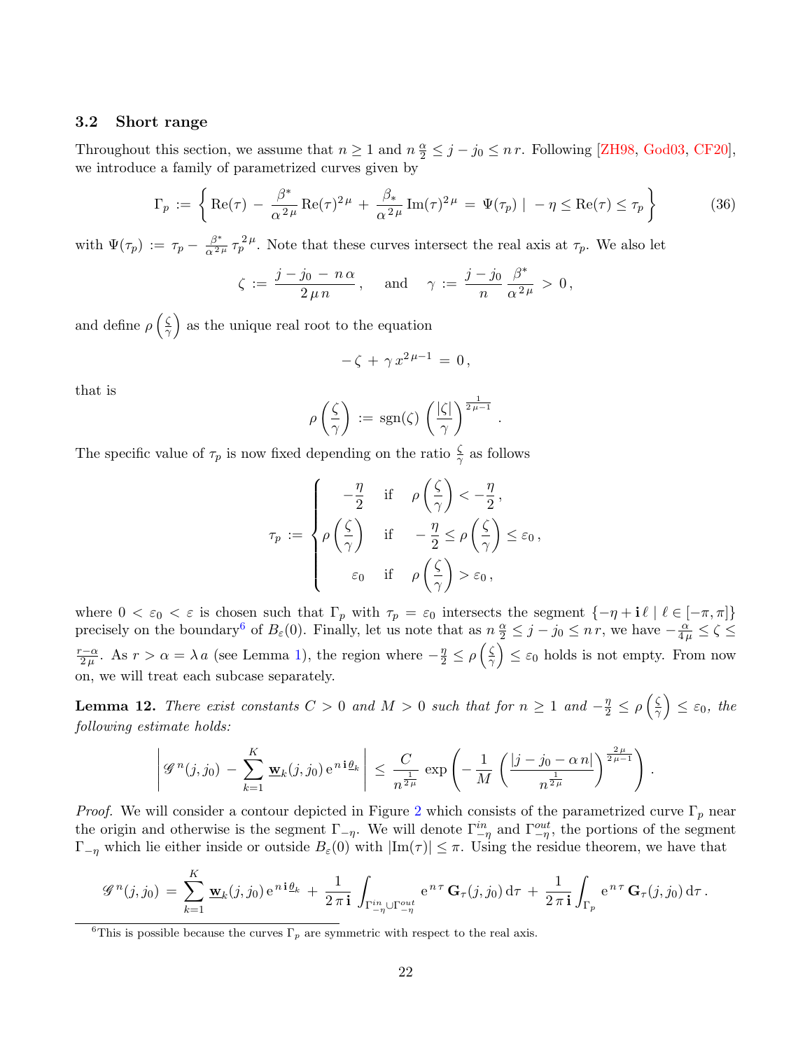### 3.2 Short range

Throughout this section, we assume that $n \geq 1$ and $n\,\frac{\alpha}{2} \leq j - j_0 \leq n\,r$. Following [ZH98, God03, CF20], we introduce a family of parametrized curves given by

$$\Gamma_p \;:=\; \left\{ \mathrm{Re}(\tau) \;-\; \frac{\beta^*}{\alpha^{2\,\mu}}\,\mathrm{Re}(\tau)^{2\,\mu} \;+\; \frac{\beta_*}{\alpha^{2\,\mu}}\,\mathrm{Im}(\tau)^{2\,\mu} \;=\; \Psi(\tau_p) \;|\; -\eta \leq \mathrm{Re}(\tau) \leq \tau_p \right\} \tag{36}$$

with $\Psi(\tau_p) \;:=\; \tau_p - \frac{\beta^*}{\alpha^{2\,\mu}}\,{\tau_p}^{2\,\mu}$. Note that these curves intersect the real axis at $\tau_p$. We also let

$$\zeta \;:=\; \frac{j - j_0 \;-\; n\,\alpha}{2\,\mu\,n}\,, \qquad \text{and} \qquad \gamma \;:=\; \frac{j - j_0}{n}\,\frac{\beta^*}{\alpha^{2\,\mu}} \;>\; 0\,,$$

and define $\rho\left(\frac{\zeta}{\gamma}\right)$ as the unique real root to the equation

$$-\,\zeta \;+\; \gamma\,x^{2\,\mu-1} \;=\; 0\,,$$

that is

$$\rho\left(\frac{\zeta}{\gamma}\right) \;:=\; \mathrm{sgn}(\zeta)\,\left(\frac{|\zeta|}{\gamma}\right)^{\frac{1}{2\,\mu-1}}\,.$$

The specific value of $\tau_p$ is now fixed depending on the ratio $\frac{\zeta}{\gamma}$ as follows

$$\tau_p \;:=\; \begin{cases} \quad -\dfrac{\eta}{2} & \text{if} \quad \rho\left(\dfrac{\zeta}{\gamma}\right) < -\dfrac{\eta}{2}\,, \\[2ex] \rho\left(\dfrac{\zeta}{\gamma}\right) & \text{if} \quad -\dfrac{\eta}{2} \leq \rho\left(\dfrac{\zeta}{\gamma}\right) \leq \varepsilon_0\,, \\[2ex] \quad \varepsilon_0 & \text{if} \quad \rho\left(\dfrac{\zeta}{\gamma}\right) > \varepsilon_0\,, \end{cases}$$

where $0 < \varepsilon_0 < \varepsilon$ is chosen such that $\Gamma_p$ with $\tau_p = \varepsilon_0$ intersects the segment $\{-\eta + \mathbf{i}\,\ell \mid \ell \in [-\pi,\pi]\}$ precisely on the boundary[6] of $B_\varepsilon(0)$. Finally, let us note that as $n\,\frac{\alpha}{2} \leq j - j_0 \leq n\,r$, we have $-\frac{\alpha}{4\,\mu} \leq \zeta \leq \frac{r-\alpha}{2\,\mu}$. As $r > \alpha = \lambda\,a$ (see Lemma 1), the region where $-\frac{\eta}{2} \leq \rho\left(\frac{\zeta}{\gamma}\right) \leq \varepsilon_0$ holds is not empty. From now on, we will treat each subcase separately.

**Lemma 12.** *There exist constants $C > 0$ and $M > 0$ such that for $n \geq 1$ and $-\frac{\eta}{2} \leq \rho\left(\frac{\zeta}{\gamma}\right) \leq \varepsilon_0$, the following estimate holds:*

$$\left| \mathscr{G}^{\,n}(j,j_0) \;-\; \sum_{k=1}^{K} \underline{\mathbf{w}}_k(j,j_0)\,\mathrm{e}^{\,n\,\mathbf{i}\,\underline{\theta}_k} \right| \;\leq\; \frac{C}{n^{\frac{1}{2\,\mu}}}\,\exp\left( -\,\frac{1}{M}\,\left( \frac{|j - j_0 - \alpha\,n|}{n^{\frac{1}{2\,\mu}}} \right)^{\frac{2\,\mu}{2\,\mu-1}} \right)\,.$$

*Proof.* We will consider a contour depicted in Figure 2 which consists of the parametrized curve $\Gamma_p$ near the origin and otherwise is the segment $\Gamma_{-\eta}$. We will denote $\Gamma_{-\eta}^{in}$ and $\Gamma_{-\eta}^{out}$, the portions of the segment $\Gamma_{-\eta}$ which lie either inside or outside $B_\varepsilon(0)$ with $|\mathrm{Im}(\tau)| \leq \pi$. Using the residue theorem, we have that

$$\mathscr{G}^{\,n}(j,j_0) \;=\; \sum_{k=1}^{K} \underline{\mathbf{w}}_k(j,j_0)\,\mathrm{e}^{\,n\,\mathbf{i}\,\underline{\theta}_k} \;+\; \frac{1}{2\,\pi\,\mathbf{i}} \int_{\Gamma_{-\eta}^{in} \cup \Gamma_{-\eta}^{out}} \mathrm{e}^{\,n\,\tau}\,\mathbf{G}_\tau(j,j_0)\,\mathrm{d}\tau \;+\; \frac{1}{2\,\pi\,\mathbf{i}} \int_{\Gamma_p} \mathrm{e}^{\,n\,\tau}\,\mathbf{G}_\tau(j,j_0)\,\mathrm{d}\tau\,.$$

[6] This is possible because the curves $\Gamma_p$ are symmetric with respect to the real axis.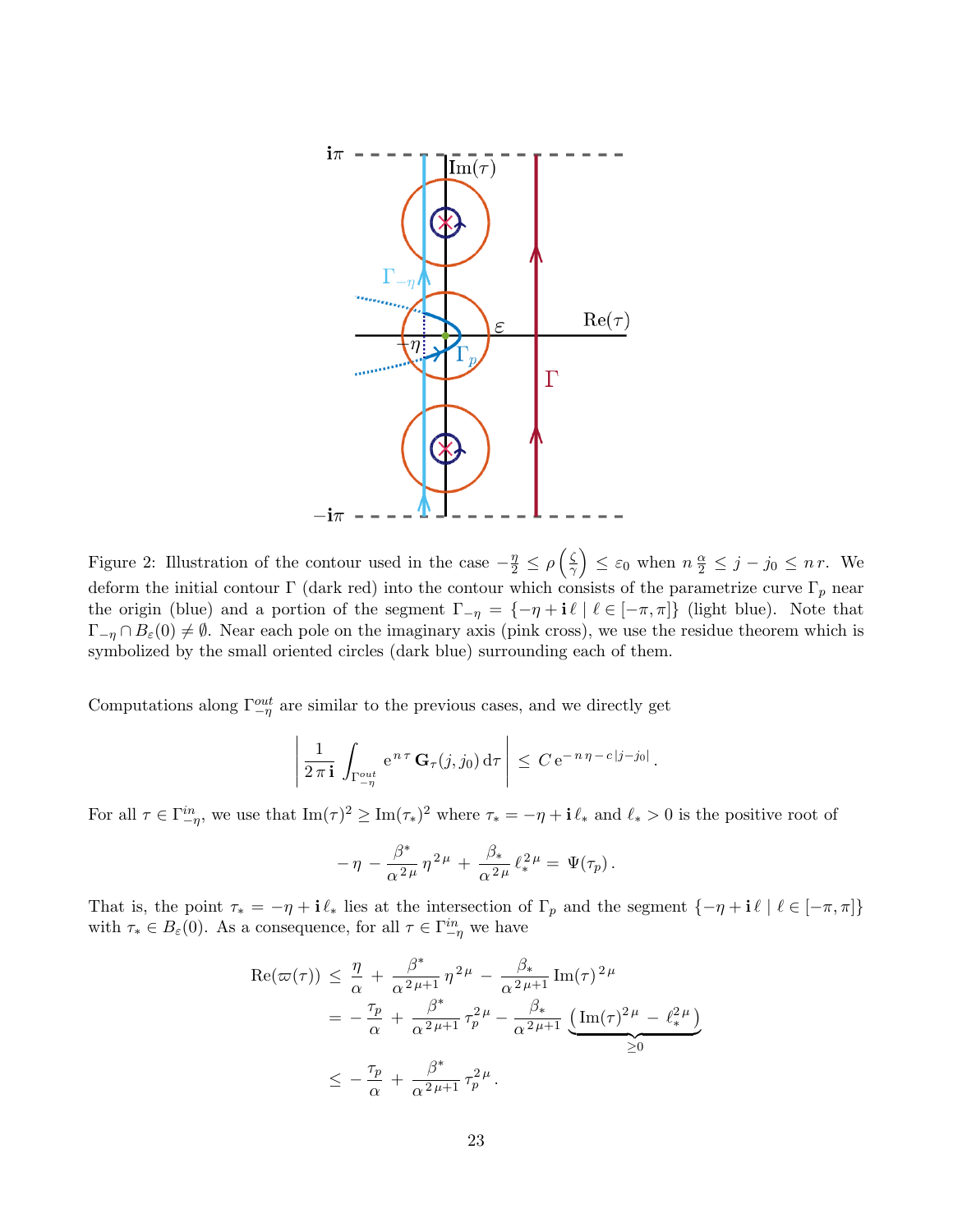Figure 2: Illustration of the contour used in the case $-\frac{\eta}{2} \leq \rho\left(\frac{\zeta}{\gamma}\right) \leq \varepsilon_0$ when $n\,\frac{\alpha}{2} \leq j - j_0 \leq n\,r$. We deform the initial contour $\Gamma$ (dark red) into the contour which consists of the parametrize curve $\Gamma_p$ near the origin (blue) and a portion of the segment $\Gamma_{-\eta} = \{-\eta + \mathbf{i}\,\ell \mid \ell \in [-\pi, \pi]\}$ (light blue). Note that $\Gamma_{-\eta} \cap B_\varepsilon(0) \neq \emptyset$. Near each pole on the imaginary axis (pink cross), we use the residue theorem which is symbolized by the small oriented circles (dark blue) surrounding each of them.

Computations along $\Gamma_{-\eta}^{out}$ are similar to the previous cases, and we directly get

$$\left| \frac{1}{2\,\pi\,\mathbf{i}} \int_{\Gamma_{-\eta}^{out}} \mathrm{e}^{n\,\tau}\,\mathbf{G}_\tau(j, j_0)\,\mathrm{d}\tau \right| \leq C\,\mathrm{e}^{-n\,\eta - c\,|j-j_0|}.$$

For all $\tau \in \Gamma_{-\eta}^{in}$, we use that $\mathrm{Im}(\tau)^2 \geq \mathrm{Im}(\tau_*)^2$ where $\tau_* = -\eta + \mathbf{i}\,\ell_*$ and $\ell_* > 0$ is the positive root of

$$-\eta - \frac{\beta^*}{\alpha^{2\,\mu}}\,\eta^{2\,\mu} + \frac{\beta_*}{\alpha^{2\,\mu}}\,\ell_*^{2\,\mu} = \Psi(\tau_p).$$

That is, the point $\tau_* = -\eta + \mathbf{i}\,\ell_*$ lies at the intersection of $\Gamma_p$ and the segment $\{-\eta + \mathbf{i}\,\ell \mid \ell \in [-\pi, \pi]\}$ with $\tau_* \in B_\varepsilon(0)$. As a consequence, for all $\tau \in \Gamma_{-\eta}^{in}$ we have

$$\begin{aligned}
\mathrm{Re}(\varpi(\tau)) &\leq \frac{\eta}{\alpha} + \frac{\beta^*}{\alpha^{2\,\mu+1}}\,\eta^{2\,\mu} - \frac{\beta_*}{\alpha^{2\,\mu+1}}\,\mathrm{Im}(\tau)^{2\,\mu} \\
&= -\frac{\tau_p}{\alpha} + \frac{\beta^*}{\alpha^{2\,\mu+1}}\,\tau_p^{2\,\mu} - \frac{\beta_*}{\alpha^{2\,\mu+1}}\,\underbrace{\left(\mathrm{Im}(\tau)^{2\,\mu} - \ell_*^{2\,\mu}\right)}_{\geq 0} \\
&\leq -\frac{\tau_p}{\alpha} + \frac{\beta^*}{\alpha^{2\,\mu+1}}\,\tau_p^{2\,\mu}.
\end{aligned}$$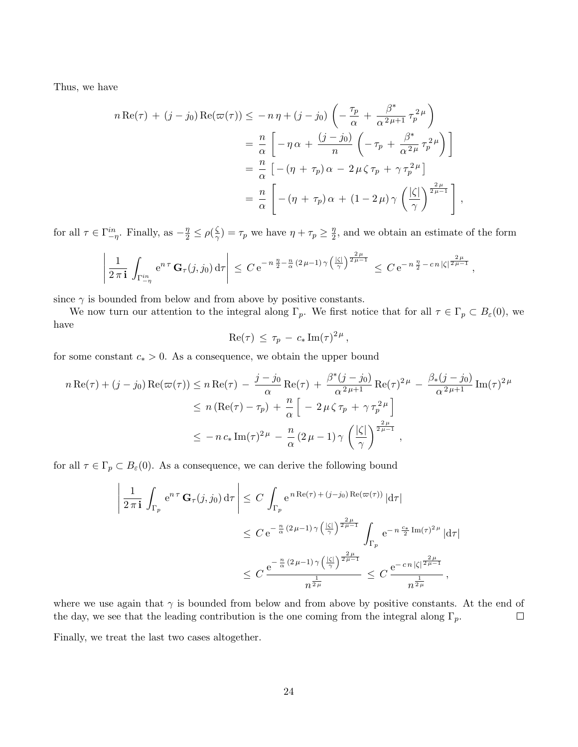Thus, we have

$$
\begin{aligned}
n\,\mathrm{Re}(\tau)\,+\,(j-j_0)\,\mathrm{Re}(\varpi(\tau)) &\leq\,-\,n\,\eta+(j-j_0)\,\left(-\,\frac{\tau_p}{\alpha}\,+\,\frac{\beta^*}{\alpha^{2\,\mu+1}}\,{\tau_p}^{2\,\mu}\right)\\
&=\,\frac{n}{\alpha}\,\left[\,-\,\eta\,\alpha\,+\,\frac{(j-j_0)}{n}\,\left(-\,\tau_p\,+\,\frac{\beta^*}{\alpha^{2\,\mu}}\,{\tau_p}^{2\,\mu}\right)\right]\\
&=\,\frac{n}{\alpha}\,\left[\,-\,(\eta\,+\,\tau_p)\,\alpha\,-\,2\,\mu\,\zeta\,\tau_p\,+\,\gamma\,{\tau_p}^{2\,\mu}\right]\\
&=\,\frac{n}{\alpha}\,\left[\,-\,(\eta\,+\,\tau_p)\,\alpha\,+\,(1-2\,\mu)\,\gamma\,\left(\frac{|\zeta|}{\gamma}\right)^{\frac{2\,\mu}{2\,\mu-1}}\,\right]\,,
\end{aligned}
$$

for all $\tau\in\Gamma^{in}_{-\eta}$. Finally, as $-\frac{\eta}{2}\leq\rho(\frac{\zeta}{\gamma})=\tau_p$ we have $\eta+\tau_p\geq\frac{\eta}{2}$, and we obtain an estimate of the form

$$
\left|\,\frac{1}{2\,\pi\,\mathbf{i}}\,\int_{\Gamma^{in}_{-\eta}}\mathrm{e}^{n\,\tau}\,\mathbf{G}_\tau(j,j_0)\,\mathrm{d}\tau\right|\,\leq\,C\,\mathrm{e}^{-\,n\,\frac{\eta}{2}-\frac{n}{\alpha}\,(2\,\mu-1)\,\gamma\,\left(\frac{|\zeta|}{\gamma}\right)^{\frac{2\,\mu}{2\,\mu-1}}}\,\leq\,C\,\mathrm{e}^{-\,n\,\frac{\eta}{2}\,-\,c\,n\,|\zeta|^{\frac{2\,\mu}{2\,\mu-1}}}\,,
$$

since $\gamma$ is bounded from below and from above by positive constants.

We now turn our attention to the integral along $\Gamma_p$. We first notice that for all $\tau\in\Gamma_p\subset B_\varepsilon(0)$, we have

$$
\mathrm{Re}(\tau)\,\leq\,\tau_p\,-\,c_*\,\mathrm{Im}(\tau)^{2\,\mu}\,,
$$

for some constant $c_*>0$. As a consequence, we obtain the upper bound

$$
\begin{aligned}
n\,\mathrm{Re}(\tau)+(j-j_0)\,\mathrm{Re}(\varpi(\tau)) &\leq n\,\mathrm{Re}(\tau)\,-\,\frac{j-j_0}{\alpha}\,\mathrm{Re}(\tau)\,+\,\frac{\beta^*(j-j_0)}{\alpha^{2\,\mu+1}}\,\mathrm{Re}(\tau)^{2\,\mu}\,-\,\frac{\beta_*(j-j_0)}{\alpha^{2\,\mu+1}}\,\mathrm{Im}(\tau)^{2\,\mu}\\
&\leq\,n\,(\mathrm{Re}(\tau)-\tau_p)\,+\,\frac{n}{\alpha}\left[\,-\,2\,\mu\,\zeta\,\tau_p\,+\,\gamma\,{\tau_p}^{2\,\mu}\right]\\
&\leq\,-\,n\,c_*\,\mathrm{Im}(\tau)^{2\,\mu}\,-\,\frac{n}{\alpha}\,(2\,\mu-1)\,\gamma\,\left(\frac{|\zeta|}{\gamma}\right)^{\frac{2\,\mu}{2\,\mu-1}}\,,
\end{aligned}
$$

for all $\tau\in\Gamma_p\subset B_\varepsilon(0)$. As a consequence, we can derive the following bound

$$
\begin{aligned}
\left|\,\frac{1}{2\,\pi\,\mathbf{i}}\,\int_{\Gamma_p}\mathrm{e}^{n\,\tau}\,\mathbf{G}_\tau(j,j_0)\,\mathrm{d}\tau\,\right| &\leq\,C\,\int_{\Gamma_p}\mathrm{e}^{\,n\,\mathrm{Re}(\tau)\,+\,(j-j_0)\,\mathrm{Re}(\varpi(\tau))}\,|\mathrm{d}\tau|\\
&\leq\,C\,\mathrm{e}^{-\,\frac{n}{\alpha}\,(2\,\mu-1)\,\gamma\,\left(\frac{|\zeta|}{\gamma}\right)^{\frac{2\,\mu}{2\,\mu-1}}}\,\int_{\Gamma_p}\mathrm{e}^{-\,n\,\frac{c_*}{2}\,\mathrm{Im}(\tau)^{2\,\mu}}\,|\mathrm{d}\tau|\\
&\leq\,C\,\frac{\mathrm{e}^{-\,\frac{n}{\alpha}\,(2\,\mu-1)\,\gamma\,\left(\frac{|\zeta|}{\gamma}\right)^{\frac{2\,\mu}{2\,\mu-1}}}}{n^{\frac{1}{2\,\mu}}}\,\leq\,C\,\frac{\mathrm{e}^{-\,c\,n\,|\zeta|^{\frac{2\,\mu}{2\,\mu-1}}}}{n^{\frac{1}{2\,\mu}}}\,,
\end{aligned}
$$

where we use again that $\gamma$ is bounded from below and from above by positive constants. At the end of the day, we see that the leading contribution is the one coming from the integral along $\Gamma_p$. □

Finally, we treat the last two cases altogether.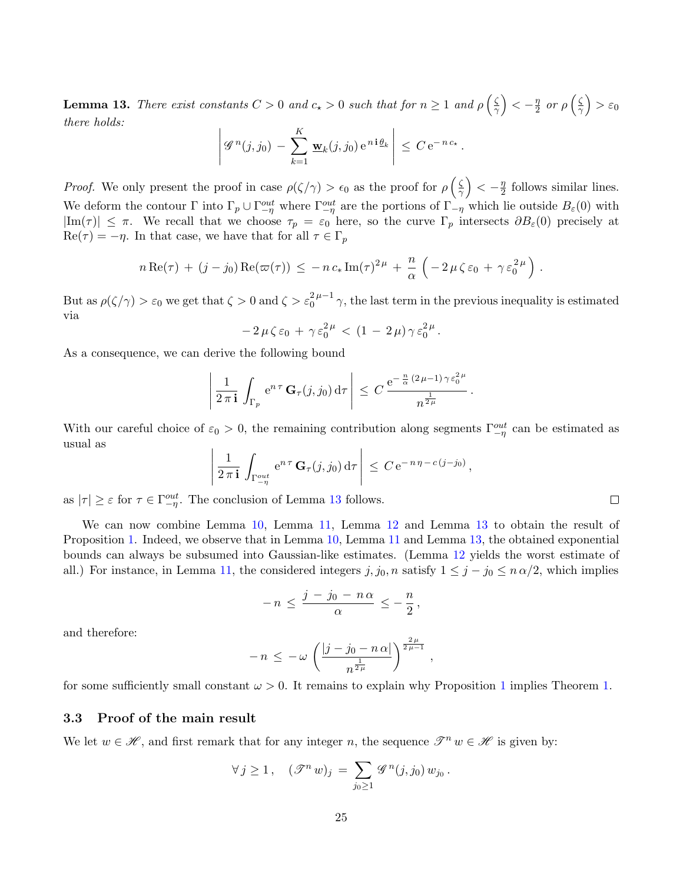**Lemma 13.** *There exist constants $C > 0$ and $c_\star > 0$ such that for $n \geq 1$ and $\rho\left(\frac{\zeta}{\gamma}\right) < -\frac{\eta}{2}$ or $\rho\left(\frac{\zeta}{\gamma}\right) > \varepsilon_0$ there holds:*

$$\left| \mathscr{G}^n(j, j_0) - \sum_{k=1}^{K} \underline{\mathbf{w}}_k(j, j_0) \, \mathrm{e}^{n \, \mathbf{i} \, \underline{\theta}_k} \right| \leq C \, \mathrm{e}^{-n \, c_\star} .$$

*Proof.* We only present the proof in case $\rho(\zeta/\gamma) > \epsilon_0$ as the proof for $\rho\left(\frac{\zeta}{\gamma}\right) < -\frac{\eta}{2}$ follows similar lines. We deform the contour $\Gamma$ into $\Gamma_p \cup \Gamma_{-\eta}^{out}$ where $\Gamma_{-\eta}^{out}$ are the portions of $\Gamma_{-\eta}$ which lie outside $B_\varepsilon(0)$ with $|\mathrm{Im}(\tau)| \leq \pi$. We recall that we choose $\tau_p = \varepsilon_0$ here, so the curve $\Gamma_p$ intersects $\partial B_\varepsilon(0)$ precisely at $\mathrm{Re}(\tau) = -\eta$. In that case, we have that for all $\tau \in \Gamma_p$

$$n \, \mathrm{Re}(\tau) + (j - j_0) \, \mathrm{Re}(\varpi(\tau)) \leq -n \, c_* \, \mathrm{Im}(\tau)^{2\mu} + \frac{n}{\alpha} \left( -2 \, \mu \, \zeta \, \varepsilon_0 + \gamma \, \varepsilon_0^{2\mu} \right) .$$

But as $\rho(\zeta/\gamma) > \varepsilon_0$ we get that $\zeta > 0$ and $\zeta > \varepsilon_0^{2\mu-1} \gamma$, the last term in the previous inequality is estimated via

$$-2 \, \mu \, \zeta \, \varepsilon_0 + \gamma \, \varepsilon_0^{2\mu} < (1 - 2 \, \mu) \, \gamma \, \varepsilon_0^{2\mu} .$$

As a consequence, we can derive the following bound

$$\left| \frac{1}{2 \, \pi \, \mathbf{i}} \int_{\Gamma_p} \mathrm{e}^{n \, \tau} \, \mathbf{G}_\tau(j, j_0) \, \mathrm{d}\tau \right| \leq C \, \frac{\mathrm{e}^{-\frac{n}{\alpha} (2\mu - 1) \gamma \varepsilon_0^{2\mu}}}{n^{\frac{1}{2\mu}}} .$$

With our careful choice of $\varepsilon_0 > 0$, the remaining contribution along segments $\Gamma_{-\eta}^{out}$ can be estimated as usual as

$$\left| \frac{1}{2 \, \pi \, \mathbf{i}} \int_{\Gamma_{-\eta}^{out}} \mathrm{e}^{n \, \tau} \, \mathbf{G}_\tau(j, j_0) \, \mathrm{d}\tau \right| \leq C \, \mathrm{e}^{-n \, \eta - c \, (j - j_0)} ,$$

as $|\tau| \geq \varepsilon$ for $\tau \in \Gamma_{-\eta}^{out}$. The conclusion of Lemma 13 follows. ∎

We can now combine Lemma 10, Lemma 11, Lemma 12 and Lemma 13 to obtain the result of Proposition 1. Indeed, we observe that in Lemma 10, Lemma 11 and Lemma 13, the obtained exponential bounds can always be subsumed into Gaussian-like estimates. (Lemma 12 yields the worst estimate of all.) For instance, in Lemma 11, the considered integers $j, j_0, n$ satisfy $1 \leq j - j_0 \leq n \, \alpha / 2$, which implies

$$-n \leq \frac{j - j_0 - n \, \alpha}{\alpha} \leq -\frac{n}{2} ,$$

and therefore:

$$-n \leq -\omega \left( \frac{|j - j_0 - n \, \alpha|}{n^{\frac{1}{2\mu}}} \right)^{\frac{2\mu}{2\mu - 1}} ,$$

for some sufficiently small constant $\omega > 0$. It remains to explain why Proposition 1 implies Theorem 1.

### 3.3 Proof of the main result

We let $w \in \mathscr{H}$, and first remark that for any integer $n$, the sequence $\mathscr{T}^n \, w \in \mathscr{H}$ is given by:

$$\forall \, j \geq 1 , \quad (\mathscr{T}^n \, w)_j = \sum_{j_0 \geq 1} \mathscr{G}^n(j, j_0) \, w_{j_0} .$$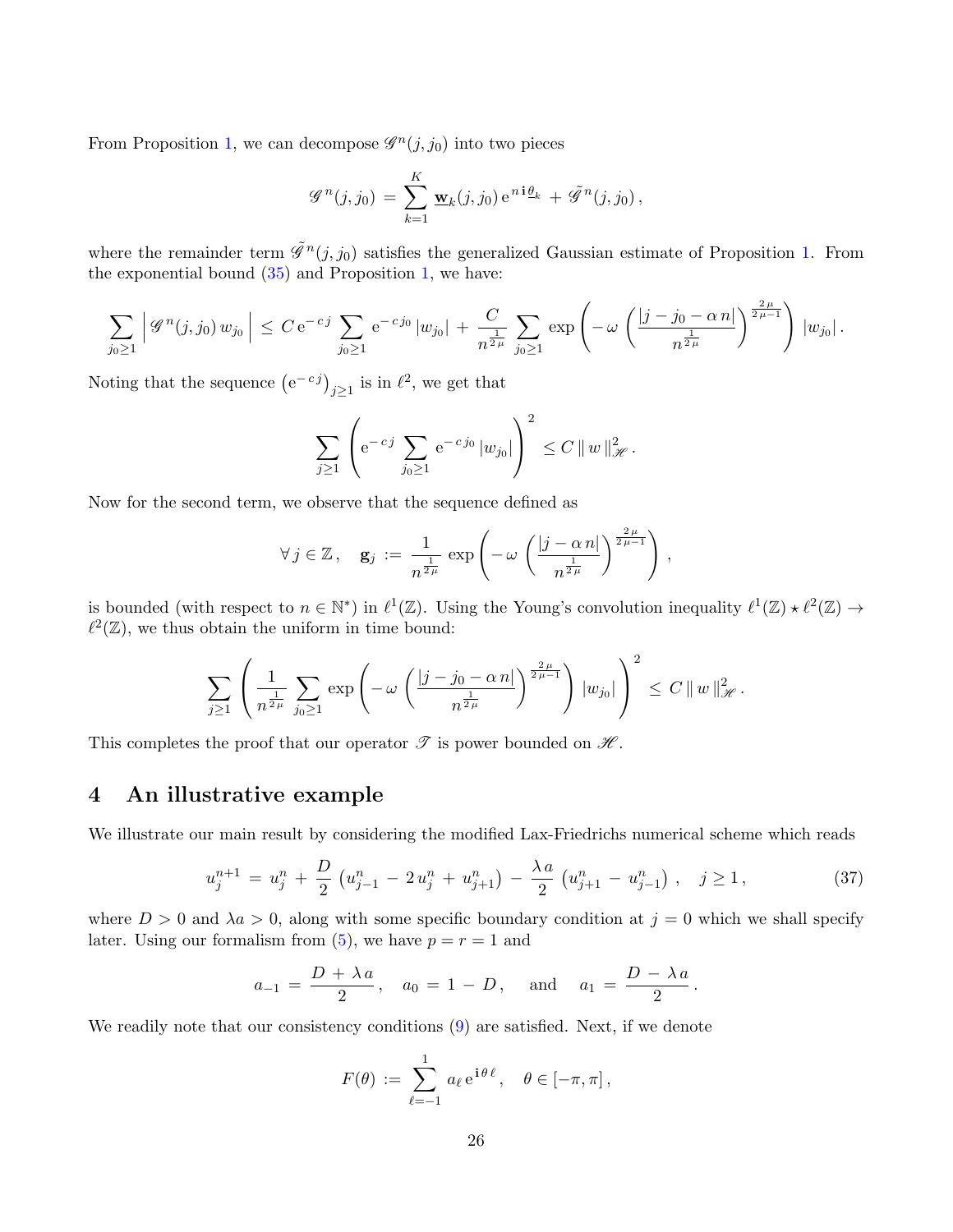From Proposition 1, we can decompose $\mathscr{G}^n(j,j_0)$ into two pieces

$$\mathscr{G}^n(j,j_0) = \sum_{k=1}^{K} \underline{\mathbf{w}}_k(j,j_0)\, \mathrm{e}^{n\,\mathbf{i}\,\underline{\theta}_k} + \tilde{\mathscr{G}}^n(j,j_0)\,,$$

where the remainder term $\tilde{\mathscr{G}}^n(j,j_0)$ satisfies the generalized Gaussian estimate of Proposition 1. From the exponential bound (35) and Proposition 1, we have:

$$\sum_{j_0 \geq 1} \left| \mathscr{G}^n(j,j_0)\, w_{j_0} \right| \leq C\, \mathrm{e}^{-\,c\,j} \sum_{j_0 \geq 1} \mathrm{e}^{-\,c\,j_0}\, |w_{j_0}| + \frac{C}{n^{\frac{1}{2\mu}}} \sum_{j_0 \geq 1} \exp\left( -\,\omega \left( \frac{|j-j_0-\alpha\, n|}{n^{\frac{1}{2\mu}}} \right)^{\frac{2\mu}{2\mu-1}} \right) |w_{j_0}|\,.$$

Noting that the sequence $\left(\mathrm{e}^{-\,c\,j}\right)_{j \geq 1}$ is in $\ell^2$, we get that

$$\sum_{j \geq 1} \left( \mathrm{e}^{-\,c\,j} \sum_{j_0 \geq 1} \mathrm{e}^{-\,c\,j_0}\, |w_{j_0}| \right)^2 \leq C\, \|\, w\,\|_{\mathscr{H}}^2\,.$$

Now for the second term, we observe that the sequence defined as

$$\forall\, j \in \mathbb{Z}\,, \quad \mathbf{g}_j := \frac{1}{n^{\frac{1}{2\mu}}} \exp\left( -\,\omega \left( \frac{|j-\alpha\, n|}{n^{\frac{1}{2\mu}}} \right)^{\frac{2\mu}{2\mu-1}} \right)\,,$$

is bounded (with respect to $n \in \mathbb{N}^*$) in $\ell^1(\mathbb{Z})$. Using the Young's convolution inequality $\ell^1(\mathbb{Z}) \star \ell^2(\mathbb{Z}) \to \ell^2(\mathbb{Z})$, we thus obtain the uniform in time bound:

$$\sum_{j \geq 1} \left( \frac{1}{n^{\frac{1}{2\mu}}} \sum_{j_0 \geq 1} \exp\left( -\,\omega \left( \frac{|j-j_0-\alpha\, n|}{n^{\frac{1}{2\mu}}} \right)^{\frac{2\mu}{2\mu-1}} \right) |w_{j_0}| \right)^2 \leq C\, \|\, w\,\|_{\mathscr{H}}^2\,.$$

This completes the proof that our operator $\mathscr{T}$ is power bounded on $\mathscr{H}$.

# 4 An illustrative example

We illustrate our main result by considering the modified Lax-Friedrichs numerical scheme which reads

$$u_j^{n+1} = u_j^n + \frac{D}{2}\left(u_{j-1}^n - 2\,u_j^n + u_{j+1}^n\right) - \frac{\lambda\, a}{2}\left(u_{j+1}^n - u_{j-1}^n\right)\,, \quad j \geq 1\,, \tag{37}$$

where $D > 0$ and $\lambda a > 0$, along with some specific boundary condition at $j = 0$ which we shall specify later. Using our formalism from (5), we have $p = r = 1$ and

$$a_{-1} = \frac{D + \lambda\, a}{2}\,, \quad a_0 = 1 - D\,, \quad \text{and} \quad a_1 = \frac{D - \lambda\, a}{2}\,.$$

We readily note that our consistency conditions (9) are satisfied. Next, if we denote

$$F(\theta) := \sum_{\ell=-1}^{1} a_\ell\, \mathrm{e}^{\mathbf{i}\,\theta\,\ell}\,, \quad \theta \in [-\pi,\pi]\,,$$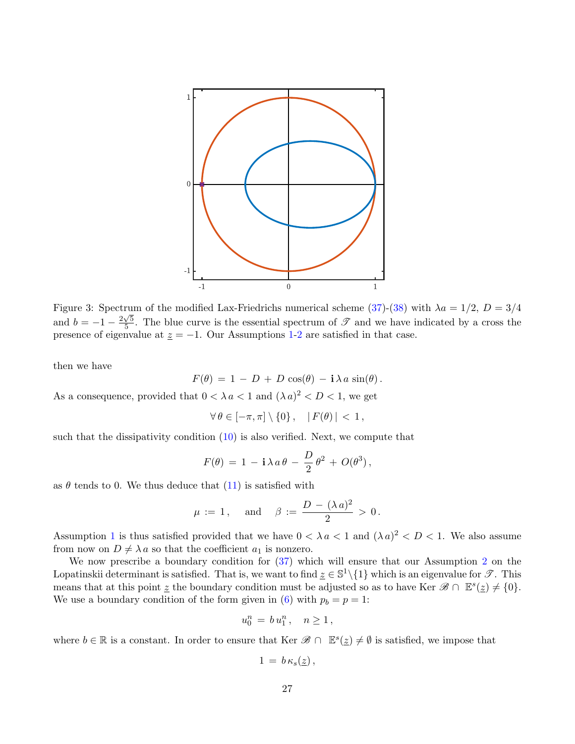Figure 3: Spectrum of the modified Lax-Friedrichs numerical scheme (37)-(38) with $\lambda a = 1/2$, $D = 3/4$ and $b = -1 - \frac{2\sqrt{5}}{5}$. The blue curve is the essential spectrum of $\mathscr{T}$ and we have indicated by a cross the presence of eigenvalue at $\underline{z} = -1$. Our Assumptions 1-2 are satisfied in that case.

then we have

$$F(\theta) = 1 - D + D\cos(\theta) - \mathbf{i}\,\lambda\,a\,\sin(\theta)\,.$$

As a consequence, provided that $0 < \lambda\,a < 1$ and $(\lambda\,a)^2 < D < 1$, we get

$$\forall\,\theta \in [-\pi,\pi]\setminus\{0\}\,,\quad |\,F(\theta)\,| < 1\,,$$

such that the dissipativity condition (10) is also verified. Next, we compute that

$$F(\theta) = 1 - \mathbf{i}\,\lambda\,a\,\theta - \frac{D}{2}\,\theta^2 + O(\theta^3)\,,$$

as $\theta$ tends to 0. We thus deduce that (11) is satisfied with

$$\mu := 1\,,\quad \text{and}\quad \beta := \frac{D - (\lambda\,a)^2}{2} > 0\,.$$

Assumption 1 is thus satisfied provided that we have $0 < \lambda\,a < 1$ and $(\lambda\,a)^2 < D < 1$. We also assume from now on $D \neq \lambda\,a$ so that the coefficient $a_1$ is nonzero.

We now prescribe a boundary condition for (37) which will ensure that our Assumption 2 on the Lopatinskii determinant is satisfied. That is, we want to find $\underline{z} \in \mathbb{S}^1\backslash\{1\}$ which is an eigenvalue for $\mathscr{T}$. This means that at this point $\underline{z}$ the boundary condition must be adjusted so as to have $\mathrm{Ker}\,\mathscr{B} \cap \mathbb{E}^s(\underline{z}) \neq \{0\}$. We use a boundary condition of the form given in (6) with $p_b = p = 1$:

$$u_0^n = b\,u_1^n\,,\quad n \geq 1\,,$$

where $b \in \mathbb{R}$ is a constant. In order to ensure that $\mathrm{Ker}\,\mathscr{B} \cap \mathbb{E}^s(\underline{z}) \neq \emptyset$ is satisfied, we impose that

$$1 = b\,\kappa_s(\underline{z})\,,$$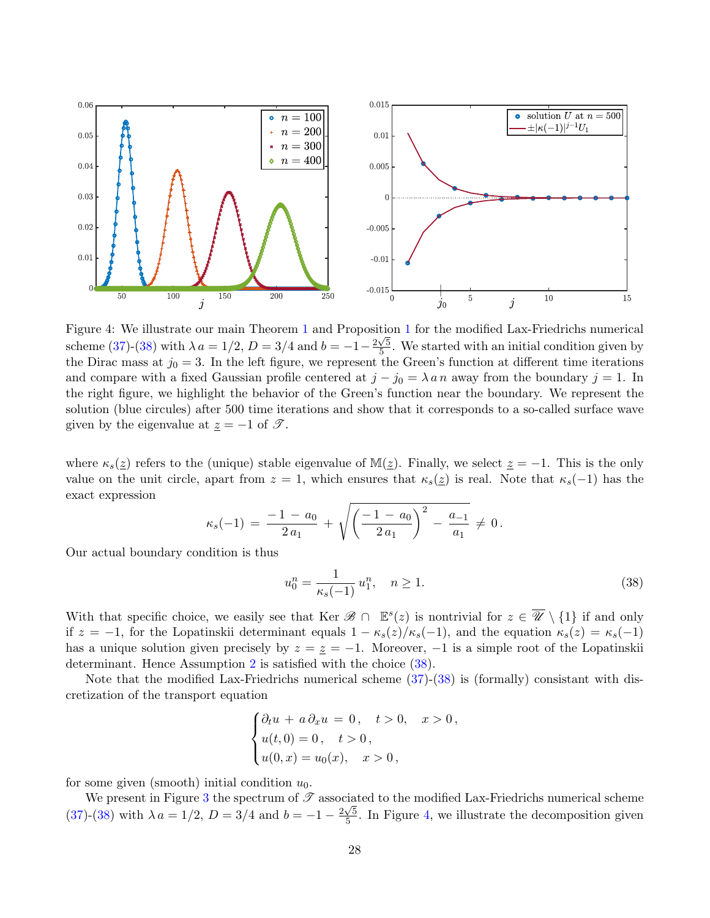Figure 4: We illustrate our main Theorem 1 and Proposition 1 for the modified Lax-Friedrichs numerical scheme (37)-(38) with $\lambda a = 1/2$, $D = 3/4$ and $b = -1 - \frac{2\sqrt{5}}{5}$. We started with an initial condition given by the Dirac mass at $j_0 = 3$. In the left figure, we represent the Green's function at different time iterations and compare with a fixed Gaussian profile centered at $j - j_0 = \lambda a n$ away from the boundary $j = 1$. In the right figure, we highlight the behavior of the Green's function near the boundary. We represent the solution (blue circles) after 500 time iterations and show that it corresponds to a so-called surface wave given by the eigenvalue at $\underline{z} = -1$ of $\mathscr{T}$.

where $\kappa_s(\underline{z})$ refers to the (unique) stable eigenvalue of $\mathbb{M}(\underline{z})$. Finally, we select $\underline{z} = -1$. This is the only value on the unit circle, apart from $z = 1$, which ensures that $\kappa_s(\underline{z})$ is real. Note that $\kappa_s(-1)$ has the exact expression

$$\kappa_s(-1) = \frac{-1 - a_0}{2 a_1} + \sqrt{\left(\frac{-1 - a_0}{2 a_1}\right)^2 - \frac{a_{-1}}{a_1}} \neq 0 .$$

Our actual boundary condition is thus

$$u_0^n = \frac{1}{\kappa_s(-1)} u_1^n, \quad n \geq 1. \tag{38}$$

With that specific choice, we easily see that Ker $\mathscr{B} \cap \mathbb{E}^s(z)$ is nontrivial for $z \in \overline{\mathscr{U}} \setminus \{1\}$ if and only if $z = -1$, for the Lopatinskii determinant equals $1 - \kappa_s(z)/\kappa_s(-1)$, and the equation $\kappa_s(z) = \kappa_s(-1)$ has a unique solution given precisely by $z = \underline{z} = -1$. Moreover, $-1$ is a simple root of the Lopatinskii determinant. Hence Assumption 2 is satisfied with the choice (38).

Note that the modified Lax-Friedrichs numerical scheme (37)-(38) is (formally) consistant with discretization of the transport equation

$$\begin{cases} \partial_t u + a \partial_x u = 0, & t > 0, \quad x > 0, \\ u(t,0) = 0, & t > 0, \\ u(0,x) = u_0(x), & x > 0, \end{cases}$$

for some given (smooth) initial condition $u_0$.

We present in Figure 3 the spectrum of $\mathscr{T}$ associated to the modified Lax-Friedrichs numerical scheme (37)-(38) with $\lambda a = 1/2$, $D = 3/4$ and $b = -1 - \frac{2\sqrt{5}}{5}$. In Figure 4, we illustrate the decomposition given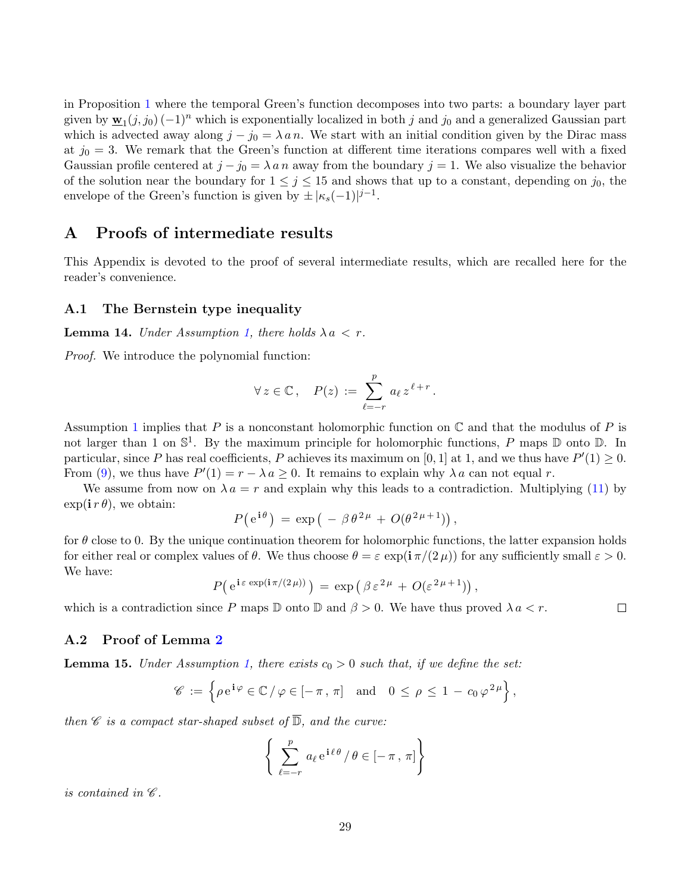in Proposition 1 where the temporal Green's function decomposes into two parts: a boundary layer part given by $\underline{\mathbf{w}}_1(j,j_0)\,(-1)^n$ which is exponentially localized in both $j$ and $j_0$ and a generalized Gaussian part which is advected away along $j-j_0=\lambda\,a\,n$. We start with an initial condition given by the Dirac mass at $j_0=3$. We remark that the Green's function at different time iterations compares well with a fixed Gaussian profile centered at $j-j_0=\lambda\,a\,n$ away from the boundary $j=1$. We also visualize the behavior of the solution near the boundary for $1\leq j\leq 15$ and shows that up to a constant, depending on $j_0$, the envelope of the Green's function is given by $\pm\,|\kappa_s(-1)|^{j-1}$.

## A Proofs of intermediate results

This Appendix is devoted to the proof of several intermediate results, which are recalled here for the reader's convenience.

### A.1 The Bernstein type inequality

**Lemma 14.** *Under Assumption 1, there holds $\lambda\,a\,<\,r$.*

*Proof.* We introduce the polynomial function:

$$\forall\,z\in\mathbb{C}\,,\quad P(z)\,:=\,\sum_{\ell=-r}^{p}a_\ell\,z^{\,\ell+r}\,.$$

Assumption 1 implies that $P$ is a nonconstant holomorphic function on $\mathbb{C}$ and that the modulus of $P$ is not larger than 1 on $\mathbb{S}^1$. By the maximum principle for holomorphic functions, $P$ maps $\mathbb{D}$ onto $\mathbb{D}$. In particular, since $P$ has real coefficients, $P$ achieves its maximum on $[0,1]$ at 1, and we thus have $P'(1)\geq 0$. From (9), we thus have $P'(1)=r-\lambda\,a\geq 0$. It remains to explain why $\lambda\,a$ can not equal $r$.

We assume from now on $\lambda\,a=r$ and explain why this leads to a contradiction. Multiplying (11) by $\exp(\mathbf{i}\,r\,\theta)$, we obtain:

$$P\big(\mathrm{e}^{\,\mathbf{i}\,\theta}\big)\,=\,\exp\big(\,-\,\beta\,\theta^{\,2\,\mu}\,+\,O(\theta^{\,2\,\mu+1})\big)\,,$$

for $\theta$ close to 0. By the unique continuation theorem for holomorphic functions, the latter expansion holds for either real or complex values of $\theta$. We thus choose $\theta=\varepsilon\,\exp(\mathbf{i}\,\pi/(2\,\mu))$ for any sufficiently small $\varepsilon>0$. We have:

$$P\big(\mathrm{e}^{\,\mathbf{i}\,\varepsilon\,\exp(\mathbf{i}\,\pi/(2\,\mu))}\big)\,=\,\exp\big(\,\beta\,\varepsilon^{\,2\,\mu}\,+\,O(\varepsilon^{\,2\,\mu+1})\big)\,,$$

which is a contradiction since $P$ maps $\mathbb{D}$ onto $\mathbb{D}$ and $\beta>0$. We have thus proved $\lambda\,a<r$. $\square$

### A.2 Proof of Lemma 2

**Lemma 15.** *Under Assumption 1, there exists $c_0>0$ such that, if we define the set:*

$$\mathscr{C}\,:=\,\Big\{\rho\,\mathrm{e}^{\,\mathbf{i}\,\varphi}\in\mathbb{C}\,/\,\varphi\in[-\,\pi\,,\,\pi]\quad\text{and}\quad 0\,\leq\,\rho\,\leq\,1\,-\,c_0\,\varphi^{\,2\,\mu}\Big\}\,,$$

*then $\mathscr{C}$ is a compact star-shaped subset of $\overline{\mathbb{D}}$, and the curve:*

$$\left\{\,\sum_{\ell=-r}^{p}a_\ell\,\mathrm{e}^{\,\mathbf{i}\,\ell\,\theta}\,/\,\theta\in[-\,\pi\,,\,\pi]\right\}$$

*is contained in $\mathscr{C}$.*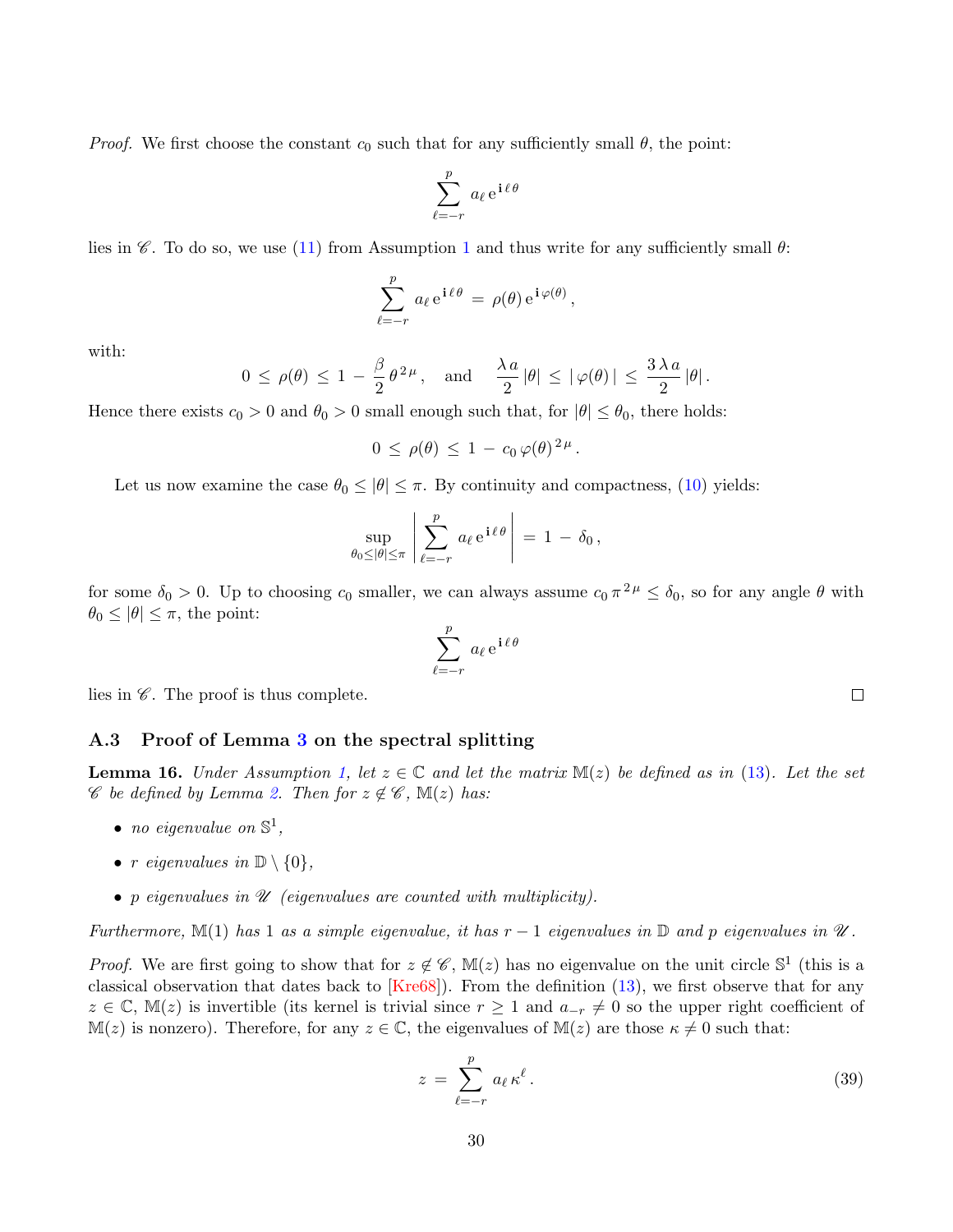*Proof.* We first choose the constant $c_0$ such that for any sufficiently small $\theta$, the point:

$$\sum_{\ell=-r}^{p} a_\ell \, \mathrm{e}^{\mathbf{i}\,\ell\,\theta}$$

lies in $\mathscr{C}$. To do so, we use (11) from Assumption 1 and thus write for any sufficiently small $\theta$:

$$\sum_{\ell=-r}^{p} a_\ell \, \mathrm{e}^{\mathbf{i}\,\ell\,\theta} \,=\, \rho(\theta)\, \mathrm{e}^{\mathbf{i}\,\varphi(\theta)} \,,$$

with:

$$0 \,\le\, \rho(\theta) \,\le\, 1 \,-\, \frac{\beta}{2}\,\theta^{2\,\mu} \,, \quad \text{and} \quad \frac{\lambda\,a}{2}\,|\theta| \,\le\, |\,\varphi(\theta)\,| \,\le\, \frac{3\,\lambda\,a}{2}\,|\theta| \,.$$

Hence there exists $c_0 > 0$ and $\theta_0 > 0$ small enough such that, for $|\theta| \le \theta_0$, there holds:

$$0 \,\le\, \rho(\theta) \,\le\, 1 \,-\, c_0\,\varphi(\theta)^{2\,\mu} \,.$$

Let us now examine the case $\theta_0 \le |\theta| \le \pi$. By continuity and compactness, (10) yields:

$$\sup_{\theta_0 \le |\theta| \le \pi} \left| \sum_{\ell=-r}^{p} a_\ell \, \mathrm{e}^{\mathbf{i}\,\ell\,\theta} \right| \,=\, 1 \,-\, \delta_0 \,,$$

for some $\delta_0 > 0$. Up to choosing $c_0$ smaller, we can always assume $c_0\,\pi^{2\,\mu} \le \delta_0$, so for any angle $\theta$ with $\theta_0 \le |\theta| \le \pi$, the point:

$$\sum_{\ell=-r}^{p} a_\ell \, \mathrm{e}^{\mathbf{i}\,\ell\,\theta}$$

lies in $\mathscr{C}$. The proof is thus complete. $\square$

### A.3 Proof of Lemma 3 on the spectral splitting

**Lemma 16.** *Under Assumption 1, let $z \in \mathbb{C}$ and let the matrix $\mathbb{M}(z)$ be defined as in (13). Let the set $\mathscr{C}$ be defined by Lemma 2. Then for $z \notin \mathscr{C}$, $\mathbb{M}(z)$ has:*

- *no eigenvalue on $\mathbb{S}^1$,*
- *$r$ eigenvalues in $\mathbb{D} \setminus \{0\}$,*
- *$p$ eigenvalues in $\mathscr{U}$ (eigenvalues are counted with multiplicity).*

*Furthermore, $\mathbb{M}(1)$ has $1$ as a simple eigenvalue, it has $r-1$ eigenvalues in $\mathbb{D}$ and $p$ eigenvalues in $\mathscr{U}$.*

*Proof.* We are first going to show that for $z \notin \mathscr{C}$, $\mathbb{M}(z)$ has no eigenvalue on the unit circle $\mathbb{S}^1$ (this is a classical observation that dates back to [Kre68]). From the definition (13), we first observe that for any $z \in \mathbb{C}$, $\mathbb{M}(z)$ is invertible (its kernel is trivial since $r \ge 1$ and $a_{-r} \ne 0$ so the upper right coefficient of $\mathbb{M}(z)$ is nonzero). Therefore, for any $z \in \mathbb{C}$, the eigenvalues of $\mathbb{M}(z)$ are those $\kappa \ne 0$ such that:

$$z \,=\, \sum_{\ell=-r}^{p} a_\ell\,\kappa^{\ell} \,. \tag{39}$$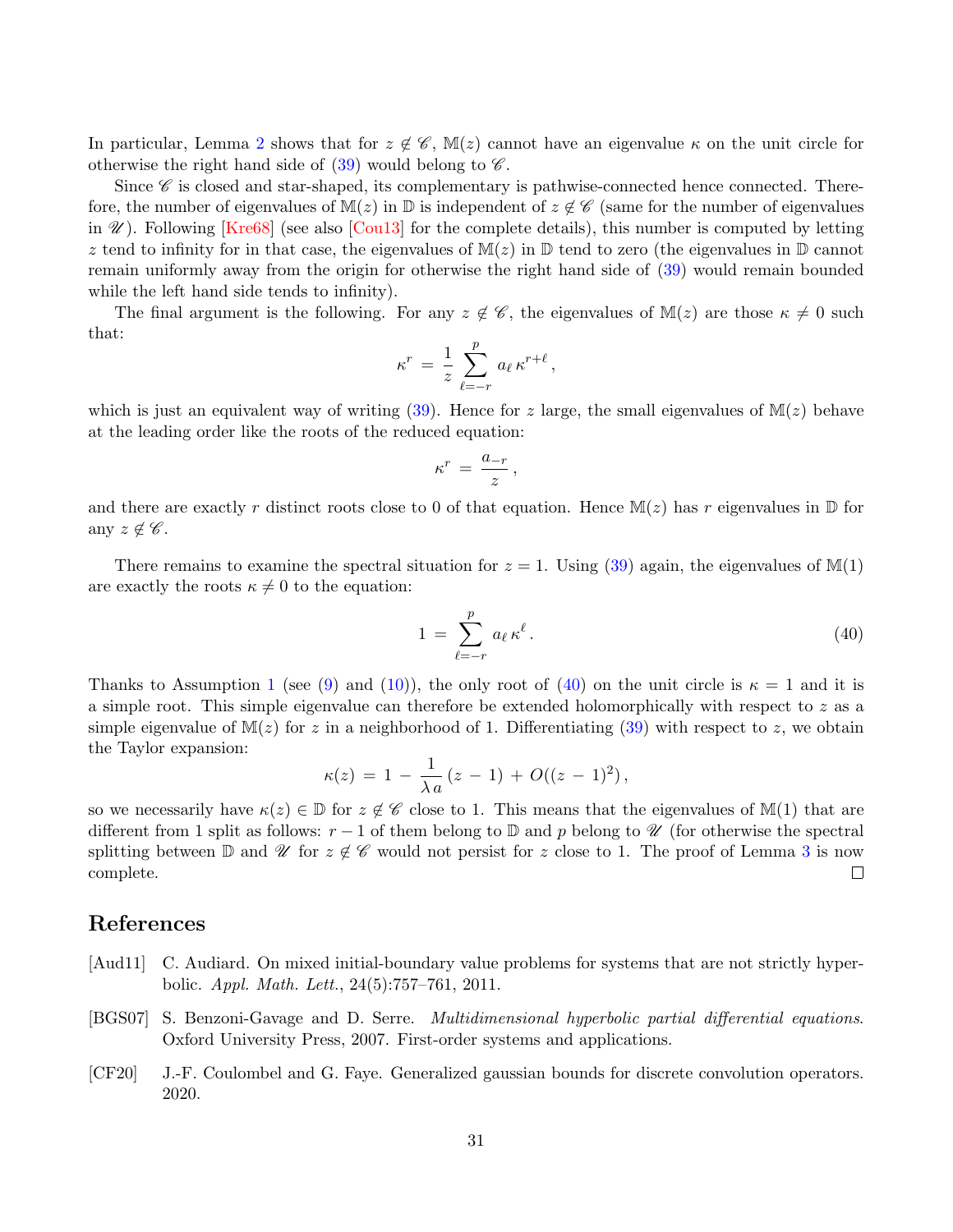In particular, Lemma 2 shows that for $z \notin \mathscr{C}$, $\mathbb{M}(z)$ cannot have an eigenvalue $\kappa$ on the unit circle for otherwise the right hand side of (39) would belong to $\mathscr{C}$.

Since $\mathscr{C}$ is closed and star-shaped, its complementary is pathwise-connected hence connected. Therefore, the number of eigenvalues of $\mathbb{M}(z)$ in $\mathbb{D}$ is independent of $z \notin \mathscr{C}$ (same for the number of eigenvalues in $\mathscr{U}$). Following [Kre68] (see also [Cou13] for the complete details), this number is computed by letting $z$ tend to infinity for in that case, the eigenvalues of $\mathbb{M}(z)$ in $\mathbb{D}$ tend to zero (the eigenvalues in $\mathbb{D}$ cannot remain uniformly away from the origin for otherwise the right hand side of (39) would remain bounded while the left hand side tends to infinity).

The final argument is the following. For any $z \notin \mathscr{C}$, the eigenvalues of $\mathbb{M}(z)$ are those $\kappa \neq 0$ such that:

$$\kappa^r \, = \, \frac{1}{z} \sum_{\ell=-r}^{p} a_\ell \, \kappa^{r+\ell} \, ,$$

which is just an equivalent way of writing (39). Hence for $z$ large, the small eigenvalues of $\mathbb{M}(z)$ behave at the leading order like the roots of the reduced equation:

$$\kappa^r \, = \, \frac{a_{-r}}{z} \, ,$$

and there are exactly $r$ distinct roots close to 0 of that equation. Hence $\mathbb{M}(z)$ has $r$ eigenvalues in $\mathbb{D}$ for any $z \notin \mathscr{C}$.

There remains to examine the spectral situation for $z = 1$. Using (39) again, the eigenvalues of $\mathbb{M}(1)$ are exactly the roots $\kappa \neq 0$ to the equation:

$$1 \, = \, \sum_{\ell=-r}^{p} a_\ell \, \kappa^\ell \, . \tag{40}$$

Thanks to Assumption 1 (see (9) and (10)), the only root of (40) on the unit circle is $\kappa = 1$ and it is a simple root. This simple eigenvalue can therefore be extended holomorphically with respect to $z$ as a simple eigenvalue of $\mathbb{M}(z)$ for $z$ in a neighborhood of 1. Differentiating (39) with respect to $z$, we obtain the Taylor expansion:

$$\kappa(z) \, = \, 1 \, - \, \frac{1}{\lambda \, a} \, (z \, - \, 1) \, + \, O((z \, - \, 1)^2) \, ,$$

so we necessarily have $\kappa(z) \in \mathbb{D}$ for $z \notin \mathscr{C}$ close to 1. This means that the eigenvalues of $\mathbb{M}(1)$ that are different from 1 split as follows: $r - 1$ of them belong to $\mathbb{D}$ and $p$ belong to $\mathscr{U}$ (for otherwise the spectral splitting between $\mathbb{D}$ and $\mathscr{U}$ for $z \notin \mathscr{C}$ would not persist for $z$ close to 1. The proof of Lemma 3 is now complete. $\square$

## References

[Aud11] C. Audiard. On mixed initial-boundary value problems for systems that are not strictly hyperbolic. *Appl. Math. Lett.*, 24(5):757–761, 2011.

[BGS07] S. Benzoni-Gavage and D. Serre. *Multidimensional hyperbolic partial differential equations*. Oxford University Press, 2007. First-order systems and applications.

[CF20] J.-F. Coulombel and G. Faye. Generalized gaussian bounds for discrete convolution operators. 2020.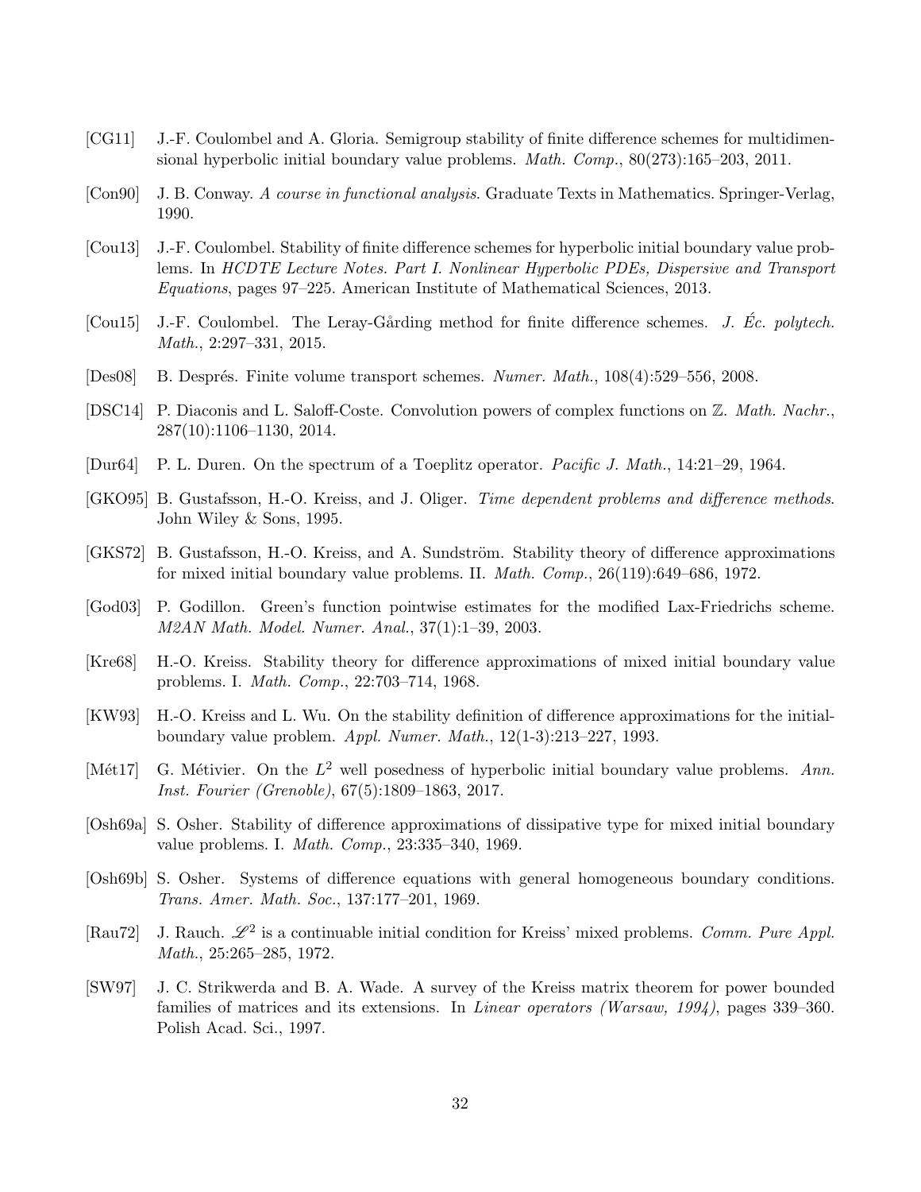[CG11] J.-F. Coulombel and A. Gloria. Semigroup stability of finite difference schemes for multidimensional hyperbolic initial boundary value problems. *Math. Comp.*, 80(273):165–203, 2011.

[Con90] J. B. Conway. *A course in functional analysis*. Graduate Texts in Mathematics. Springer-Verlag, 1990.

[Cou13] J.-F. Coulombel. Stability of finite difference schemes for hyperbolic initial boundary value problems. In *HCDTE Lecture Notes. Part I. Nonlinear Hyperbolic PDEs, Dispersive and Transport Equations*, pages 97–225. American Institute of Mathematical Sciences, 2013.

[Cou15] J.-F. Coulombel. The Leray-Gårding method for finite difference schemes. *J. Éc. polytech. Math.*, 2:297–331, 2015.

[Des08] B. Després. Finite volume transport schemes. *Numer. Math.*, 108(4):529–556, 2008.

[DSC14] P. Diaconis and L. Saloff-Coste. Convolution powers of complex functions on $\mathbb{Z}$. *Math. Nachr.*, 287(10):1106–1130, 2014.

[Dur64] P. L. Duren. On the spectrum of a Toeplitz operator. *Pacific J. Math.*, 14:21–29, 1964.

[GKO95] B. Gustafsson, H.-O. Kreiss, and J. Oliger. *Time dependent problems and difference methods*. John Wiley & Sons, 1995.

[GKS72] B. Gustafsson, H.-O. Kreiss, and A. Sundström. Stability theory of difference approximations for mixed initial boundary value problems. II. *Math. Comp.*, 26(119):649–686, 1972.

[God03] P. Godillon. Green's function pointwise estimates for the modified Lax-Friedrichs scheme. *M2AN Math. Model. Numer. Anal.*, 37(1):1–39, 2003.

[Kre68] H.-O. Kreiss. Stability theory for difference approximations of mixed initial boundary value problems. I. *Math. Comp.*, 22:703–714, 1968.

[KW93] H.-O. Kreiss and L. Wu. On the stability definition of difference approximations for the initial-boundary value problem. *Appl. Numer. Math.*, 12(1-3):213–227, 1993.

[Mét17] G. Métivier. On the $L^2$ well posedness of hyperbolic initial boundary value problems. *Ann. Inst. Fourier (Grenoble)*, 67(5):1809–1863, 2017.

[Osh69a] S. Osher. Stability of difference approximations of dissipative type for mixed initial boundary value problems. I. *Math. Comp.*, 23:335–340, 1969.

[Osh69b] S. Osher. Systems of difference equations with general homogeneous boundary conditions. *Trans. Amer. Math. Soc.*, 137:177–201, 1969.

[Rau72] J. Rauch. $\mathscr{L}^2$ is a continuable initial condition for Kreiss' mixed problems. *Comm. Pure Appl. Math.*, 25:265–285, 1972.

[SW97] J. C. Strikwerda and B. A. Wade. A survey of the Kreiss matrix theorem for power bounded families of matrices and its extensions. In *Linear operators (Warsaw, 1994)*, pages 339–360. Polish Acad. Sci., 1997.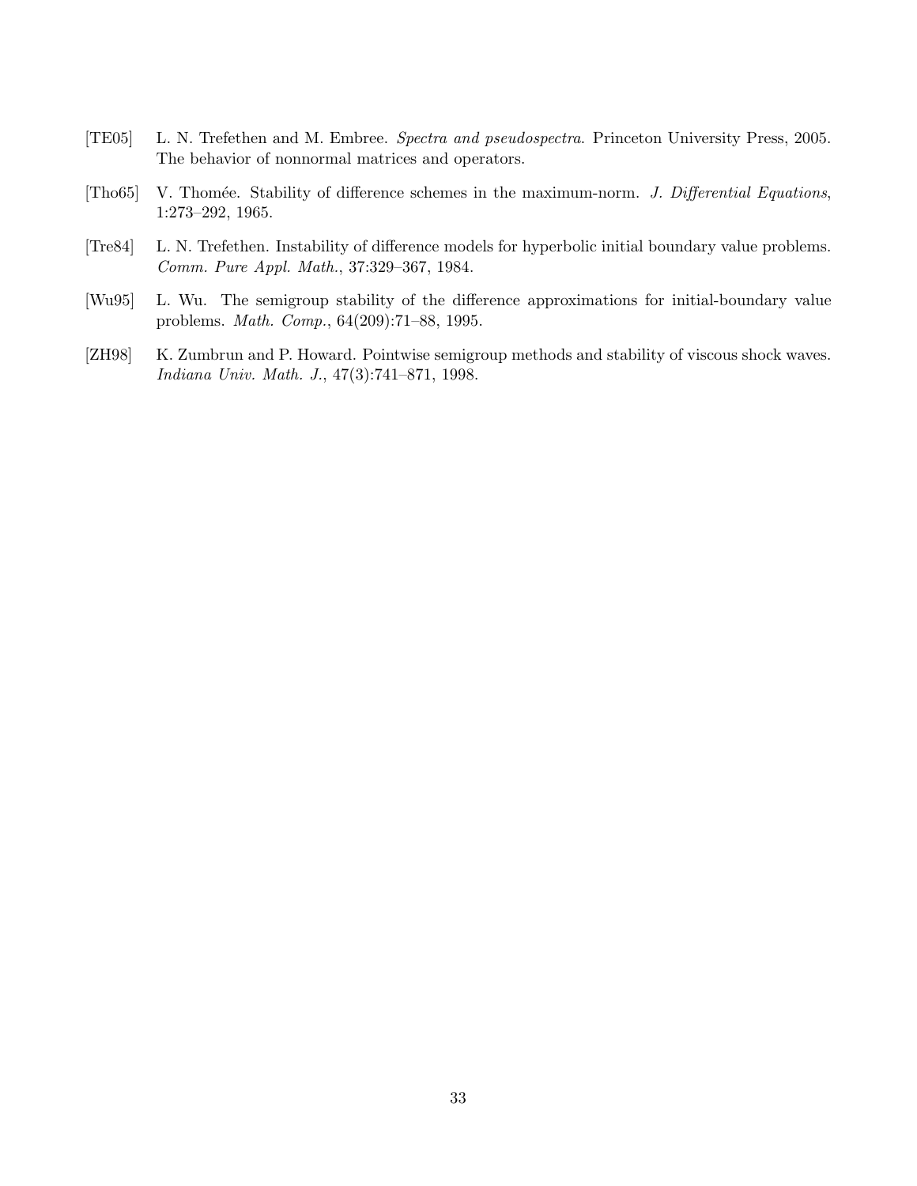[TE05] L. N. Trefethen and M. Embree. *Spectra and pseudospectra*. Princeton University Press, 2005. The behavior of nonnormal matrices and operators.

[Tho65] V. Thomée. Stability of difference schemes in the maximum-norm. *J. Differential Equations*, 1:273–292, 1965.

[Tre84] L. N. Trefethen. Instability of difference models for hyperbolic initial boundary value problems. *Comm. Pure Appl. Math.*, 37:329–367, 1984.

[Wu95] L. Wu. The semigroup stability of the difference approximations for initial-boundary value problems. *Math. Comp.*, 64(209):71–88, 1995.

[ZH98] K. Zumbrun and P. Howard. Pointwise semigroup methods and stability of viscous shock waves. *Indiana Univ. Math. J.*, 47(3):741–871, 1998.